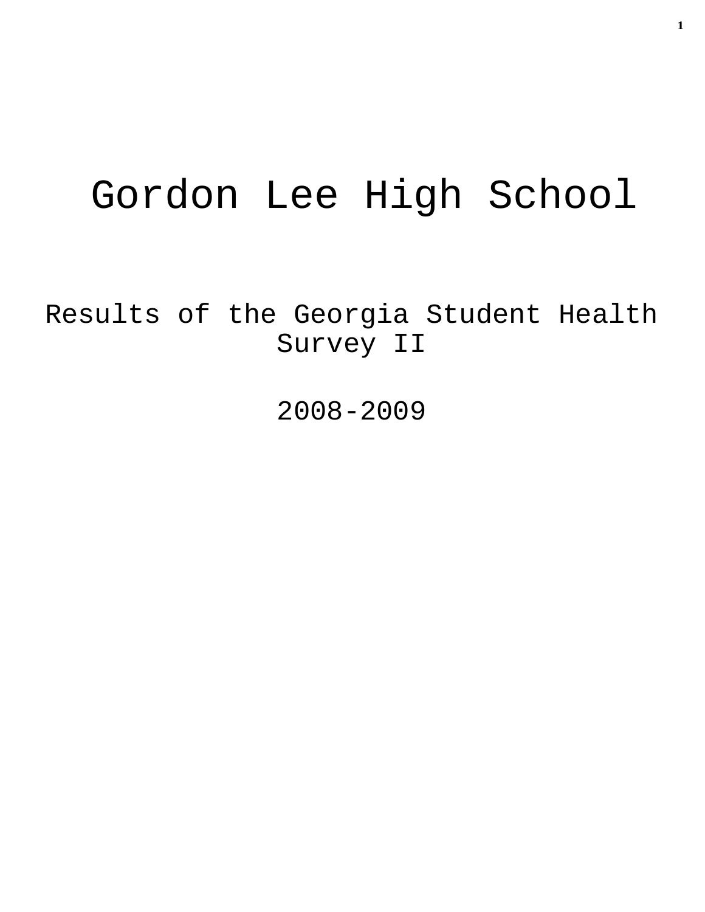# Gordon Lee High School

## Results of the Georgia Student Health Survey II

## 2008-2009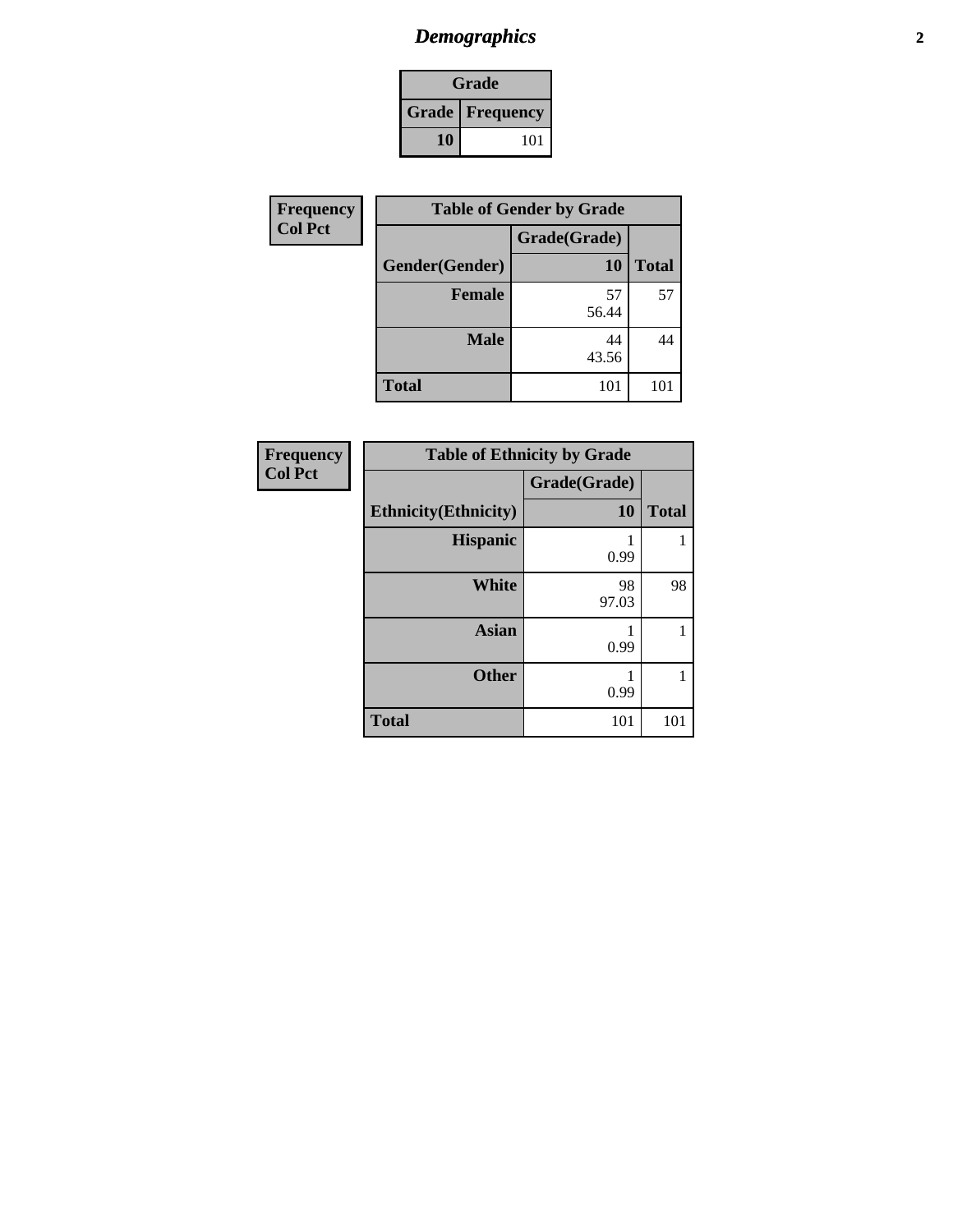# *Demographics*

| Grade | |
|---|---|
| **Grade** | **Frequency** |
| **10** | 101 |

| Frequency<br>Col Pct |
|---|

| Table of Gender by Grade | | |
|---|---|---|
| | Grade(Grade) | |
| **Gender(Gender)** | **10** | **Total** |
| **Female** | 57<br>56.44 | 57 |
| **Male** | 44<br>43.56 | 44 |
| **Total** | 101 | 101 |

| Frequency<br>Col Pct |
|---|

| Table of Ethnicity by Grade | | |
|---|---|---|
| | Grade(Grade) | |
| **Ethnicity(Ethnicity)** | **10** | **Total** |
| **Hispanic** | 1<br>0.99 | 1 |
| **White** | 98<br>97.03 | 98 |
| **Asian** | 1<br>0.99 | 1 |
| **Other** | 1<br>0.99 | 1 |
| **Total** | 101 | 101 |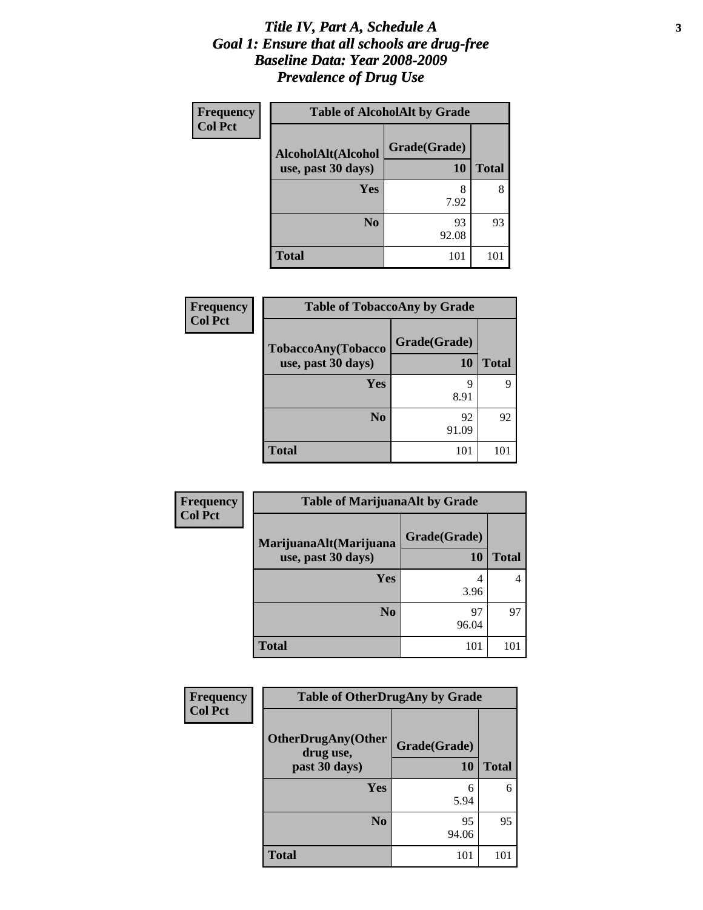# *Title IV, Part A, Schedule A*
# *Goal 1: Ensure that all schools are drug-free*
# *Baseline Data: Year 2008-2009*
# *Prevalence of Drug Use*

**Frequency**
**Col Pct**

| Table of AlcoholAlt by Grade | | |
|---|---|---|
| **AlcoholAlt(Alcohol use, past 30 days)** | **Grade(Grade)** | |
| | **10** | **Total** |
| **Yes** | 8<br>7.92 | 8 |
| **No** | 93<br>92.08 | 93 |
| **Total** | 101 | 101 |

**Frequency**
**Col Pct**

| Table of TobaccoAny by Grade | | |
|---|---|---|
| **TobaccoAny(Tobacco use, past 30 days)** | **Grade(Grade)** | |
| | **10** | **Total** |
| **Yes** | 9<br>8.91 | 9 |
| **No** | 92<br>91.09 | 92 |
| **Total** | 101 | 101 |

**Frequency**
**Col Pct**

| Table of MarijuanaAlt by Grade | | |
|---|---|---|
| **MarijuanaAlt(Marijuana use, past 30 days)** | **Grade(Grade)** | |
| | **10** | **Total** |
| **Yes** | 4<br>3.96 | 4 |
| **No** | 97<br>96.04 | 97 |
| **Total** | 101 | 101 |

**Frequency**
**Col Pct**

| Table of OtherDrugAny by Grade | | |
|---|---|---|
| **OtherDrugAny(Other drug use, past 30 days)** | **Grade(Grade)** | |
| | **10** | **Total** |
| **Yes** | 6<br>5.94 | 6 |
| **No** | 95<br>94.06 | 95 |
| **Total** | 101 | 101 |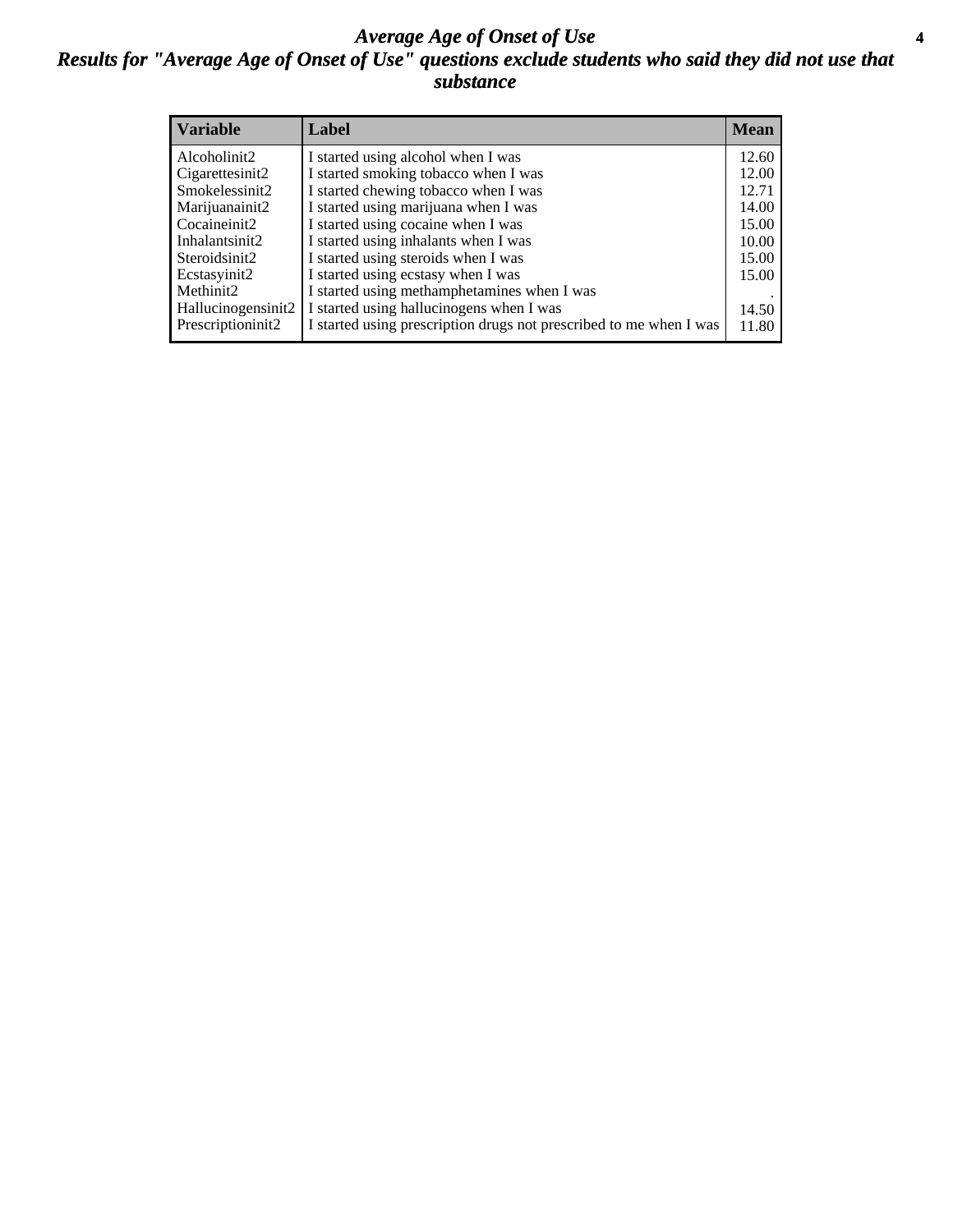# *Average Age of Onset of Use*

## *Results for "Average Age of Onset of Use" questions exclude students who said they did not use that substance*

| Variable | Label | Mean |
|---|---|---|
| Alcoholinit2 | I started using alcohol when I was | 12.60 |
| Cigarettesinit2 | I started smoking tobacco when I was | 12.00 |
| Smokelessinit2 | I started chewing tobacco when I was | 12.71 |
| Marijuanainit2 | I started using marijuana when I was | 14.00 |
| Cocaineinit2 | I started using cocaine when I was | 15.00 |
| Inhalantsinit2 | I started using inhalants when I was | 10.00 |
| Steroidsinit2 | I started using steroids when I was | 15.00 |
| Ecstasyinit2 | I started using ecstasy when I was | 15.00 |
| Methinit2 | I started using methamphetamines when I was | . |
| Hallucinogensinit2 | I started using hallucinogens when I was | 14.50 |
| Prescriptioninit2 | I started using prescription drugs not prescribed to me when I was | 11.80 |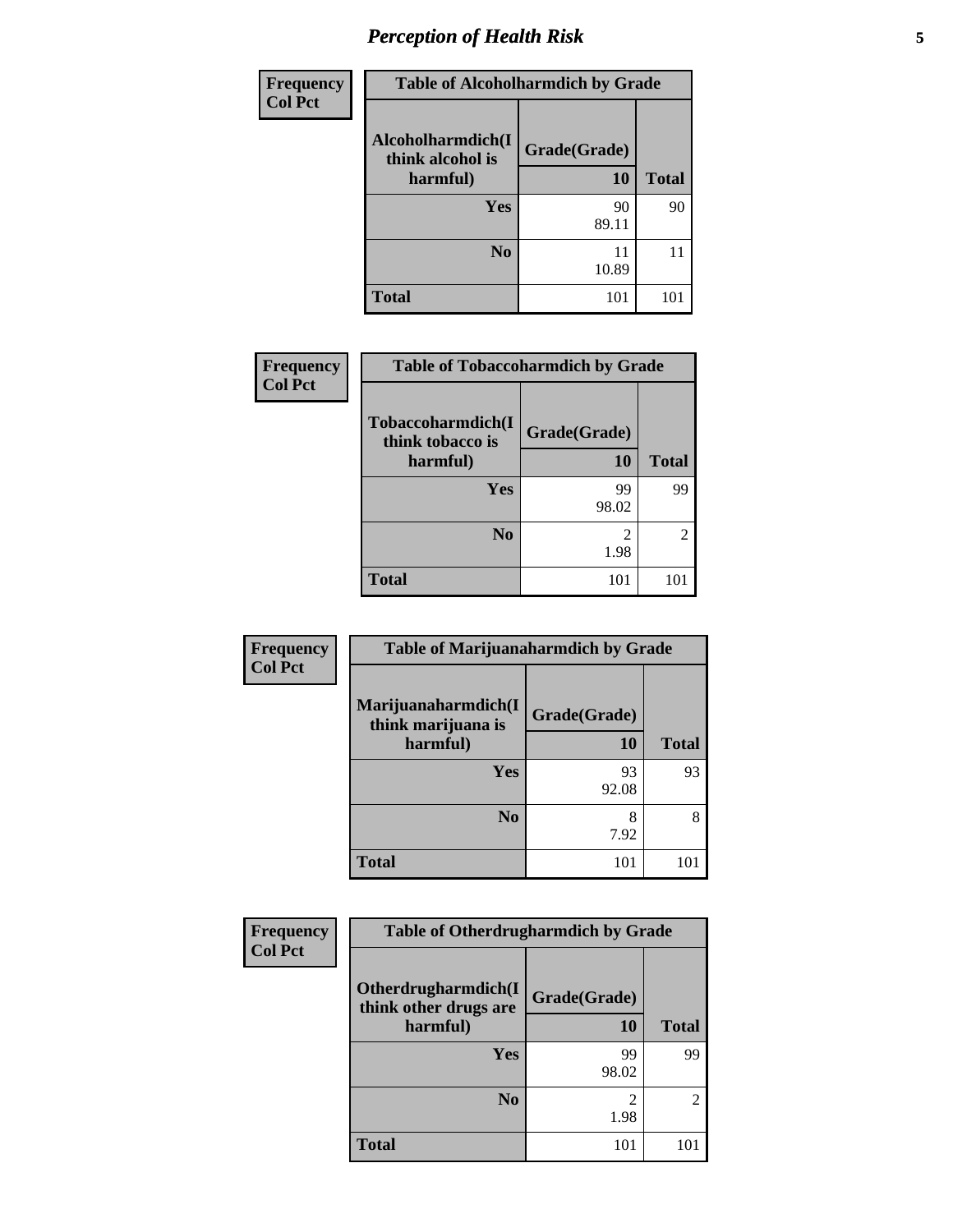# Perception of Health Risk

| Frequency Col Pct | Table of Alcoholharmdich by Grade | |
|---|---|---|
| Alcoholharmdich(I think alcohol is harmful) | Grade(Grade) 10 | Total |
| Yes | 90<br>89.11 | 90 |
| No | 11<br>10.89 | 11 |
| Total | 101 | 101 |

| Frequency Col Pct | Table of Tobaccoharmdich by Grade | |
|---|---|---|
| Tobaccoharmdich(I think tobacco is harmful) | Grade(Grade) 10 | Total |
| Yes | 99<br>98.02 | 99 |
| No | 2<br>1.98 | 2 |
| Total | 101 | 101 |

| Frequency Col Pct | Table of Marijuanaharmdich by Grade | |
|---|---|---|
| Marijuanaharmdich(I think marijuana is harmful) | Grade(Grade) 10 | Total |
| Yes | 93<br>92.08 | 93 |
| No | 8<br>7.92 | 8 |
| Total | 101 | 101 |

| Frequency Col Pct | Table of Otherdrugharmdich by Grade | |
|---|---|---|
| Otherdrugharmdich(I think other drugs are harmful) | Grade(Grade) 10 | Total |
| Yes | 99<br>98.02 | 99 |
| No | 2<br>1.98 | 2 |
| Total | 101 | 101 |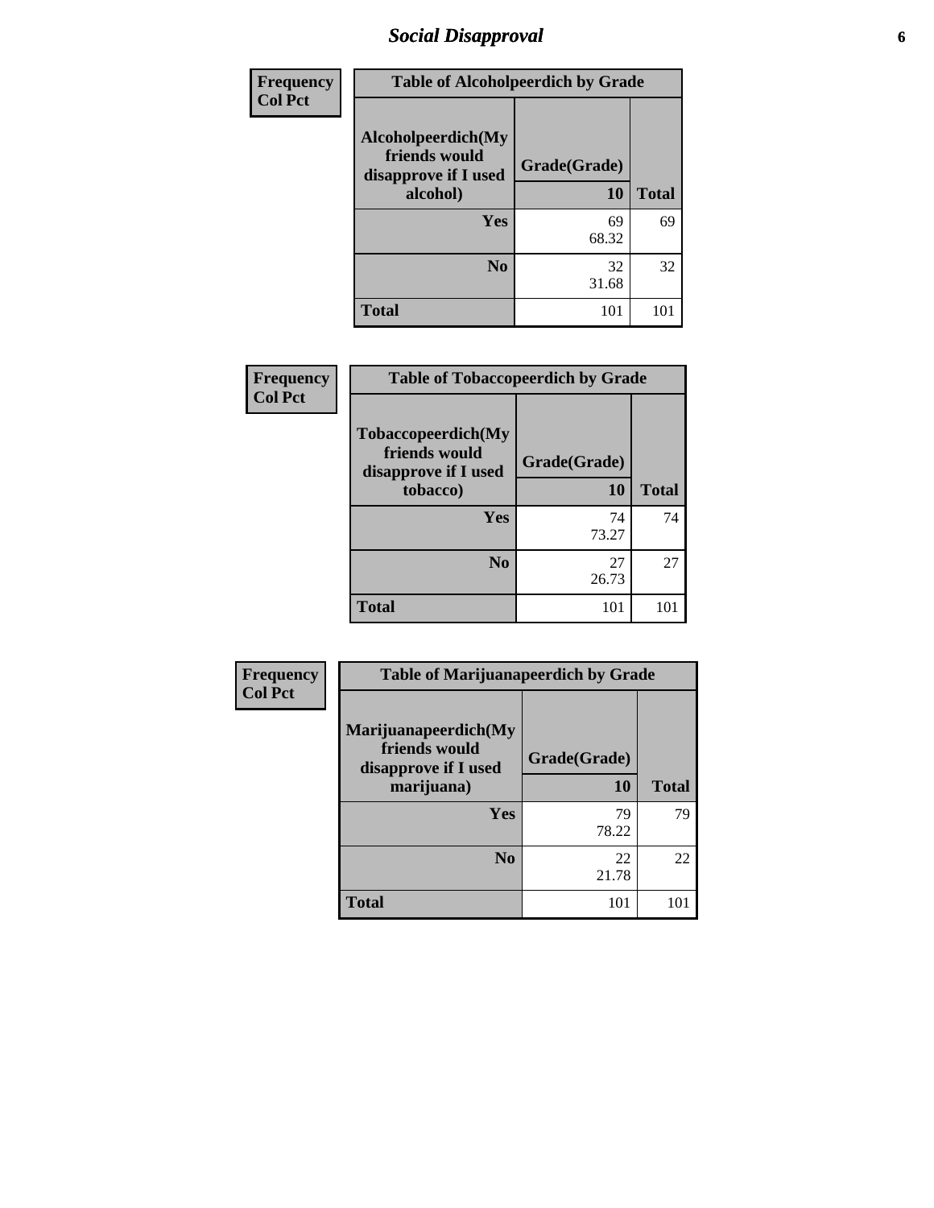# Social Disapproval

| Frequency<br>Col Pct | Table of Alcoholpeerdich by Grade | |
|---|---|---|
| Alcoholpeerdich(My friends would disapprove if I used alcohol) | Grade(Grade)<br>10 | Total |
| Yes | 69<br>68.32 | 69 |
| No | 32<br>31.68 | 32 |
| Total | 101 | 101 |

| Frequency<br>Col Pct | Table of Tobaccopeerdich by Grade | |
|---|---|---|
| Tobaccopeerdich(My friends would disapprove if I used tobacco) | Grade(Grade)<br>10 | Total |
| Yes | 74<br>73.27 | 74 |
| No | 27<br>26.73 | 27 |
| Total | 101 | 101 |

| Frequency<br>Col Pct | Table of Marijuanapeerdich by Grade | |
|---|---|---|
| Marijuanapeerdich(My friends would disapprove if I used marijuana) | Grade(Grade)<br>10 | Total |
| Yes | 79<br>78.22 | 79 |
| No | 22<br>21.78 | 22 |
| Total | 101 | 101 |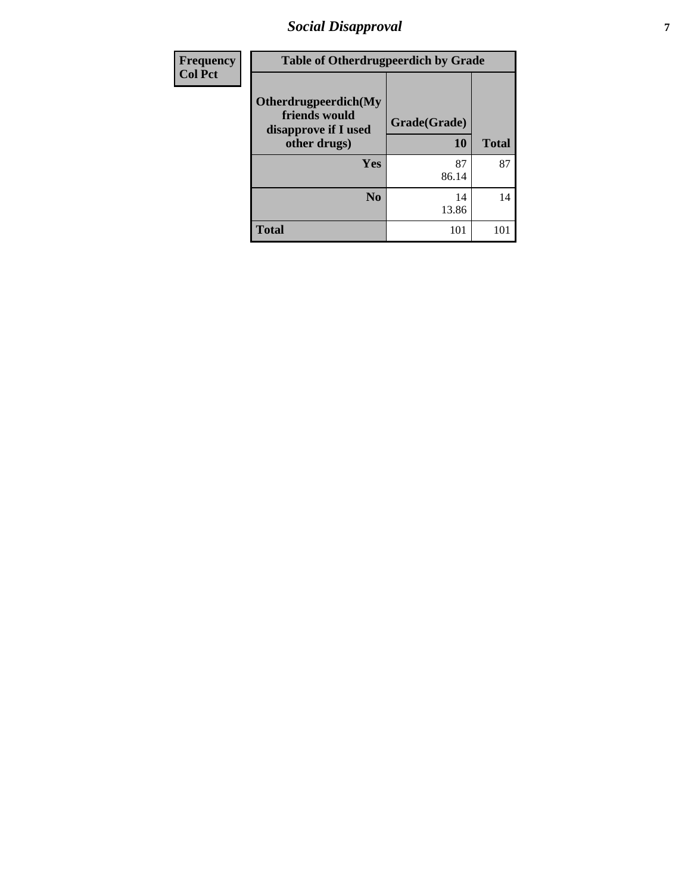| Frequency<br>Col Pct |
|---|

**Table of Otherdrugpeerdich by Grade**

| Otherdrugpeerdich(My friends would disapprove if I used other drugs) | Grade(Grade) 10 | Total |
|---|---|---|
| Yes | 87<br>86.14 | 87 |
| No | 14<br>13.86 | 14 |
| Total | 101 | 101 |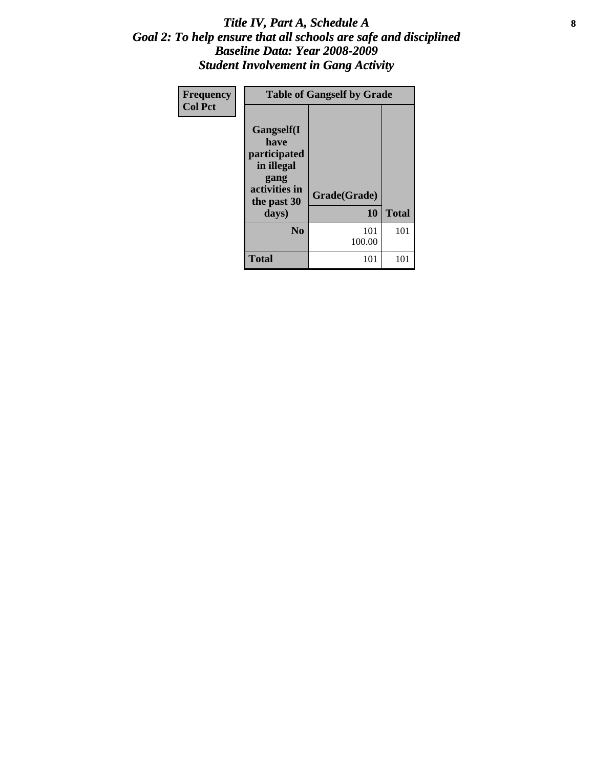# *Title IV, Part A, Schedule A*
## *Goal 2: To help ensure that all schools are safe and disciplined*
## *Baseline Data: Year 2008-2009*
## *Student Involvement in Gang Activity*

| Frequency<br>Col Pct | Table of Gangself by Grade | | |
|---|---|---|---|
| | Gangself(I have participated in illegal gang activities in the past 30 days) | Grade(Grade)<br>10 | Total |
| | No | 101<br>100.00 | 101 |
| | Total | 101 | 101 |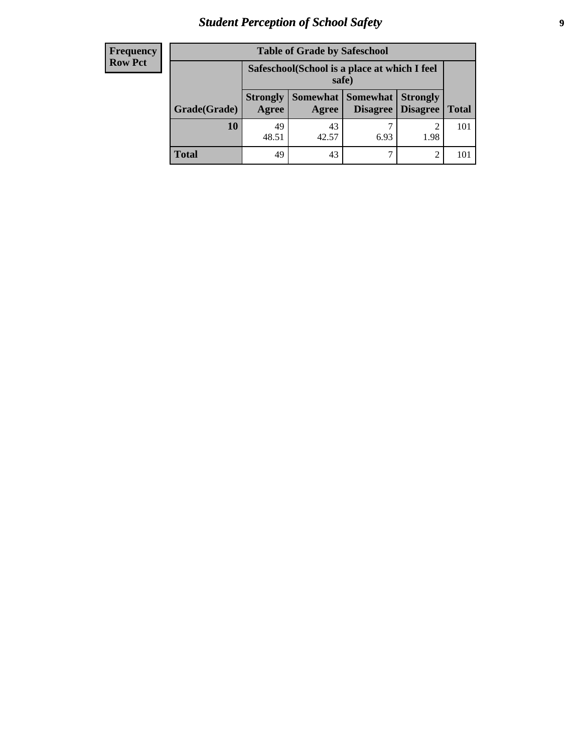## Student Perception of School Safety

| Frequency Row Pct | Table of Grade by Safeschool | | | | |
|---|---|---|---|---|---|
| | Safeschool(School is a place at which I feel safe) | | | | |
| Grade(Grade) | Strongly Agree | Somewhat Agree | Somewhat Disagree | Strongly Disagree | Total |
| 10 | 49<br>48.51 | 43<br>42.57 | 7<br>6.93 | 2<br>1.98 | 101 |
| Total | 49 | 43 | 7 | 2 | 101 |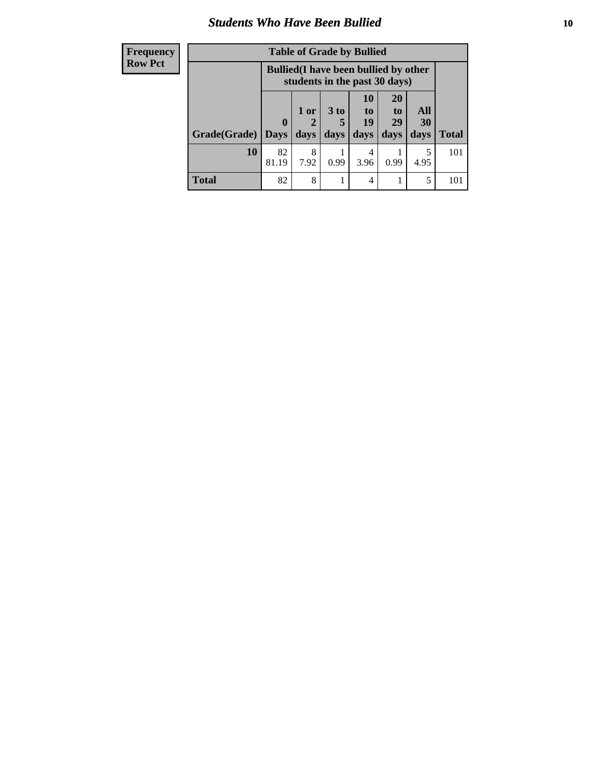# Students Who Have Been Bullied

| Frequency Row Pct | Table of Grade by Bullied | | | | | | |
|---|---|---|---|---|---|---|---|
| | Bullied(I have been bullied by other students in the past 30 days) | | | | | | |
| Grade(Grade) | 0 Days | 1 or 2 days | 3 to 5 days | 10 to 19 days | 20 to 29 days | All 30 days | Total |
| **10** | 82<br>81.19 | 8<br>7.92 | 1<br>0.99 | 4<br>3.96 | 1<br>0.99 | 5<br>4.95 | 101 |
| **Total** | 82 | 8 | 1 | 4 | 1 | 5 | 101 |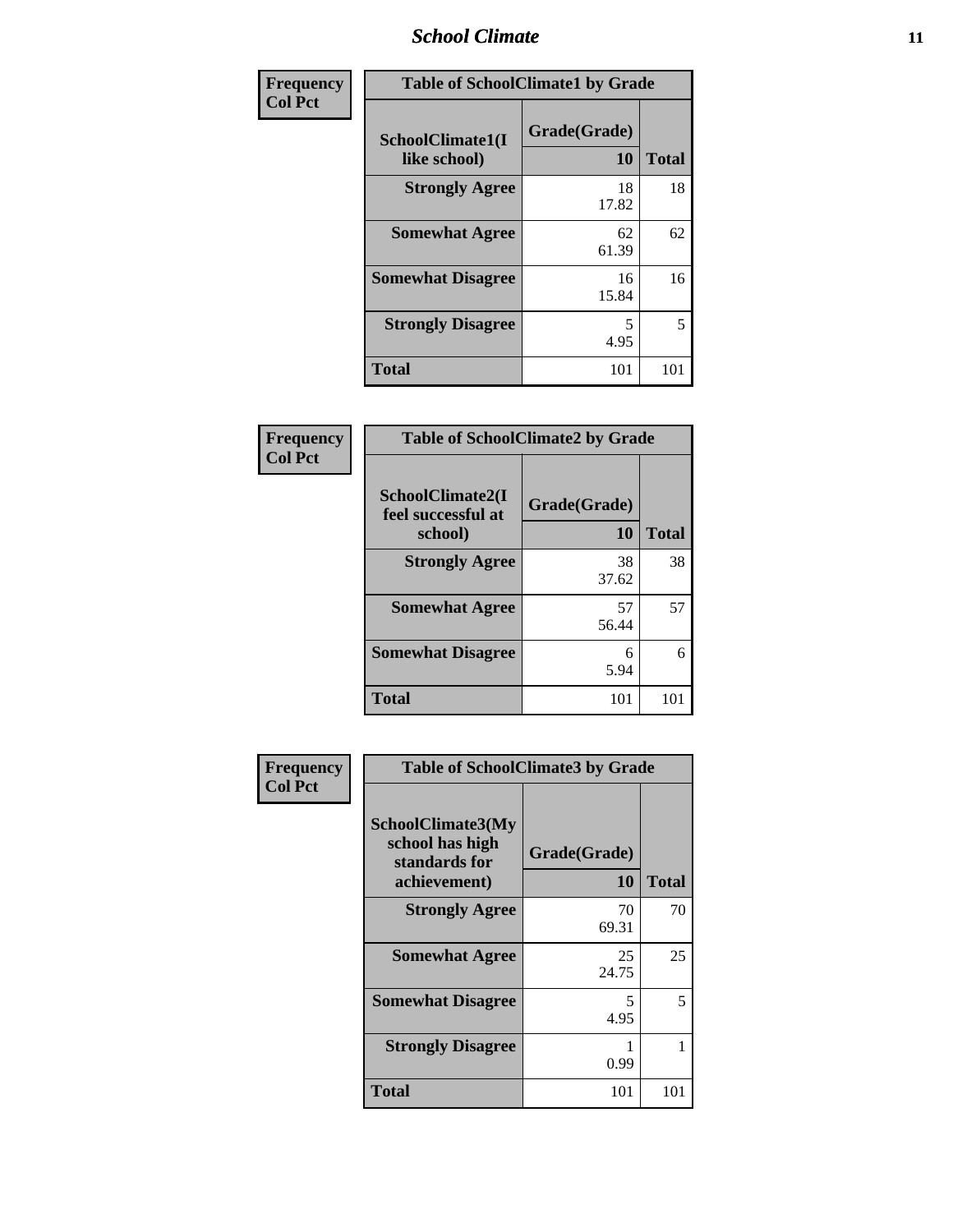# School Climate

| Frequency Col Pct | | |
|---|---|---|

**Table of SchoolClimate1 by Grade**

| SchoolClimate1(I like school) | Grade(Grade) 10 | Total |
|---|---|---|
| Strongly Agree | 18<br>17.82 | 18 |
| Somewhat Agree | 62<br>61.39 | 62 |
| Somewhat Disagree | 16<br>15.84 | 16 |
| Strongly Disagree | 5<br>4.95 | 5 |
| Total | 101 | 101 |

| Frequency Col Pct | | |
|---|---|---|

**Table of SchoolClimate2 by Grade**

| SchoolClimate2(I feel successful at school) | Grade(Grade) 10 | Total |
|---|---|---|
| Strongly Agree | 38<br>37.62 | 38 |
| Somewhat Agree | 57<br>56.44 | 57 |
| Somewhat Disagree | 6<br>5.94 | 6 |
| Total | 101 | 101 |

| Frequency Col Pct | | |
|---|---|---|

**Table of SchoolClimate3 by Grade**

| SchoolClimate3(My school has high standards for achievement) | Grade(Grade) 10 | Total |
|---|---|---|
| Strongly Agree | 70<br>69.31 | 70 |
| Somewhat Agree | 25<br>24.75 | 25 |
| Somewhat Disagree | 5<br>4.95 | 5 |
| Strongly Disagree | 1<br>0.99 | 1 |
| Total | 101 | 101 |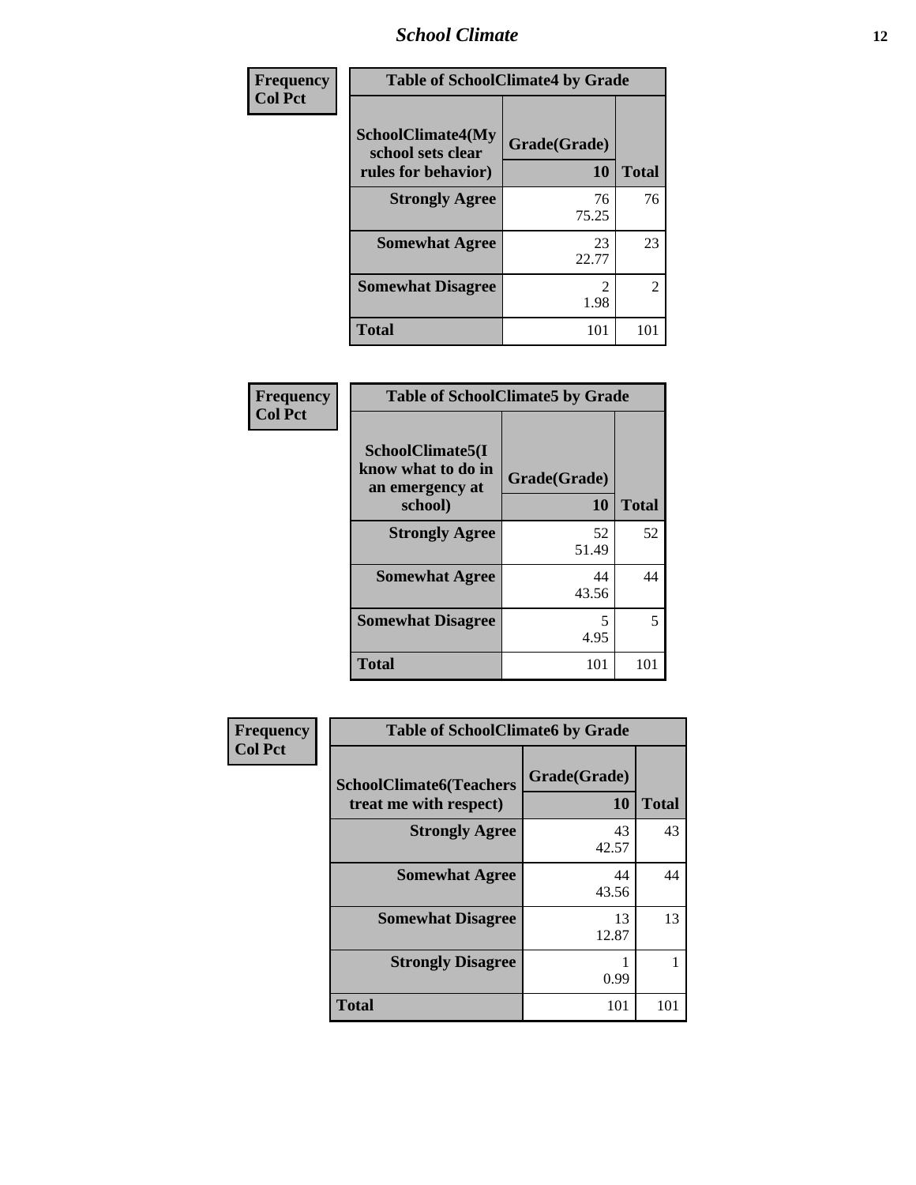| Frequency Col Pct |
|---|

| Table of SchoolClimate4 by Grade | | |
|---|---|---|
| SchoolClimate4(My school sets clear rules for behavior) | Grade(Grade) 10 | Total |
| Strongly Agree | 76<br>75.25 | 76 |
| Somewhat Agree | 23<br>22.77 | 23 |
| Somewhat Disagree | 2<br>1.98 | 2 |
| Total | 101 | 101 |

| Frequency Col Pct |
|---|

| Table of SchoolClimate5 by Grade | | |
|---|---|---|
| SchoolClimate5(I know what to do in an emergency at school) | Grade(Grade) 10 | Total |
| Strongly Agree | 52<br>51.49 | 52 |
| Somewhat Agree | 44<br>43.56 | 44 |
| Somewhat Disagree | 5<br>4.95 | 5 |
| Total | 101 | 101 |

| Frequency Col Pct |
|---|

| Table of SchoolClimate6 by Grade | | |
|---|---|---|
| SchoolClimate6(Teachers treat me with respect) | Grade(Grade) 10 | Total |
| Strongly Agree | 43<br>42.57 | 43 |
| Somewhat Agree | 44<br>43.56 | 44 |
| Somewhat Disagree | 13<br>12.87 | 13 |
| Strongly Disagree | 1<br>0.99 | 1 |
| Total | 101 | 101 |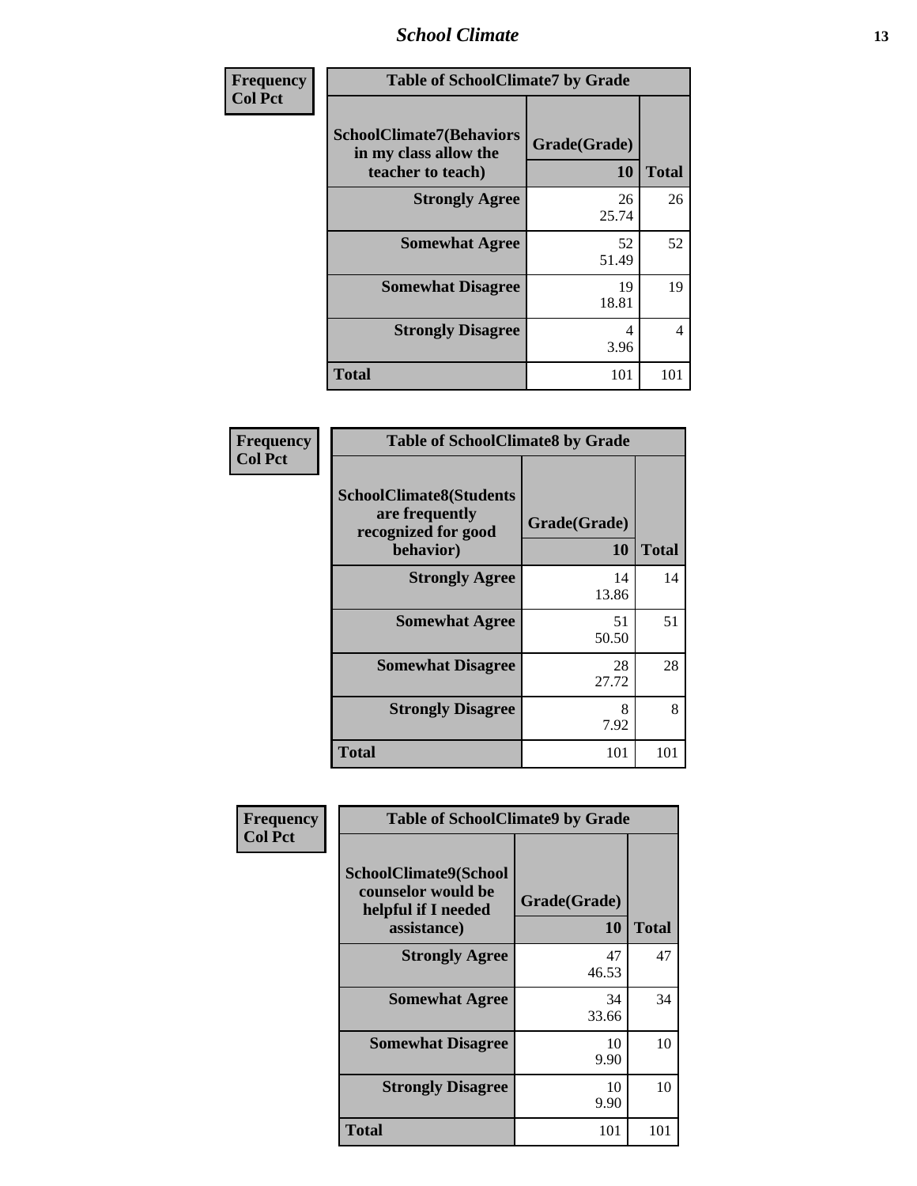| Frequency Col Pct | Table of SchoolClimate7 by Grade | |
|---|---|---|
| SchoolClimate7(Behaviors in my class allow the teacher to teach) | Grade(Grade) 10 | Total |
| Strongly Agree | 26<br>25.74 | 26 |
| Somewhat Agree | 52<br>51.49 | 52 |
| Somewhat Disagree | 19<br>18.81 | 19 |
| Strongly Disagree | 4<br>3.96 | 4 |
| Total | 101 | 101 |

| Frequency Col Pct | Table of SchoolClimate8 by Grade | |
|---|---|---|
| SchoolClimate8(Students are frequently recognized for good behavior) | Grade(Grade) 10 | Total |
| Strongly Agree | 14<br>13.86 | 14 |
| Somewhat Agree | 51<br>50.50 | 51 |
| Somewhat Disagree | 28<br>27.72 | 28 |
| Strongly Disagree | 8<br>7.92 | 8 |
| Total | 101 | 101 |

| Frequency Col Pct | Table of SchoolClimate9 by Grade | |
|---|---|---|
| SchoolClimate9(School counselor would be helpful if I needed assistance) | Grade(Grade) 10 | Total |
| Strongly Agree | 47<br>46.53 | 47 |
| Somewhat Agree | 34<br>33.66 | 34 |
| Somewhat Disagree | 10<br>9.90 | 10 |
| Strongly Disagree | 10<br>9.90 | 10 |
| Total | 101 | 101 |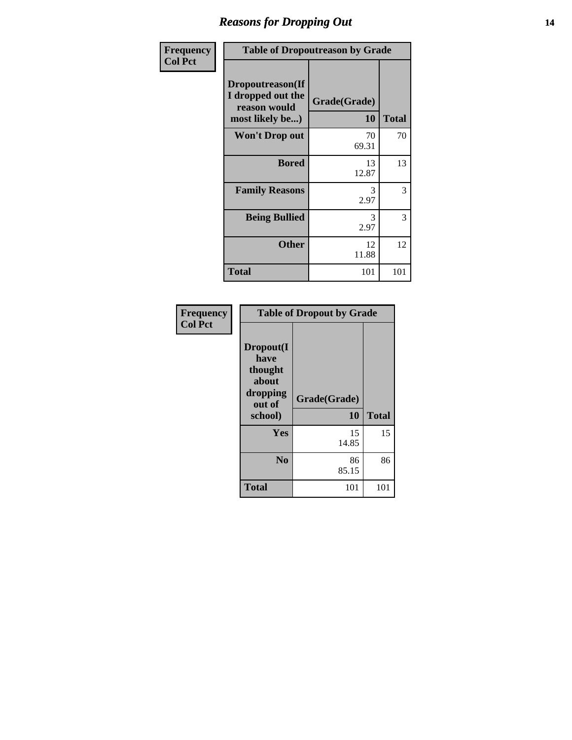## Reasons for Dropping Out

| Frequency<br>Col Pct | | |
|---|---|---|
| **Table of Dropoutreason by Grade** | | |
| **Dropoutreason(If I dropped out the reason would most likely be...)** | **Grade(Grade)**<br>**10** | **Total** |
| **Won't Drop out** | 70<br>69.31 | 70 |
| **Bored** | 13<br>12.87 | 13 |
| **Family Reasons** | 3<br>2.97 | 3 |
| **Being Bullied** | 3<br>2.97 | 3 |
| **Other** | 12<br>11.88 | 12 |
| **Total** | 101 | 101 |

| Frequency<br>Col Pct | | |
|---|---|---|
| **Table of Dropout by Grade** | | |
| **Dropout(I have thought about dropping out of school)** | **Grade(Grade)**<br>**10** | **Total** |
| **Yes** | 15<br>14.85 | 15 |
| **No** | 86<br>85.15 | 86 |
| **Total** | 101 | 101 |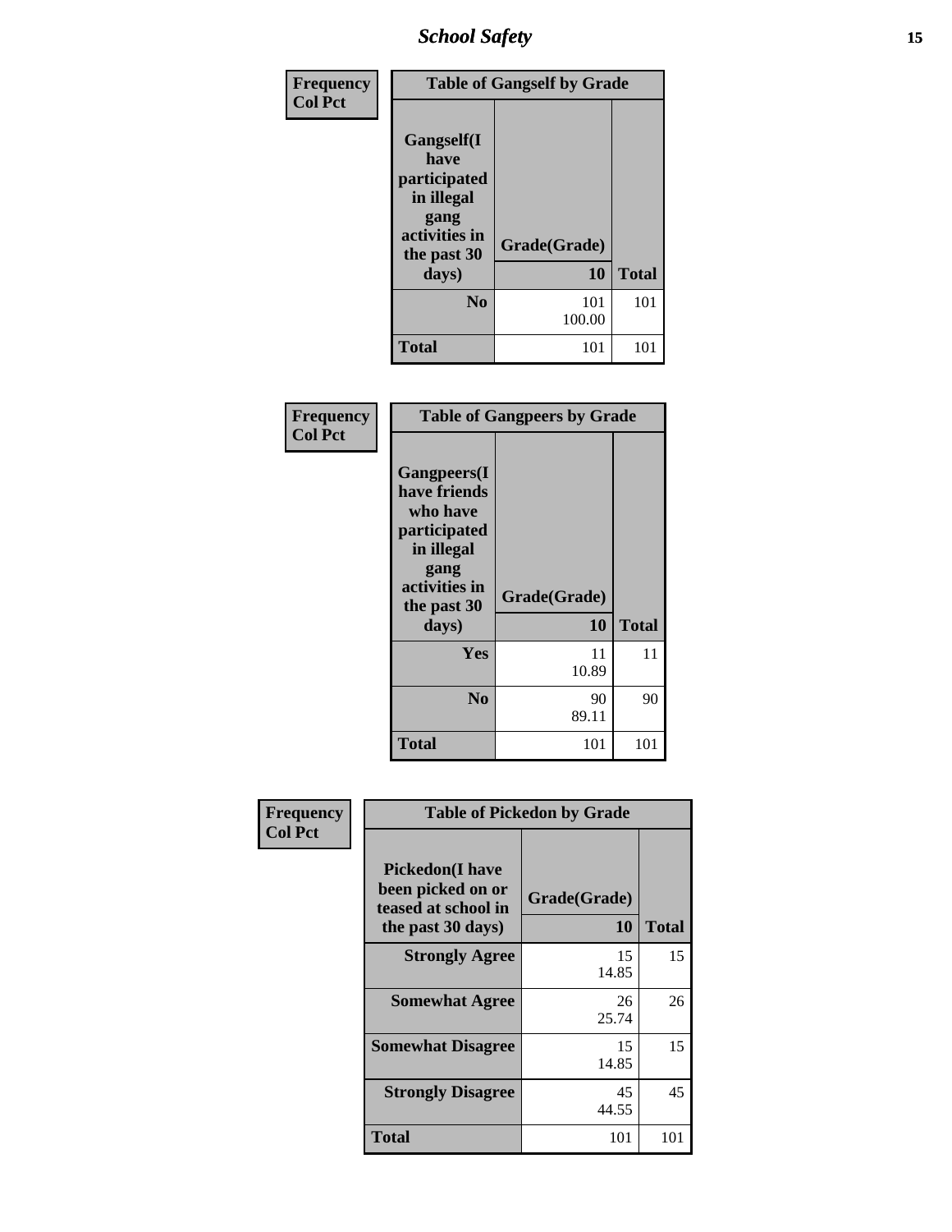## School Safety

| Frequency Col Pct | Table of Gangself by Grade | |
|---|---|---|
| Gangself(I have participated in illegal gang activities in the past 30 days) | Grade(Grade) 10 | Total |
| No | 101 100.00 | 101 |
| Total | 101 | 101 |

| Frequency Col Pct | Table of Gangpeers by Grade | |
|---|---|---|
| Gangpeers(I have friends who have participated in illegal gang activities in the past 30 days) | Grade(Grade) 10 | Total |
| Yes | 11 10.89 | 11 |
| No | 90 89.11 | 90 |
| Total | 101 | 101 |

| Frequency Col Pct | Table of Pickedon by Grade | |
|---|---|---|
| Pickedon(I have been picked on or teased at school in the past 30 days) | Grade(Grade) 10 | Total |
| Strongly Agree | 15 14.85 | 15 |
| Somewhat Agree | 26 25.74 | 26 |
| Somewhat Disagree | 15 14.85 | 15 |
| Strongly Disagree | 45 44.55 | 45 |
| Total | 101 | 101 |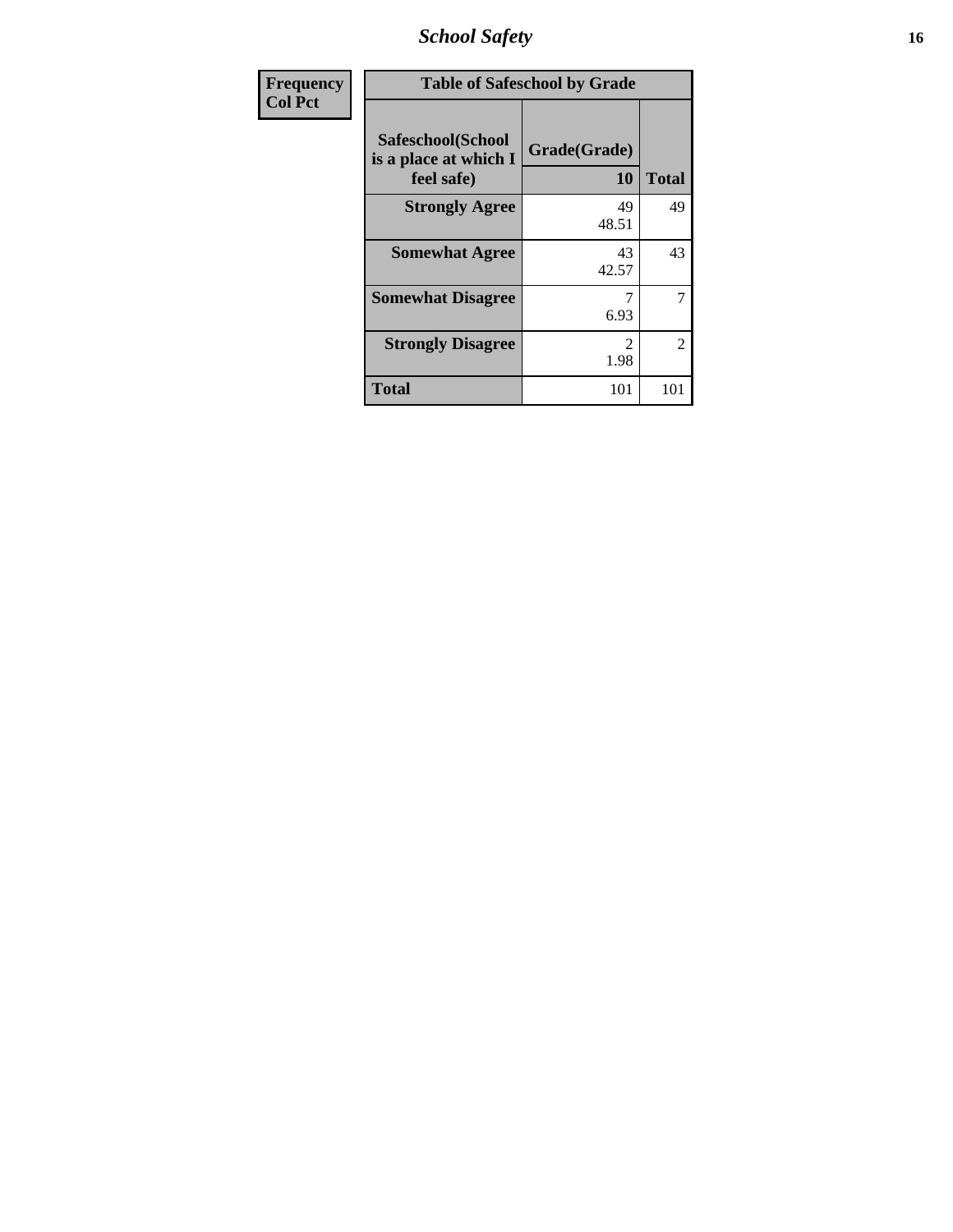## School Safety

| Frequency<br>Col Pct | Table of Safeschool by Grade | | |
|---|---|---|---|
| | Safeschool(School is a place at which I feel safe) | Grade(Grade)<br>10 | Total |
| | **Strongly Agree** | 49<br>48.51 | 49 |
| | **Somewhat Agree** | 43<br>42.57 | 43 |
| | **Somewhat Disagree** | 7<br>6.93 | 7 |
| | **Strongly Disagree** | 2<br>1.98 | 2 |
| | **Total** | 101 | 101 |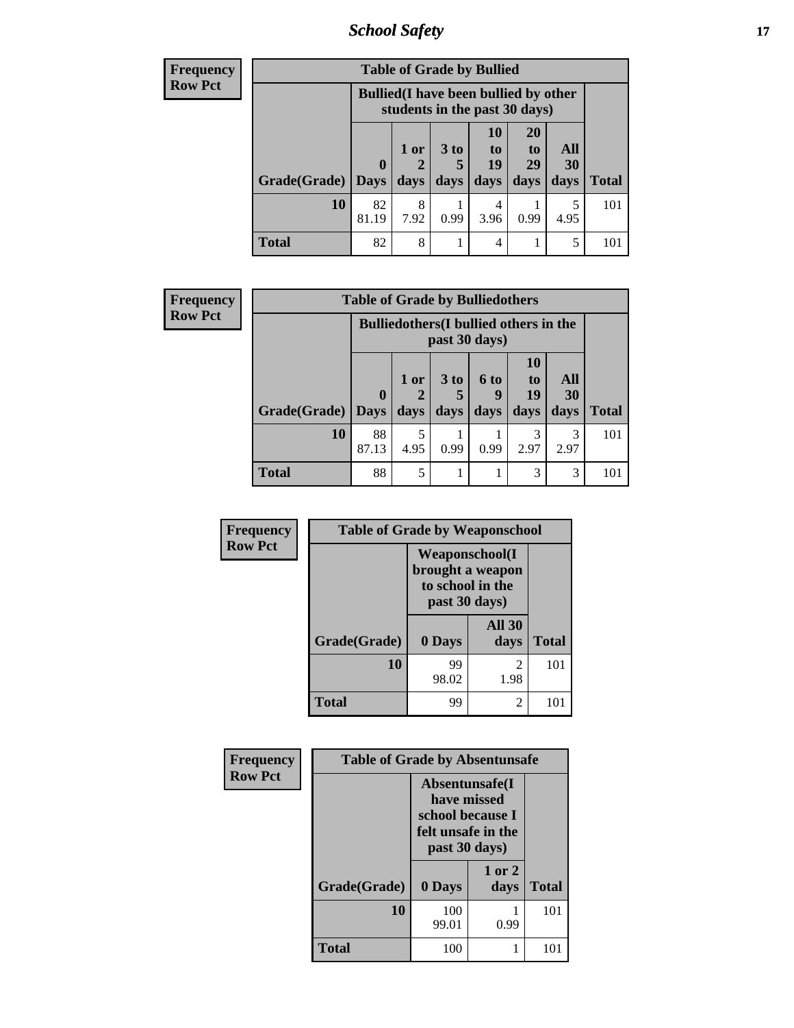| Frequency<br>Row Pct | | | | | | | |
|---|---|---|---|---|---|---|---|

**Table of Grade by Bullied**

| | Bullied(I have been bullied by other students in the past 30 days) | | | | | | |
|---|---|---|---|---|---|---|---|
| Grade(Grade) | 0 Days | 1 or 2 days | 3 to 5 days | 10 to 19 days | 20 to 29 days | All 30 days | Total |
| 10 | 82<br>81.19 | 8<br>7.92 | 1<br>0.99 | 4<br>3.96 | 1<br>0.99 | 5<br>4.95 | 101 |
| Total | 82 | 8 | 1 | 4 | 1 | 5 | 101 |

Frequency
Row Pct

**Table of Grade by Bulliedothers**

| | Bulliedothers(I bullied others in the past 30 days) | | | | | | |
|---|---|---|---|---|---|---|---|
| Grade(Grade) | 0 Days | 1 or 2 days | 3 to 5 days | 6 to 9 days | 10 to 19 days | All 30 days | Total |
| 10 | 88<br>87.13 | 5<br>4.95 | 1<br>0.99 | 1<br>0.99 | 3<br>2.97 | 3<br>2.97 | 101 |
| Total | 88 | 5 | 1 | 1 | 3 | 3 | 101 |

Frequency
Row Pct

**Table of Grade by Weaponschool**

| | Weaponschool(I brought a weapon to school in the past 30 days) | | |
|---|---|---|---|
| Grade(Grade) | 0 Days | All 30 days | Total |
| 10 | 99<br>98.02 | 2<br>1.98 | 101 |
| Total | 99 | 2 | 101 |

Frequency
Row Pct

**Table of Grade by Absentunsafe**

| | Absentunsafe(I have missed school because I felt unsafe in the past 30 days) | | |
|---|---|---|---|
| Grade(Grade) | 0 Days | 1 or 2 days | Total |
| 10 | 100<br>99.01 | 1<br>0.99 | 101 |
| Total | 100 | 1 | 101 |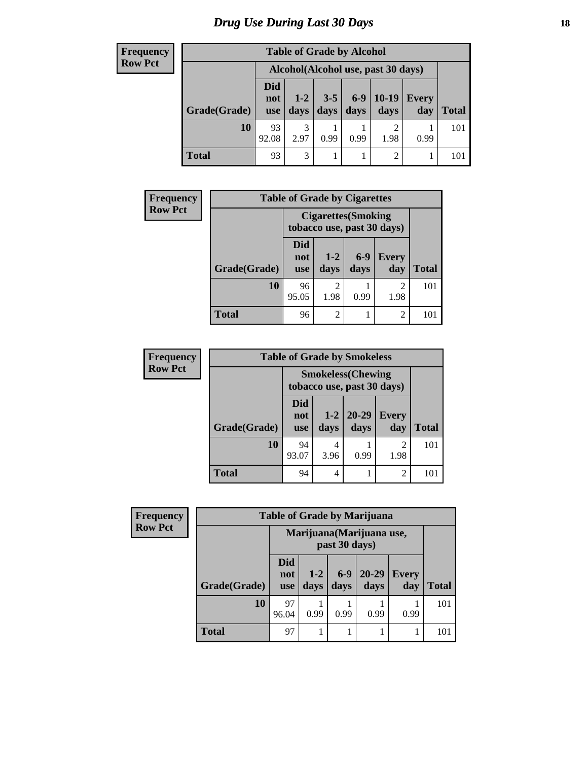# Drug Use During Last 30 Days

**Frequency**
**Row Pct**

| Table of Grade by Alcohol | | | | | | | |
|---|---|---|---|---|---|---|---|
| | Alcohol(Alcohol use, past 30 days) | | | | | | |
| Grade(Grade) | Did not use | 1-2 days | 3-5 days | 6-9 days | 10-19 days | Every day | Total |
| 10 | 93<br>92.08 | 3<br>2.97 | 1<br>0.99 | 1<br>0.99 | 2<br>1.98 | 1<br>0.99 | 101 |
| Total | 93 | 3 | 1 | 1 | 2 | 1 | 101 |

**Frequency**
**Row Pct**

| Table of Grade by Cigarettes | | | | | |
|---|---|---|---|---|---|
| | Cigarettes(Smoking tobacco use, past 30 days) | | | | |
| Grade(Grade) | Did not use | 1-2 days | 6-9 days | Every day | Total |
| 10 | 96<br>95.05 | 2<br>1.98 | 1<br>0.99 | 2<br>1.98 | 101 |
| Total | 96 | 2 | 1 | 2 | 101 |

**Frequency**
**Row Pct**

| Table of Grade by Smokeless | | | | | |
|---|---|---|---|---|---|
| | Smokeless(Chewing tobacco use, past 30 days) | | | | |
| Grade(Grade) | Did not use | 1-2 days | 20-29 days | Every day | Total |
| 10 | 94<br>93.07 | 4<br>3.96 | 1<br>0.99 | 2<br>1.98 | 101 |
| Total | 94 | 4 | 1 | 2 | 101 |

**Frequency**
**Row Pct**

| Table of Grade by Marijuana | | | | | | |
|---|---|---|---|---|---|---|
| | Marijuana(Marijuana use, past 30 days) | | | | | |
| Grade(Grade) | Did not use | 1-2 days | 6-9 days | 20-29 days | Every day | Total |
| 10 | 97<br>96.04 | 1<br>0.99 | 1<br>0.99 | 1<br>0.99 | 1<br>0.99 | 101 |
| Total | 97 | 1 | 1 | 1 | 1 | 101 |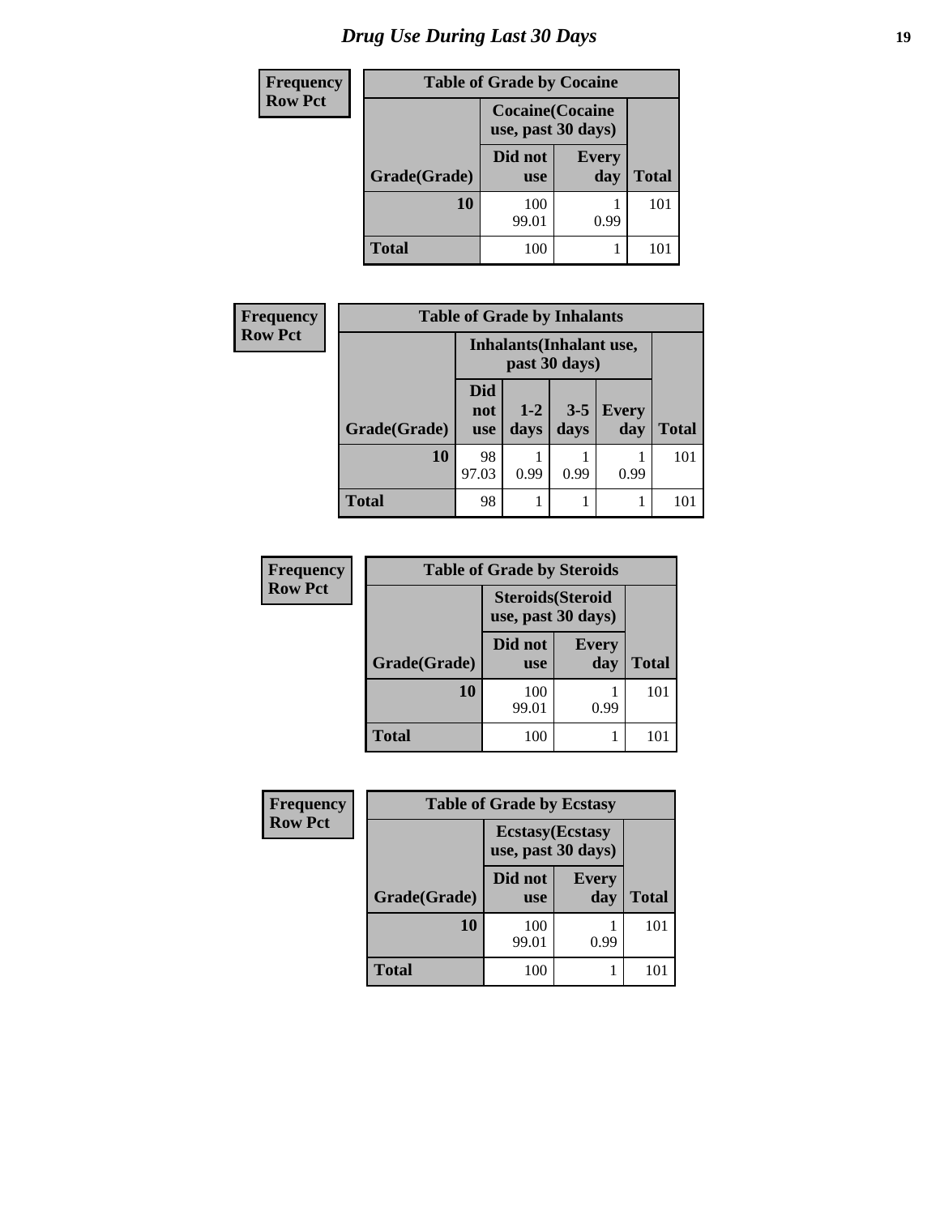# Drug Use During Last 30 Days

| Frequency<br>Row Pct |
|---|

**Table of Grade by Cocaine**

| Grade(Grade) | Cocaine(Cocaine use, past 30 days) | | Total |
|---|---|---|---|
| | Did not use | Every day | |
| **10** | 100<br>99.01 | 1<br>0.99 | 101 |
| **Total** | 100 | 1 | 101 |

| Frequency<br>Row Pct |
|---|

**Table of Grade by Inhalants**

| Grade(Grade) | Inhalants(Inhalant use, past 30 days) | | | | Total |
|---|---|---|---|---|---|
| | Did not use | 1-2 days | 3-5 days | Every day | |
| **10** | 98<br>97.03 | 1<br>0.99 | 1<br>0.99 | 1<br>0.99 | 101 |
| **Total** | 98 | 1 | 1 | 1 | 101 |

| Frequency<br>Row Pct |
|---|

**Table of Grade by Steroids**

| Grade(Grade) | Steroids(Steroid use, past 30 days) | | Total |
|---|---|---|---|
| | Did not use | Every day | |
| **10** | 100<br>99.01 | 1<br>0.99 | 101 |
| **Total** | 100 | 1 | 101 |

| Frequency<br>Row Pct |
|---|

**Table of Grade by Ecstasy**

| Grade(Grade) | Ecstasy(Ecstasy use, past 30 days) | | Total |
|---|---|---|---|
| | Did not use | Every day | |
| **10** | 100<br>99.01 | 1<br>0.99 | 101 |
| **Total** | 100 | 1 | 101 |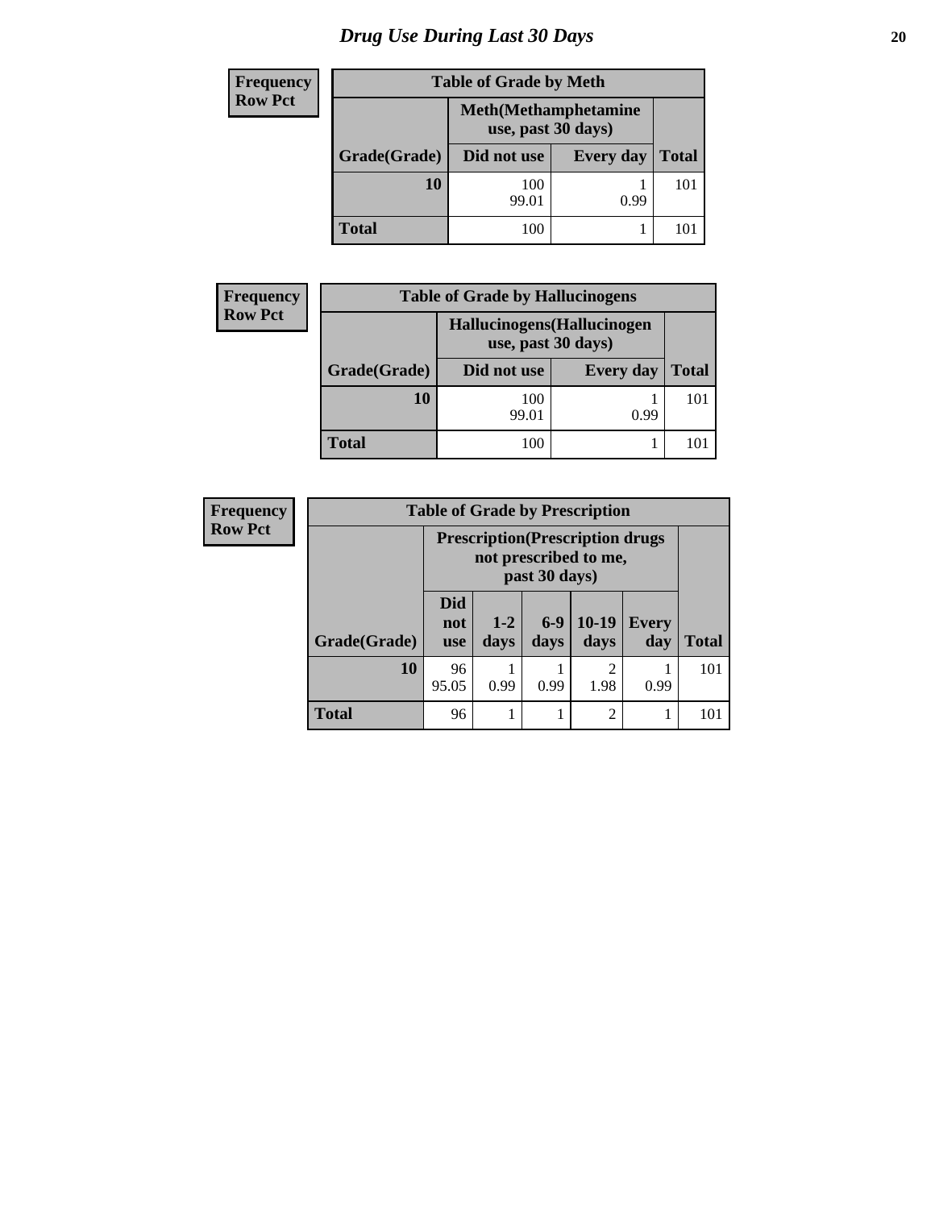# Drug Use During Last 30 Days

**Frequency**
**Row Pct**

| Table of Grade by Meth | | | |
|---|---|---|---|
| | Meth(Methamphetamine use, past 30 days) | | |
| Grade(Grade) | Did not use | Every day | Total |
| **10** | 100<br>99.01 | 1<br>0.99 | 101 |
| **Total** | 100 | 1 | 101 |

**Frequency**
**Row Pct**

| Table of Grade by Hallucinogens | | | |
|---|---|---|---|
| | Hallucinogens(Hallucinogen use, past 30 days) | | |
| Grade(Grade) | Did not use | Every day | Total |
| **10** | 100<br>99.01 | 1<br>0.99 | 101 |
| **Total** | 100 | 1 | 101 |

**Frequency**
**Row Pct**

| Table of Grade by Prescription | | | | | | |
|---|---|---|---|---|---|---|
| | Prescription(Prescription drugs not prescribed to me, past 30 days) | | | | | |
| Grade(Grade) | Did not use | 1-2 days | 6-9 days | 10-19 days | Every day | Total |
| **10** | 96<br>95.05 | 1<br>0.99 | 1<br>0.99 | 2<br>1.98 | 1<br>0.99 | 101 |
| **Total** | 96 | 1 | 1 | 2 | 1 | 101 |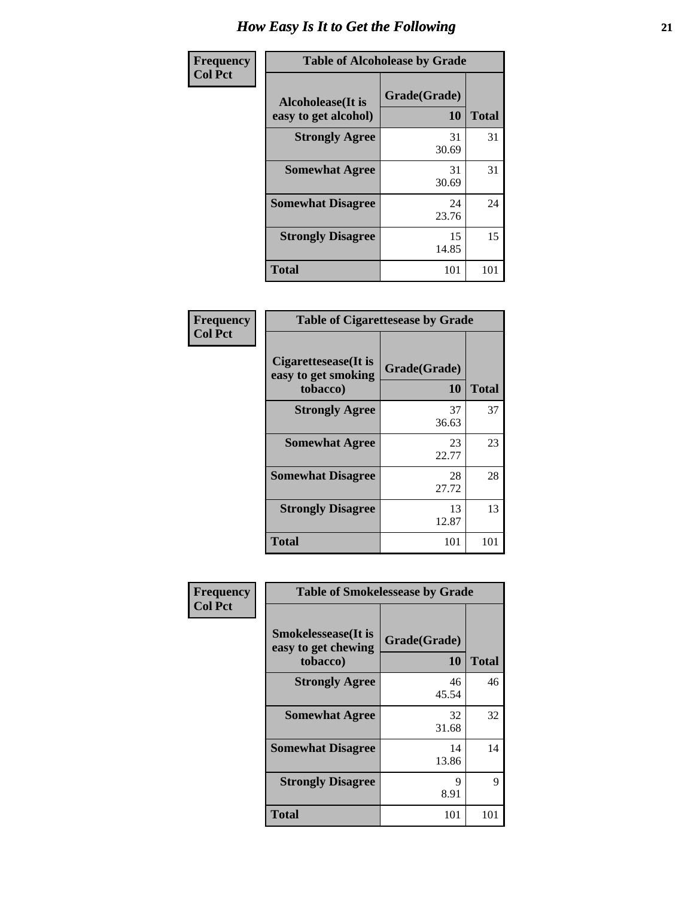# How Easy Is It to Get the Following

**Frequency**
**Col Pct**

**Table of Alcoholease by Grade**

| Alcoholease(It is easy to get alcohol) | Grade(Grade) 10 | Total |
|---|---|---|
| **Strongly Agree** | 31<br>30.69 | 31 |
| **Somewhat Agree** | 31<br>30.69 | 31 |
| **Somewhat Disagree** | 24<br>23.76 | 24 |
| **Strongly Disagree** | 15<br>14.85 | 15 |
| **Total** | 101 | 101 |

**Frequency**
**Col Pct**

**Table of Cigarettesease by Grade**

| Cigarettesease(It is easy to get smoking tobacco) | Grade(Grade) 10 | Total |
|---|---|---|
| **Strongly Agree** | 37<br>36.63 | 37 |
| **Somewhat Agree** | 23<br>22.77 | 23 |
| **Somewhat Disagree** | 28<br>27.72 | 28 |
| **Strongly Disagree** | 13<br>12.87 | 13 |
| **Total** | 101 | 101 |

**Frequency**
**Col Pct**

**Table of Smokelessease by Grade**

| Smokelessease(It is easy to get chewing tobacco) | Grade(Grade) 10 | Total |
|---|---|---|
| **Strongly Agree** | 46<br>45.54 | 46 |
| **Somewhat Agree** | 32<br>31.68 | 32 |
| **Somewhat Disagree** | 14<br>13.86 | 14 |
| **Strongly Disagree** | 9<br>8.91 | 9 |
| **Total** | 101 | 101 |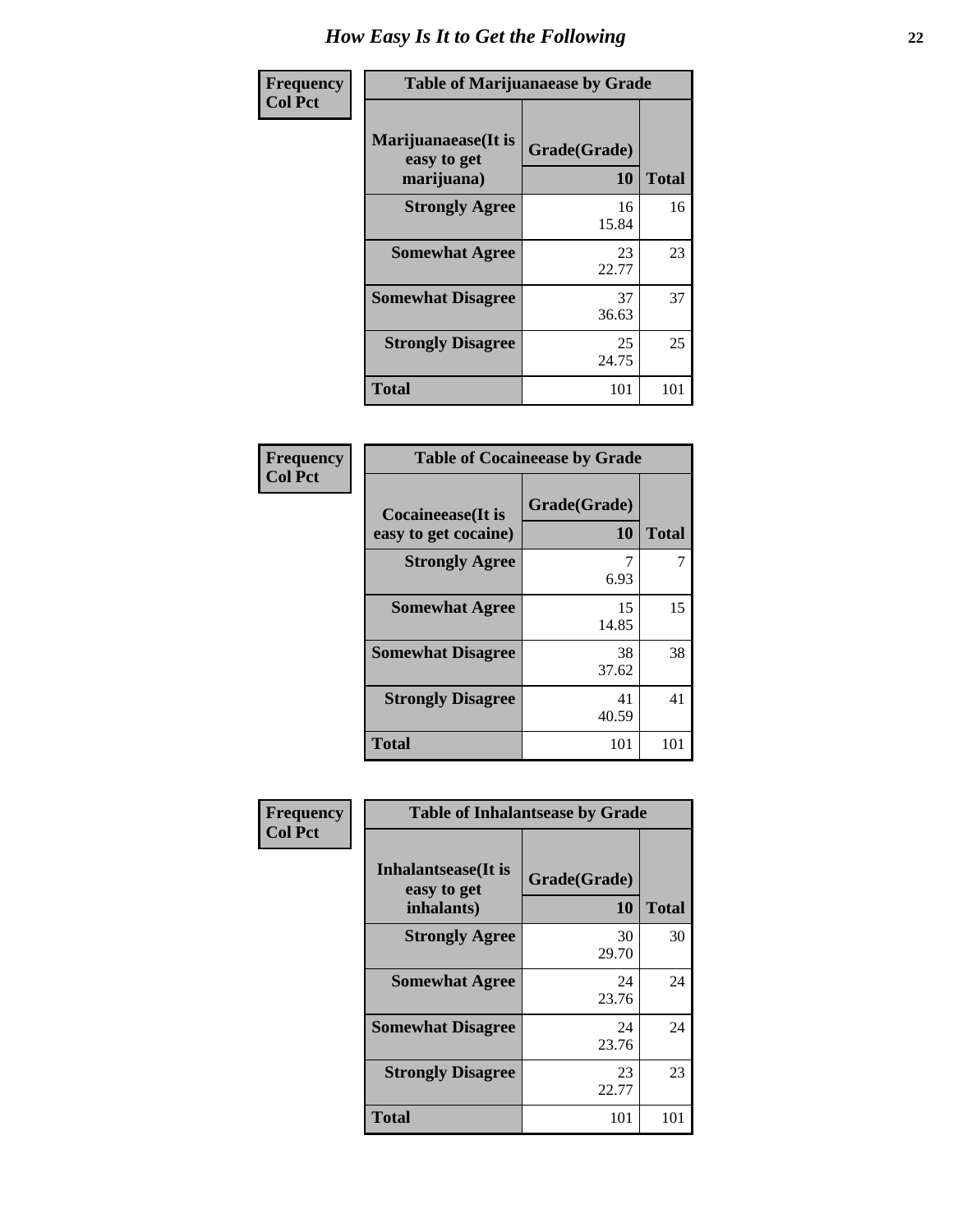# How Easy Is It to Get the Following

**Frequency**
**Col Pct**

| Table of Marijuanaease by Grade | | |
|---|---|---|
| **Marijuanaease(It is easy to get marijuana)** | **Grade(Grade)** | |
| | **10** | **Total** |
| **Strongly Agree** | 16<br>15.84 | 16 |
| **Somewhat Agree** | 23<br>22.77 | 23 |
| **Somewhat Disagree** | 37<br>36.63 | 37 |
| **Strongly Disagree** | 25<br>24.75 | 25 |
| **Total** | 101 | 101 |

**Frequency**
**Col Pct**

| Table of Cocaineease by Grade | | |
|---|---|---|
| **Cocaineease(It is easy to get cocaine)** | **Grade(Grade)** | |
| | **10** | **Total** |
| **Strongly Agree** | 7<br>6.93 | 7 |
| **Somewhat Agree** | 15<br>14.85 | 15 |
| **Somewhat Disagree** | 38<br>37.62 | 38 |
| **Strongly Disagree** | 41<br>40.59 | 41 |
| **Total** | 101 | 101 |

**Frequency**
**Col Pct**

| Table of Inhalantsease by Grade | | |
|---|---|---|
| **Inhalantsease(It is easy to get inhalants)** | **Grade(Grade)** | |
| | **10** | **Total** |
| **Strongly Agree** | 30<br>29.70 | 30 |
| **Somewhat Agree** | 24<br>23.76 | 24 |
| **Somewhat Disagree** | 24<br>23.76 | 24 |
| **Strongly Disagree** | 23<br>22.77 | 23 |
| **Total** | 101 | 101 |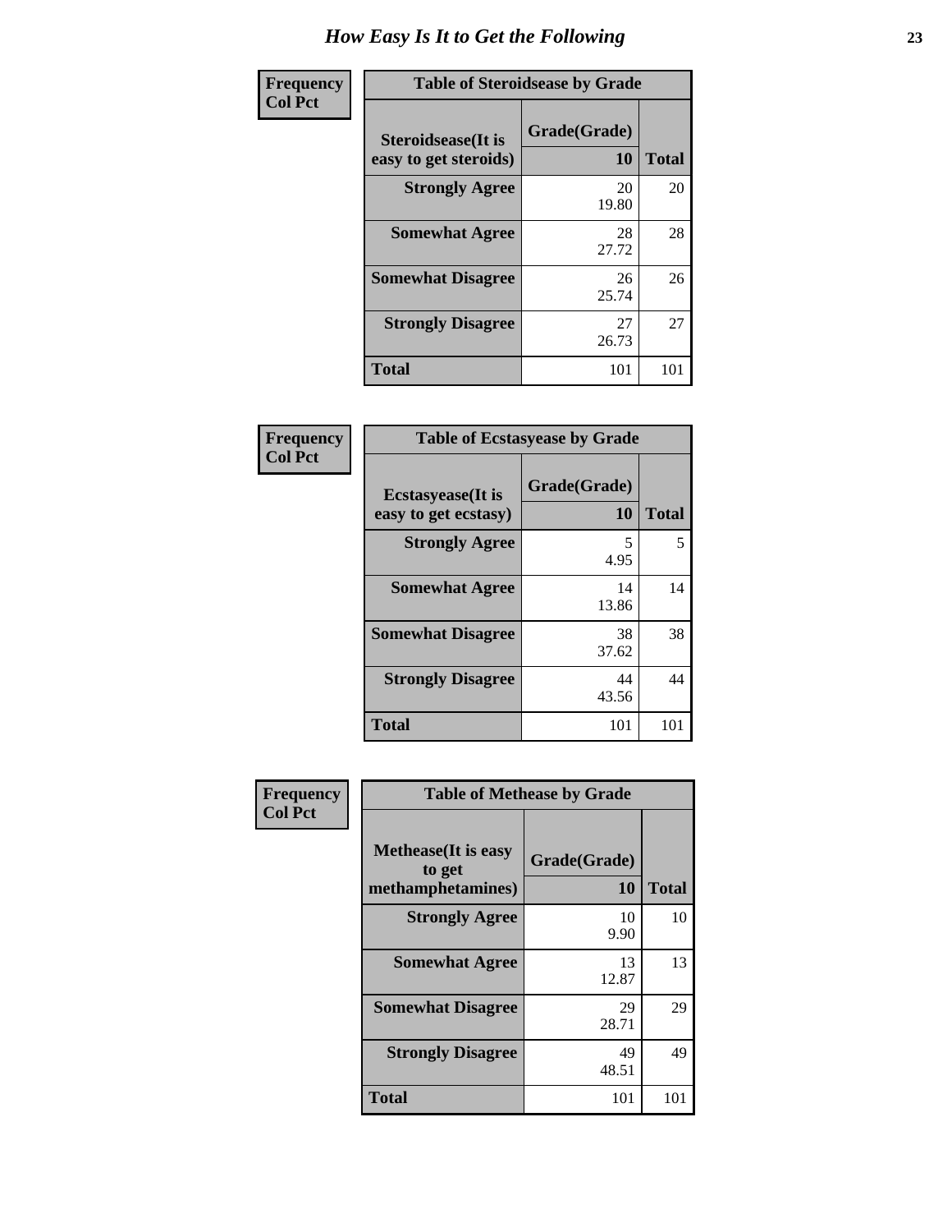# How Easy Is It to Get the Following

**Frequency**
**Col Pct**

**Table of Steroidsease by Grade**

| Steroidsease(It is easy to get steroids) | Grade(Grade) 10 | Total |
|---|---|---|
| **Strongly Agree** | 20<br>19.80 | 20 |
| **Somewhat Agree** | 28<br>27.72 | 28 |
| **Somewhat Disagree** | 26<br>25.74 | 26 |
| **Strongly Disagree** | 27<br>26.73 | 27 |
| **Total** | 101 | 101 |

**Frequency**
**Col Pct**

**Table of Ecstasyease by Grade**

| Ecstasyease(It is easy to get ecstasy) | Grade(Grade) 10 | Total |
|---|---|---|
| **Strongly Agree** | 5<br>4.95 | 5 |
| **Somewhat Agree** | 14<br>13.86 | 14 |
| **Somewhat Disagree** | 38<br>37.62 | 38 |
| **Strongly Disagree** | 44<br>43.56 | 44 |
| **Total** | 101 | 101 |

**Frequency**
**Col Pct**

**Table of Methease by Grade**

| Methease(It is easy to get methamphetamines) | Grade(Grade) 10 | Total |
|---|---|---|
| **Strongly Agree** | 10<br>9.90 | 10 |
| **Somewhat Agree** | 13<br>12.87 | 13 |
| **Somewhat Disagree** | 29<br>28.71 | 29 |
| **Strongly Disagree** | 49<br>48.51 | 49 |
| **Total** | 101 | 101 |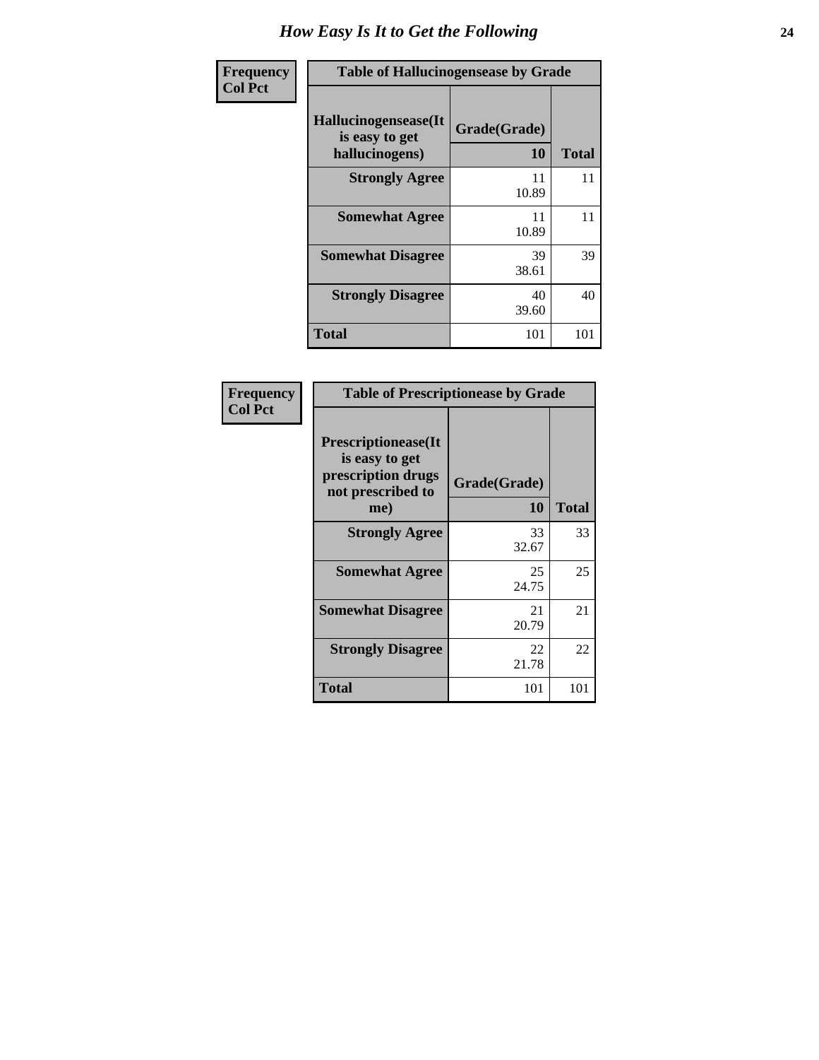# How Easy Is It to Get the Following

| Frequency Col Pct | Table of Hallucinogensease by Grade | |
|---|---|---|
| Hallucinogensease(It is easy to get hallucinogens) | Grade(Grade) 10 | Total |
| Strongly Agree | 11<br>10.89 | 11 |
| Somewhat Agree | 11<br>10.89 | 11 |
| Somewhat Disagree | 39<br>38.61 | 39 |
| Strongly Disagree | 40<br>39.60 | 40 |
| Total | 101 | 101 |

| Frequency Col Pct | Table of Prescriptionease by Grade | |
|---|---|---|
| Prescriptionease(It is easy to get prescription drugs not prescribed to me) | Grade(Grade) 10 | Total |
| Strongly Agree | 33<br>32.67 | 33 |
| Somewhat Agree | 25<br>24.75 | 25 |
| Somewhat Disagree | 21<br>20.79 | 21 |
| Strongly Disagree | 22<br>21.78 | 22 |
| Total | 101 | 101 |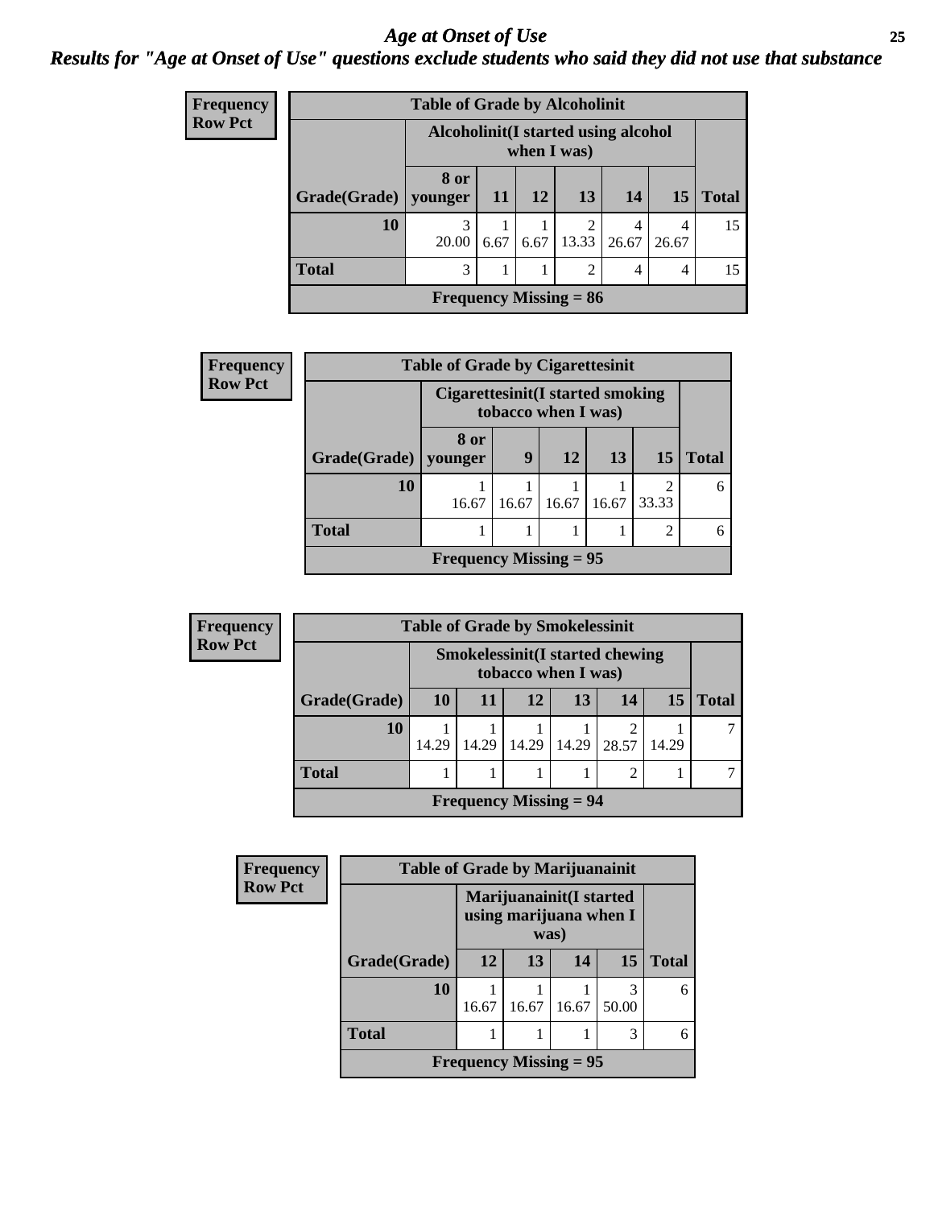# Age at Onset of Use

## Results for "Age at Onset of Use" questions exclude students who said they did not use that substance

**Frequency**
**Row Pct**

**Table of Grade by Alcoholinit**

| Grade(Grade) | Alcoholinit(I started using alcohol when I was) | | | | | | Total |
|---|---|---|---|---|---|---|---|
| | 8 or younger | 11 | 12 | 13 | 14 | 15 | |
| 10 | 3<br>20.00 | 1<br>6.67 | 1<br>6.67 | 2<br>13.33 | 4<br>26.67 | 4<br>26.67 | 15 |
| Total | 3 | 1 | 1 | 2 | 4 | 4 | 15 |

**Frequency Missing = 86**

**Frequency**
**Row Pct**

**Table of Grade by Cigarettesinit**

| Grade(Grade) | Cigarettesinit(I started smoking tobacco when I was) | | | | | Total |
|---|---|---|---|---|---|---|
| | 8 or younger | 9 | 12 | 13 | 15 | |
| 10 | 1<br>16.67 | 1<br>16.67 | 1<br>16.67 | 1<br>16.67 | 2<br>33.33 | 6 |
| Total | 1 | 1 | 1 | 1 | 2 | 6 |

**Frequency Missing = 95**

**Frequency**
**Row Pct**

**Table of Grade by Smokelessinit**

| Grade(Grade) | Smokelessinit(I started chewing tobacco when I was) | | | | | | Total |
|---|---|---|---|---|---|---|---|
| | 10 | 11 | 12 | 13 | 14 | 15 | |
| 10 | 1<br>14.29 | 1<br>14.29 | 1<br>14.29 | 1<br>14.29 | 2<br>28.57 | 1<br>14.29 | 7 |
| Total | 1 | 1 | 1 | 1 | 2 | 1 | 7 |

**Frequency Missing = 94**

**Frequency**
**Row Pct**

**Table of Grade by Marijuanainit**

| Grade(Grade) | Marijuanainit(I started using marijuana when I was) | | | | Total |
|---|---|---|---|---|---|
| | 12 | 13 | 14 | 15 | |
| 10 | 1<br>16.67 | 1<br>16.67 | 1<br>16.67 | 3<br>50.00 | 6 |
| Total | 1 | 1 | 1 | 3 | 6 |

**Frequency Missing = 95**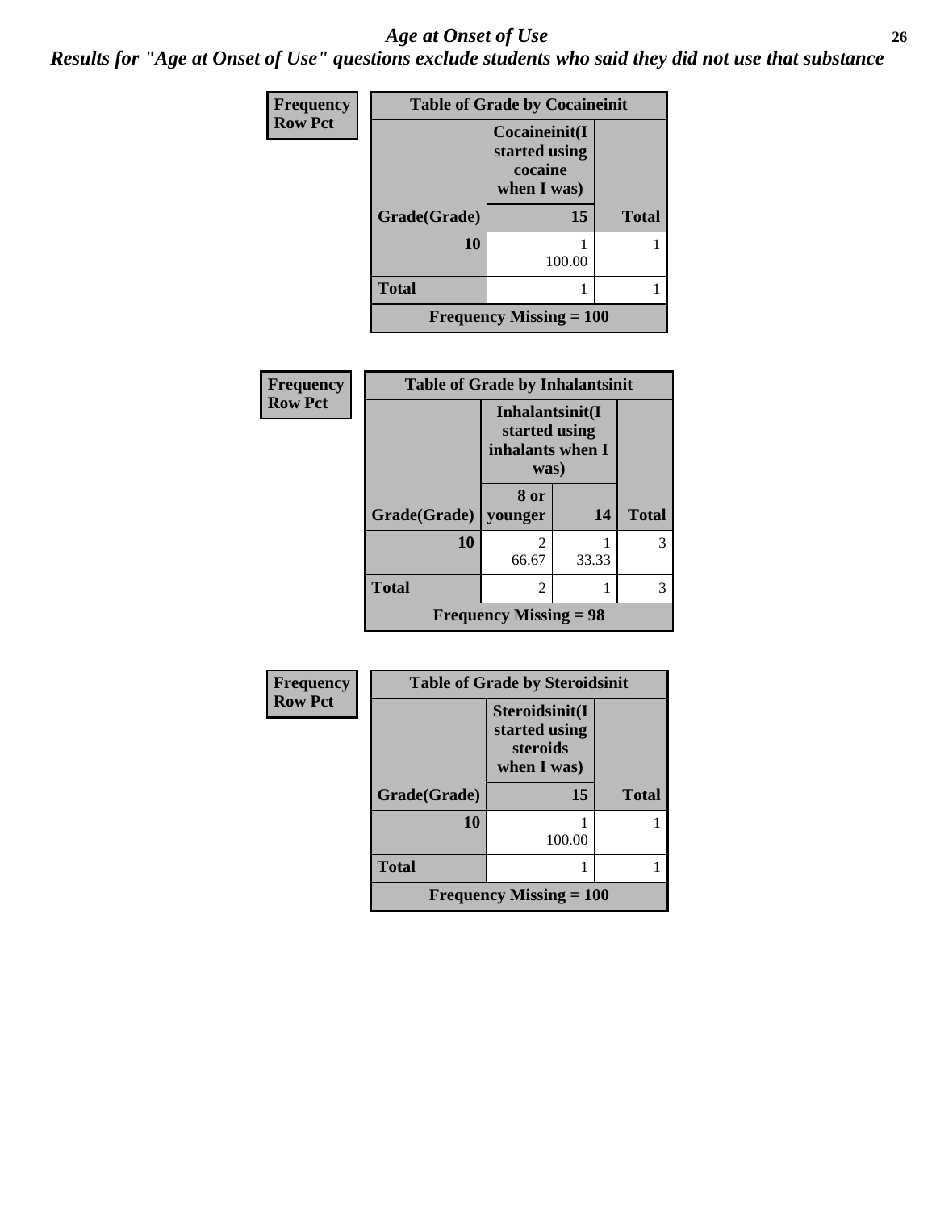# Age at Onset of Use

## Results for "Age at Onset of Use" questions exclude students who said they did not use that substance

Frequency
Row Pct

**Table of Grade by Cocaineinit**

| Grade(Grade) | Cocaineinit(I started using cocaine when I was) 15 | Total |
|---|---|---|
| 10 | 1<br>100.00 | 1 |
| Total | 1 | 1 |

Frequency Missing = 100

Frequency
Row Pct

**Table of Grade by Inhalantsinit**

| Grade(Grade) | Inhalantsinit(I started using inhalants when I was) 8 or younger | 14 | Total |
|---|---|---|---|
| 10 | 2<br>66.67 | 1<br>33.33 | 3 |
| Total | 2 | 1 | 3 |

Frequency Missing = 98

Frequency
Row Pct

**Table of Grade by Steroidsinit**

| Grade(Grade) | Steroidsinit(I started using steroids when I was) 15 | Total |
|---|---|---|
| 10 | 1<br>100.00 | 1 |
| Total | 1 | 1 |

Frequency Missing = 100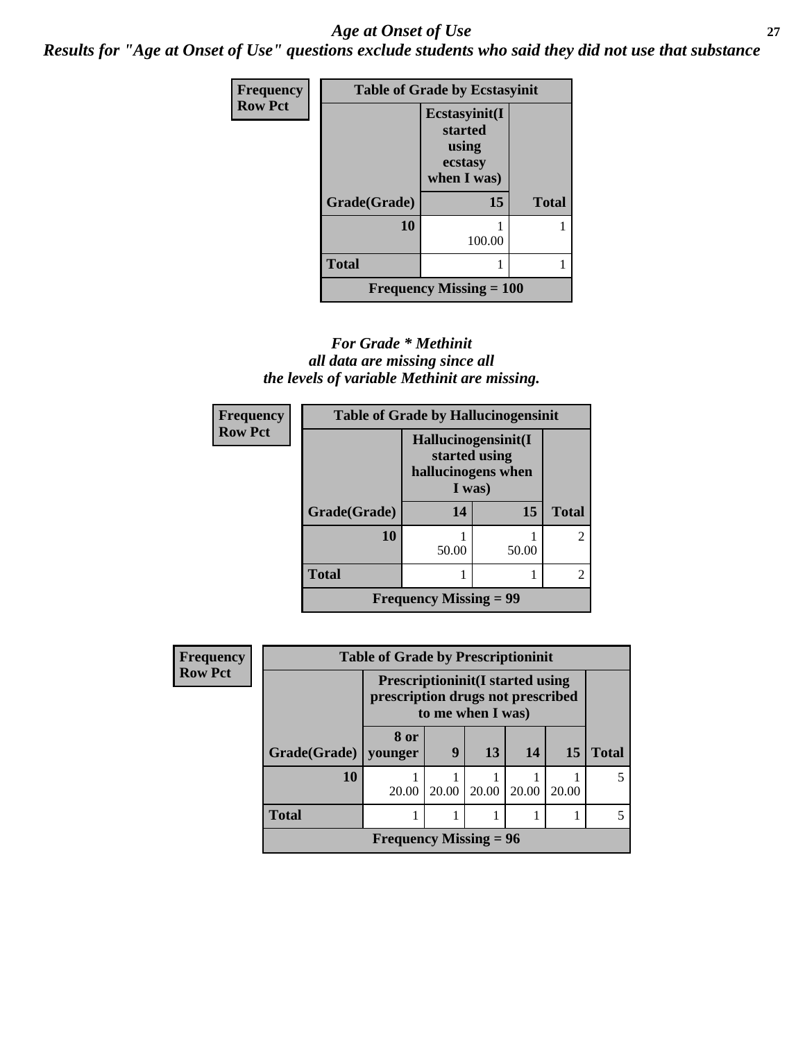## *Age at Onset of Use*

***Results for "Age at Onset of Use" questions exclude students who said they did not use that substance***

**Frequency**
**Row Pct**

| Table of Grade by Ecstasyinit | | |
|---|---|---|
| | Ecstasyinit(I started using ecstasy when I was) | |
| Grade(Grade) | 15 | Total |
| 10 | 1<br>100.00 | 1 |
| Total | 1 | 1 |
| Frequency Missing = 100 | | |

*For Grade * Methinit*
*all data are missing since all*
*the levels of variable Methinit are missing.*

**Frequency**
**Row Pct**

| Table of Grade by Hallucinogensinit | | | |
|---|---|---|---|
| | Hallucinogensinit(I started using hallucinogens when I was) | | |
| Grade(Grade) | 14 | 15 | Total |
| 10 | 1<br>50.00 | 1<br>50.00 | 2 |
| Total | 1 | 1 | 2 |
| Frequency Missing = 99 | | | |

**Frequency**
**Row Pct**

| Table of Grade by Prescriptioninit | | | | | | |
|---|---|---|---|---|---|---|
| | Prescriptioninit(I started using prescription drugs not prescribed to me when I was) | | | | | |
| Grade(Grade) | 8 or younger | 9 | 13 | 14 | 15 | Total |
| 10 | 1<br>20.00 | 1<br>20.00 | 1<br>20.00 | 1<br>20.00 | 1<br>20.00 | 5 |
| Total | 1 | 1 | 1 | 1 | 1 | 5 |
| Frequency Missing = 96 | | | | | | |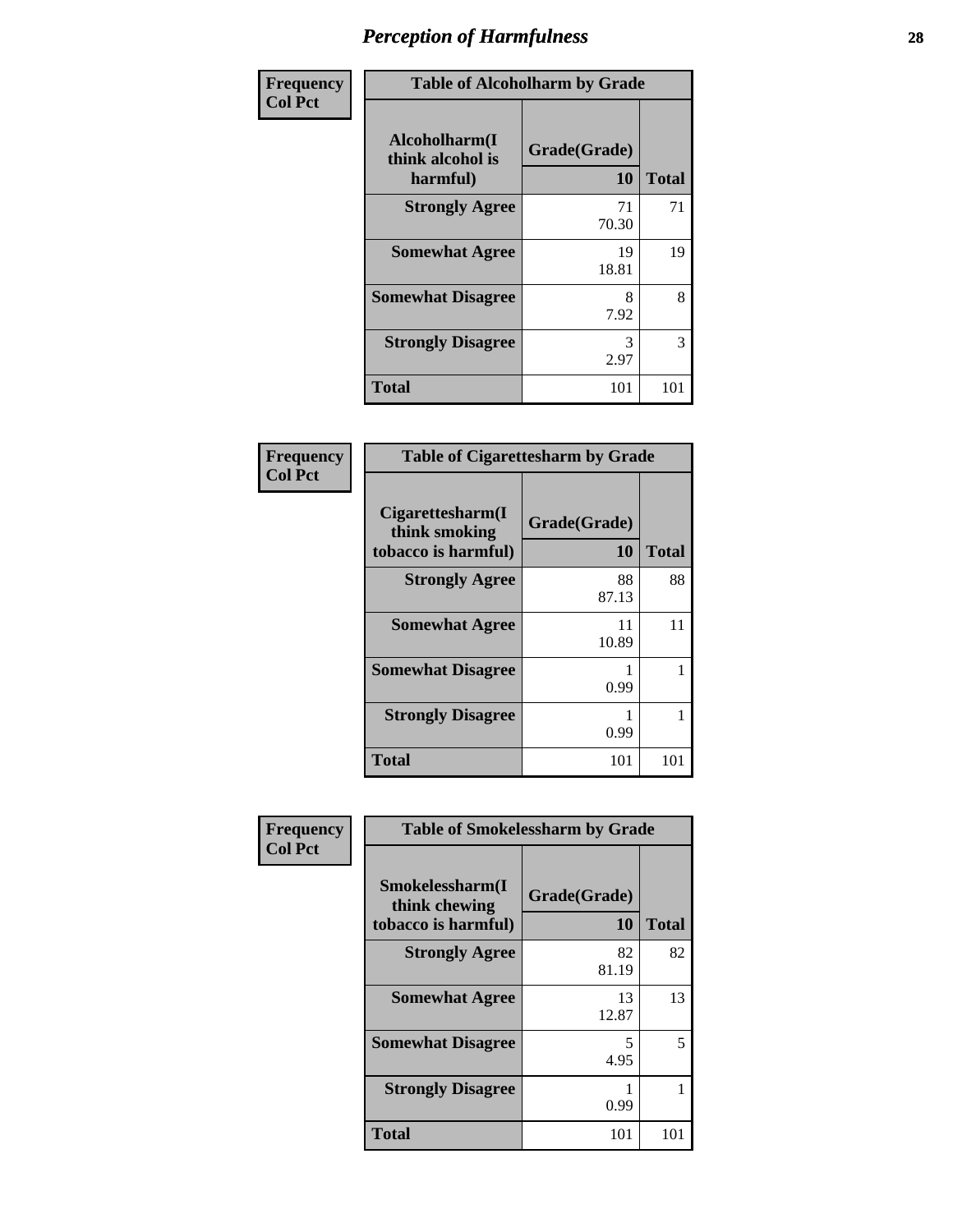# Perception of Harmfulness

| Frequency<br>Col Pct | Table of Alcoholharm by Grade | |
|---|---|---|
| Alcoholharm(I think alcohol is harmful) | Grade(Grade) 10 | Total |
| Strongly Agree | 71<br>70.30 | 71 |
| Somewhat Agree | 19<br>18.81 | 19 |
| Somewhat Disagree | 8<br>7.92 | 8 |
| Strongly Disagree | 3<br>2.97 | 3 |
| Total | 101 | 101 |

| Frequency<br>Col Pct | Table of Cigarettesharm by Grade | |
|---|---|---|
| Cigarettesharm(I think smoking tobacco is harmful) | Grade(Grade) 10 | Total |
| Strongly Agree | 88<br>87.13 | 88 |
| Somewhat Agree | 11<br>10.89 | 11 |
| Somewhat Disagree | 1<br>0.99 | 1 |
| Strongly Disagree | 1<br>0.99 | 1 |
| Total | 101 | 101 |

| Frequency<br>Col Pct | Table of Smokelessharm by Grade | |
|---|---|---|
| Smokelessharm(I think chewing tobacco is harmful) | Grade(Grade) 10 | Total |
| Strongly Agree | 82<br>81.19 | 82 |
| Somewhat Agree | 13<br>12.87 | 13 |
| Somewhat Disagree | 5<br>4.95 | 5 |
| Strongly Disagree | 1<br>0.99 | 1 |
| Total | 101 | 101 |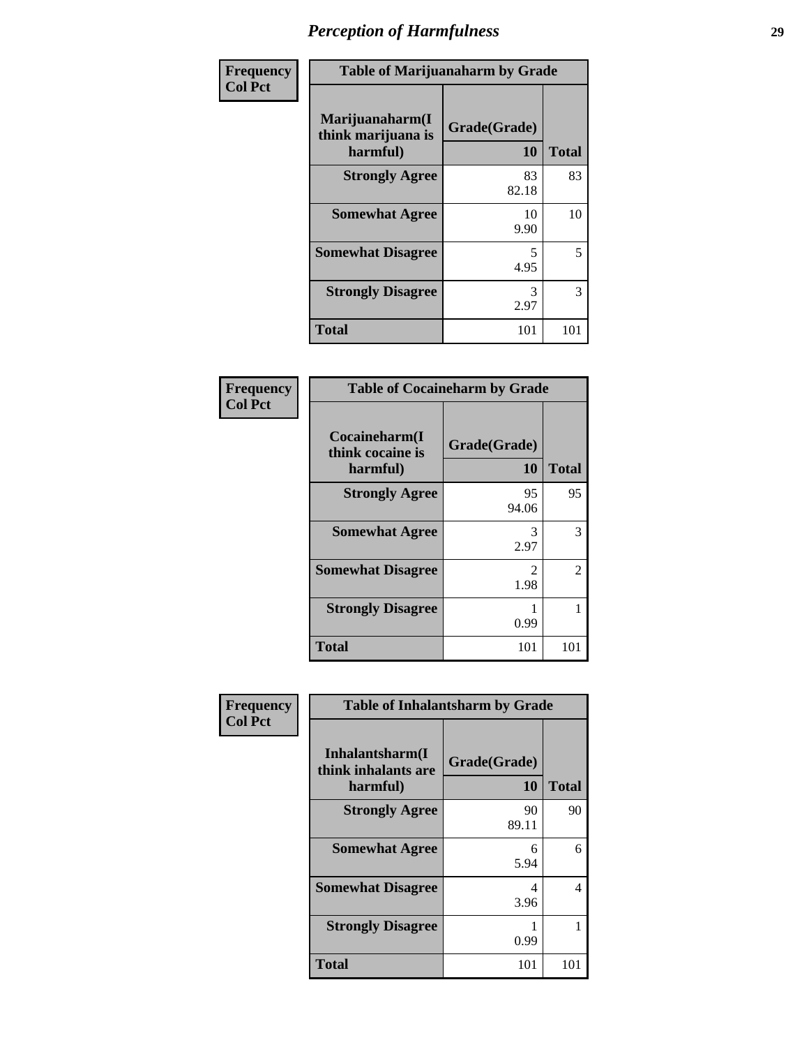# Perception of Harmfulness

| Frequency Col Pct | Table of Marijuanaharm by Grade | |
|---|---|---|
| Marijuanaharm(I think marijuana is harmful) | Grade(Grade) 10 | Total |
| Strongly Agree | 83 82.18 | 83 |
| Somewhat Agree | 10 9.90 | 10 |
| Somewhat Disagree | 5 4.95 | 5 |
| Strongly Disagree | 3 2.97 | 3 |
| Total | 101 | 101 |

| Frequency Col Pct | Table of Cocaineharm by Grade | |
|---|---|---|
| Cocaineharm(I think cocaine is harmful) | Grade(Grade) 10 | Total |
| Strongly Agree | 95 94.06 | 95 |
| Somewhat Agree | 3 2.97 | 3 |
| Somewhat Disagree | 2 1.98 | 2 |
| Strongly Disagree | 1 0.99 | 1 |
| Total | 101 | 101 |

| Frequency Col Pct | Table of Inhalantsharm by Grade | |
|---|---|---|
| Inhalantsharm(I think inhalants are harmful) | Grade(Grade) 10 | Total |
| Strongly Agree | 90 89.11 | 90 |
| Somewhat Agree | 6 5.94 | 6 |
| Somewhat Disagree | 4 3.96 | 4 |
| Strongly Disagree | 1 0.99 | 1 |
| Total | 101 | 101 |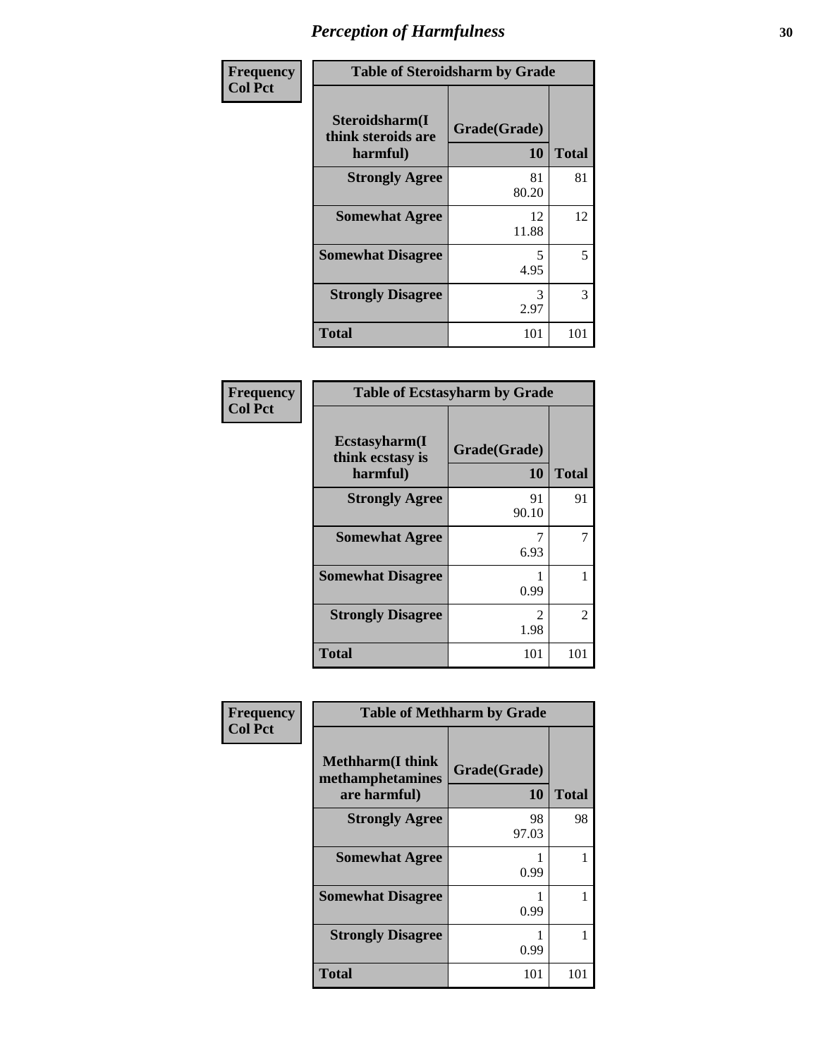## Perception of Harmfulness

| Frequency Col Pct | Table of Steroidsharm by Grade | |
|---|---|---|
| **Steroidsharm(I think steroids are harmful)** | **Grade(Grade) 10** | **Total** |
| **Strongly Agree** | 81<br>80.20 | 81 |
| **Somewhat Agree** | 12<br>11.88 | 12 |
| **Somewhat Disagree** | 5<br>4.95 | 5 |
| **Strongly Disagree** | 3<br>2.97 | 3 |
| **Total** | 101 | 101 |

| Frequency Col Pct | Table of Ecstasyharm by Grade | |
|---|---|---|
| **Ecstasyharm(I think ecstasy is harmful)** | **Grade(Grade) 10** | **Total** |
| **Strongly Agree** | 91<br>90.10 | 91 |
| **Somewhat Agree** | 7<br>6.93 | 7 |
| **Somewhat Disagree** | 1<br>0.99 | 1 |
| **Strongly Disagree** | 2<br>1.98 | 2 |
| **Total** | 101 | 101 |

| Frequency Col Pct | Table of Methharm by Grade | |
|---|---|---|
| **Methharm(I think methamphetamines are harmful)** | **Grade(Grade) 10** | **Total** |
| **Strongly Agree** | 98<br>97.03 | 98 |
| **Somewhat Agree** | 1<br>0.99 | 1 |
| **Somewhat Disagree** | 1<br>0.99 | 1 |
| **Strongly Disagree** | 1<br>0.99 | 1 |
| **Total** | 101 | 101 |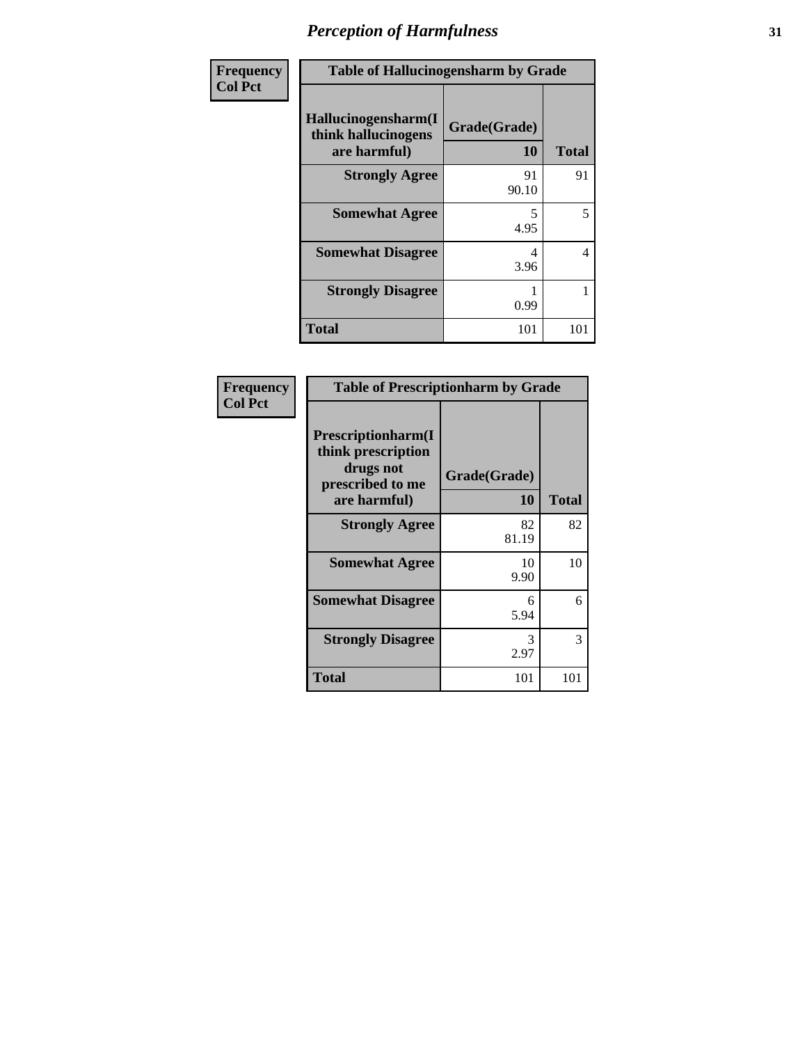# Perception of Harmfulness

| Frequency<br>Col Pct | Table of Hallucinogensharm by Grade | |
|---|---|---|
| Hallucinogensharm(I think hallucinogens are harmful) | Grade(Grade) 10 | Total |
| Strongly Agree | 91<br>90.10 | 91 |
| Somewhat Agree | 5<br>4.95 | 5 |
| Somewhat Disagree | 4<br>3.96 | 4 |
| Strongly Disagree | 1<br>0.99 | 1 |
| Total | 101 | 101 |

| Frequency<br>Col Pct | Table of Prescriptionharm by Grade | |
|---|---|---|
| Prescriptionharm(I think prescription drugs not prescribed to me are harmful) | Grade(Grade) 10 | Total |
| Strongly Agree | 82<br>81.19 | 82 |
| Somewhat Agree | 10<br>9.90 | 10 |
| Somewhat Disagree | 6<br>5.94 | 6 |
| Strongly Disagree | 3<br>2.97 | 3 |
| Total | 101 | 101 |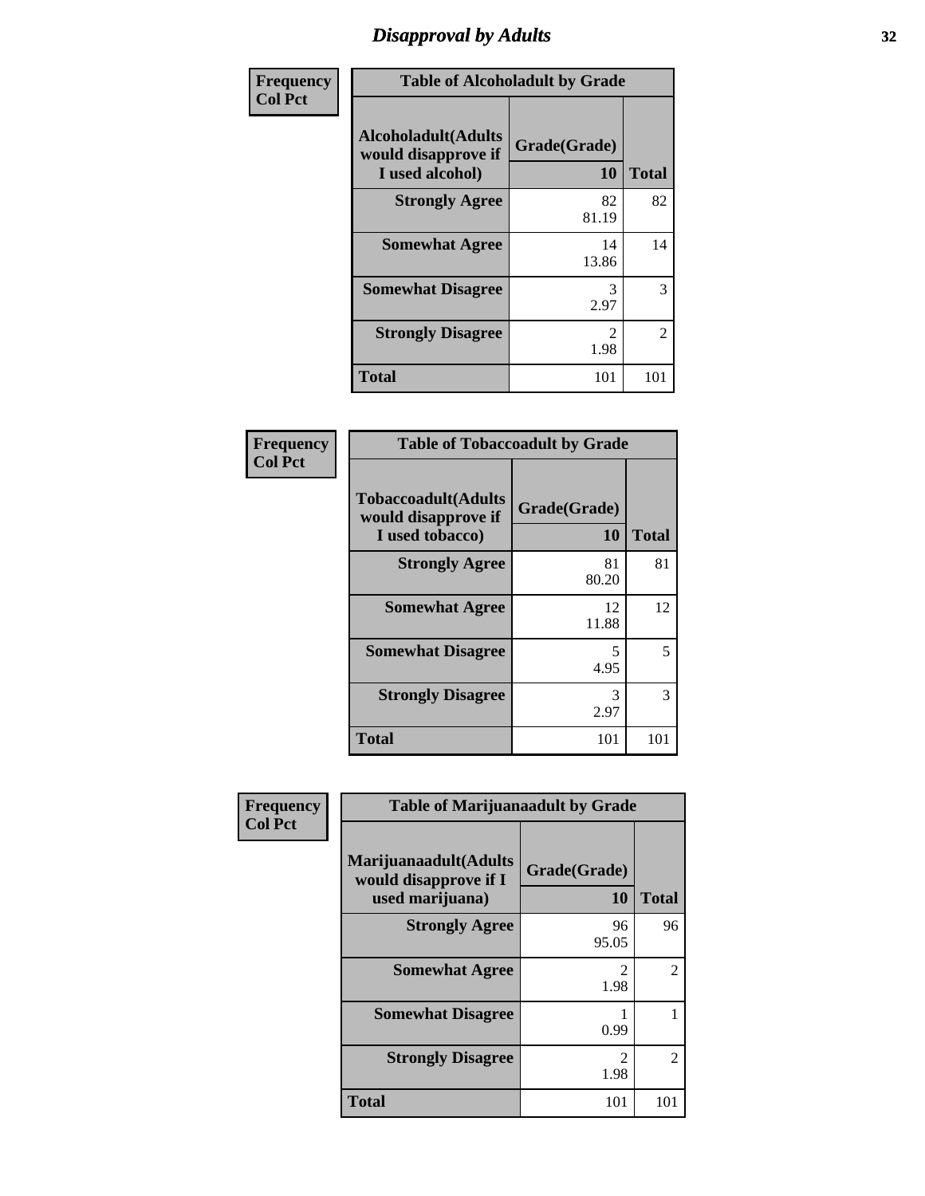# Disapproval by Adults

| Frequency<br>Col Pct | | |
|---|---|---|
| **Table of Alcoholadult by Grade** | | |
| **Alcoholadult(Adults would disapprove if I used alcohol)** | **Grade(Grade) 10** | **Total** |
| **Strongly Agree** | 82<br>81.19 | 82 |
| **Somewhat Agree** | 14<br>13.86 | 14 |
| **Somewhat Disagree** | 3<br>2.97 | 3 |
| **Strongly Disagree** | 2<br>1.98 | 2 |
| **Total** | 101 | 101 |

| Frequency<br>Col Pct | | |
|---|---|---|
| **Table of Tobaccoadult by Grade** | | |
| **Tobaccoadult(Adults would disapprove if I used tobacco)** | **Grade(Grade) 10** | **Total** |
| **Strongly Agree** | 81<br>80.20 | 81 |
| **Somewhat Agree** | 12<br>11.88 | 12 |
| **Somewhat Disagree** | 5<br>4.95 | 5 |
| **Strongly Disagree** | 3<br>2.97 | 3 |
| **Total** | 101 | 101 |

| Frequency<br>Col Pct | | |
|---|---|---|
| **Table of Marijuanaadult by Grade** | | |
| **Marijuanaadult(Adults would disapprove if I used marijuana)** | **Grade(Grade) 10** | **Total** |
| **Strongly Agree** | 96<br>95.05 | 96 |
| **Somewhat Agree** | 2<br>1.98 | 2 |
| **Somewhat Disagree** | 1<br>0.99 | 1 |
| **Strongly Disagree** | 2<br>1.98 | 2 |
| **Total** | 101 | 101 |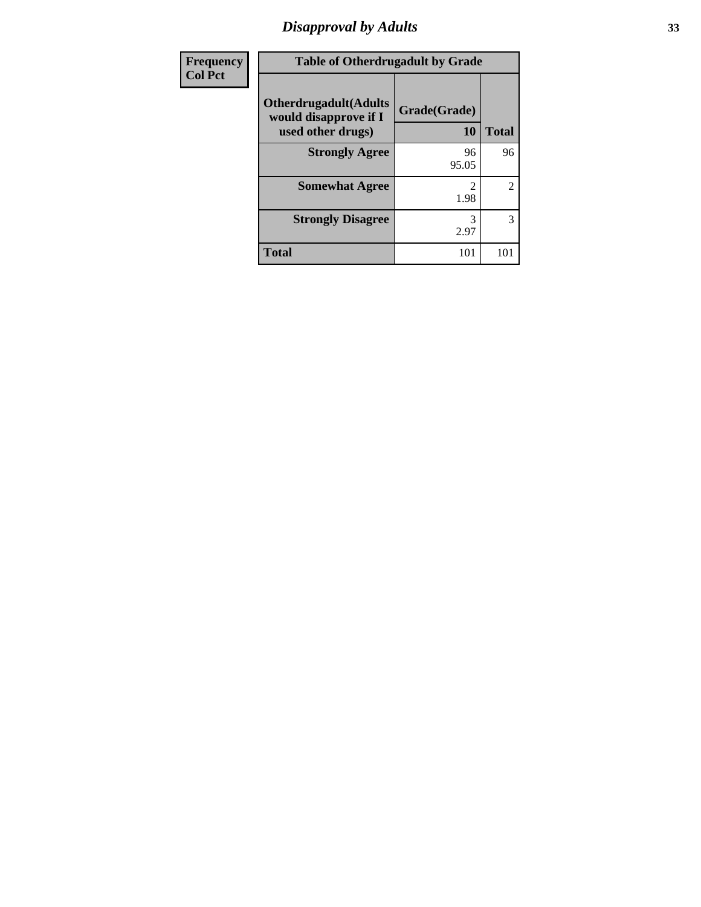| Frequency Col Pct |
| --- |

**Table of Otherdrugadult by Grade**

| Otherdrugadult(Adults would disapprove if I used other drugs) | Grade(Grade) 10 | Total |
| --- | --- | --- |
| **Strongly Agree** | 96<br>95.05 | 96 |
| **Somewhat Agree** | 2<br>1.98 | 2 |
| **Strongly Disagree** | 3<br>2.97 | 3 |
| **Total** | 101 | 101 |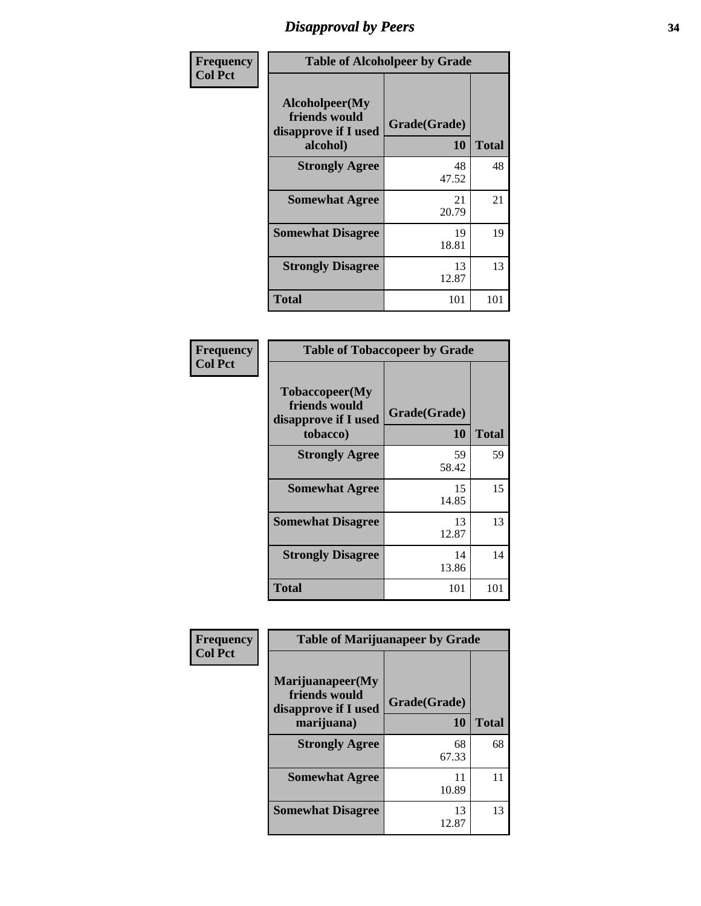# Disapproval by Peers

**Frequency**
**Col Pct**

| Table of Alcoholpeer by Grade | | |
|---|---|---|
| **Alcoholpeer(My friends would disapprove if I used alcohol)** | **Grade(Grade)** | |
| | **10** | **Total** |
| **Strongly Agree** | 48<br>47.52 | 48 |
| **Somewhat Agree** | 21<br>20.79 | 21 |
| **Somewhat Disagree** | 19<br>18.81 | 19 |
| **Strongly Disagree** | 13<br>12.87 | 13 |
| **Total** | 101 | 101 |

**Frequency**
**Col Pct**

| Table of Tobaccopeer by Grade | | |
|---|---|---|
| **Tobaccopeer(My friends would disapprove if I used tobacco)** | **Grade(Grade)** | |
| | **10** | **Total** |
| **Strongly Agree** | 59<br>58.42 | 59 |
| **Somewhat Agree** | 15<br>14.85 | 15 |
| **Somewhat Disagree** | 13<br>12.87 | 13 |
| **Strongly Disagree** | 14<br>13.86 | 14 |
| **Total** | 101 | 101 |

**Frequency**
**Col Pct**

| Table of Marijuanapeer by Grade | | |
|---|---|---|
| **Marijuanapeer(My friends would disapprove if I used marijuana)** | **Grade(Grade)** | |
| | **10** | **Total** |
| **Strongly Agree** | 68<br>67.33 | 68 |
| **Somewhat Agree** | 11<br>10.89 | 11 |
| **Somewhat Disagree** | 13<br>12.87 | 13 |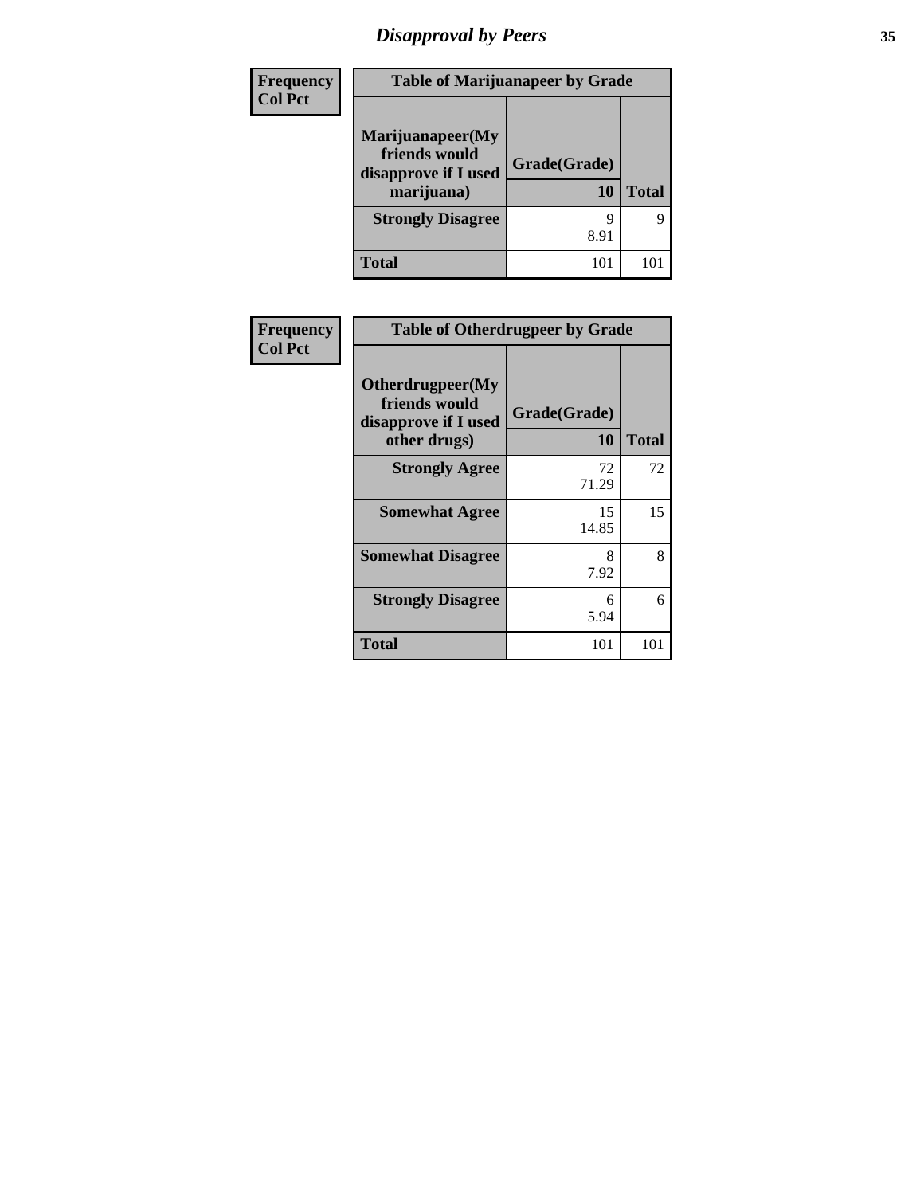# Disapproval by Peers

| Frequency<br>Col Pct | Table of Marijuanapeer by Grade | |
|---|---|---|
| Marijuanapeer(My friends would disapprove if I used marijuana) | Grade(Grade)<br>10 | Total |
| Strongly Disagree | 9<br>8.91 | 9 |
| Total | 101 | 101 |

| Frequency<br>Col Pct | Table of Otherdrugpeer by Grade | |
|---|---|---|
| Otherdrugpeer(My friends would disapprove if I used other drugs) | Grade(Grade)<br>10 | Total |
| Strongly Agree | 72<br>71.29 | 72 |
| Somewhat Agree | 15<br>14.85 | 15 |
| Somewhat Disagree | 8<br>7.92 | 8 |
| Strongly Disagree | 6<br>5.94 | 6 |
| Total | 101 | 101 |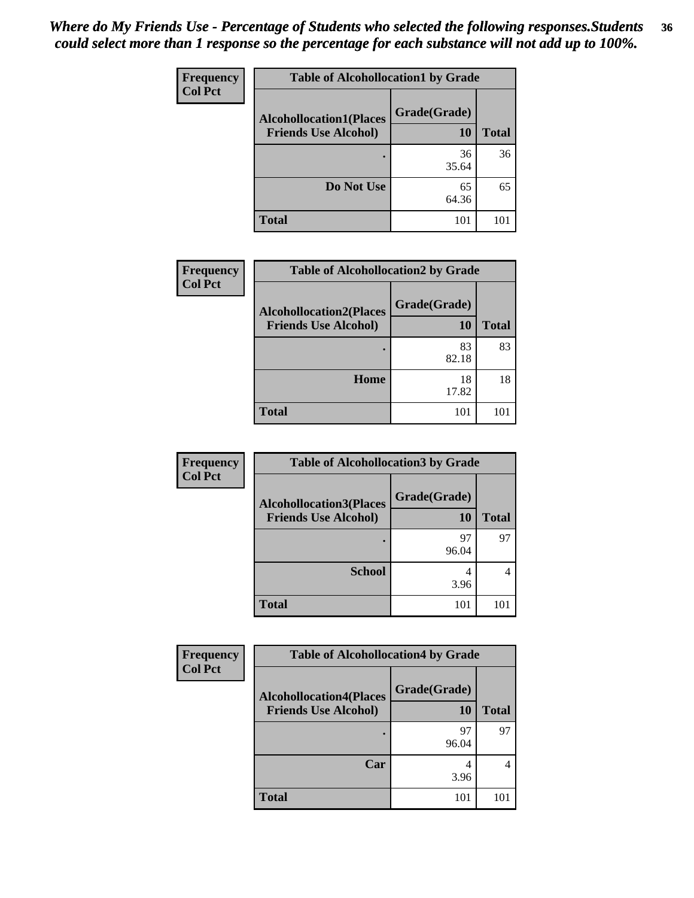*Where do My Friends Use - Percentage of Students who selected the following responses.Students could select more than 1 response so the percentage for each substance will not add up to 100%.*

| Frequency<br>Col Pct | | | |
|---|---|---|---|
| | **Table of Alcohollocation1 by Grade** | | |
| | **Alcohollocation1(Places Friends Use Alcohol)** | **Grade(Grade)**<br>**10** | **Total** |
| | **.** | 36<br>35.64 | 36 |
| | **Do Not Use** | 65<br>64.36 | 65 |
| | **Total** | 101 | 101 |

| Frequency<br>Col Pct | | | |
|---|---|---|---|
| | **Table of Alcohollocation2 by Grade** | | |
| | **Alcohollocation2(Places Friends Use Alcohol)** | **Grade(Grade)**<br>**10** | **Total** |
| | **.** | 83<br>82.18 | 83 |
| | **Home** | 18<br>17.82 | 18 |
| | **Total** | 101 | 101 |

| Frequency<br>Col Pct | | | |
|---|---|---|---|
| | **Table of Alcohollocation3 by Grade** | | |
| | **Alcohollocation3(Places Friends Use Alcohol)** | **Grade(Grade)**<br>**10** | **Total** |
| | **.** | 97<br>96.04 | 97 |
| | **School** | 4<br>3.96 | 4 |
| | **Total** | 101 | 101 |

| Frequency<br>Col Pct | | | |
|---|---|---|---|
| | **Table of Alcohollocation4 by Grade** | | |
| | **Alcohollocation4(Places Friends Use Alcohol)** | **Grade(Grade)**<br>**10** | **Total** |
| | **.** | 97<br>96.04 | 97 |
| | **Car** | 4<br>3.96 | 4 |
| | **Total** | 101 | 101 |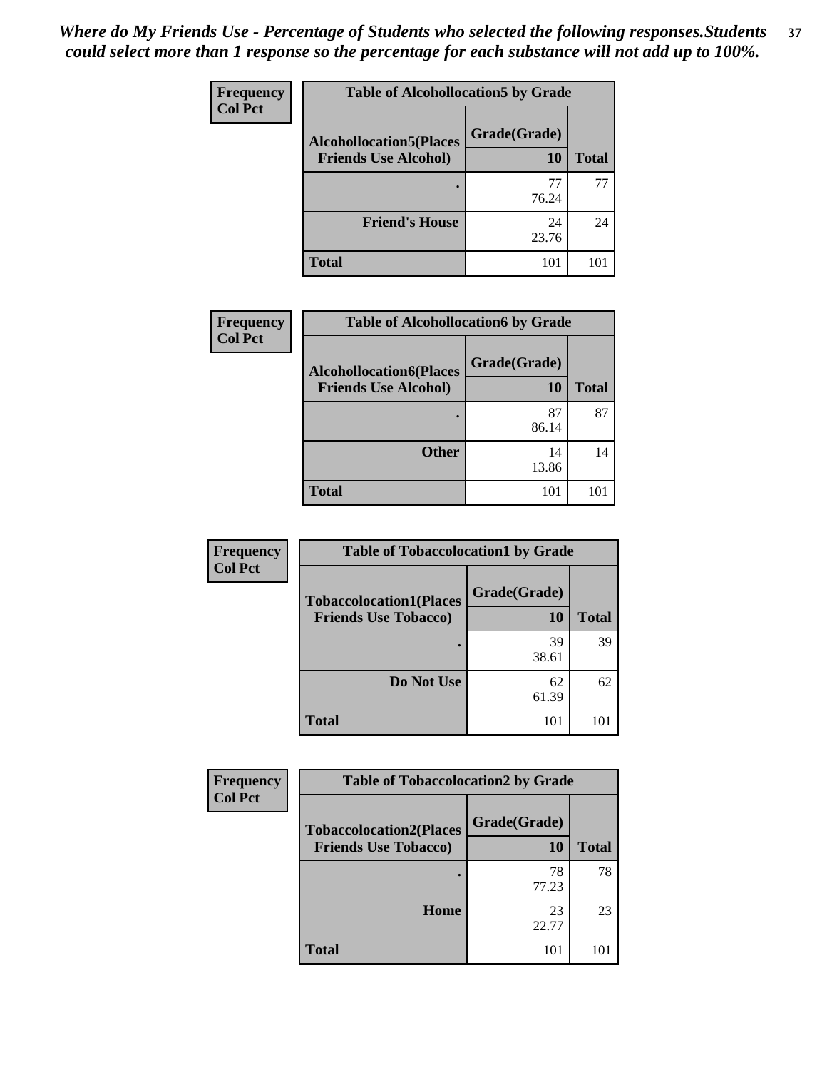*Where do My Friends Use - Percentage of Students who selected the following responses.Students could select more than 1 response so the percentage for each substance will not add up to 100%.*

| Frequency<br>Col Pct | Table of Alcohollocation5 by Grade | |
|---|---|---|
| Alcohollocation5(Places Friends Use Alcohol) | Grade(Grade)<br>10 | Total |
| . | 77<br>76.24 | 77 |
| Friend's House | 24<br>23.76 | 24 |
| Total | 101 | 101 |

| Frequency<br>Col Pct | Table of Alcohollocation6 by Grade | |
|---|---|---|
| Alcohollocation6(Places Friends Use Alcohol) | Grade(Grade)<br>10 | Total |
| . | 87<br>86.14 | 87 |
| Other | 14<br>13.86 | 14 |
| Total | 101 | 101 |

| Frequency<br>Col Pct | Table of Tobaccolocation1 by Grade | |
|---|---|---|
| Tobaccolocation1(Places Friends Use Tobacco) | Grade(Grade)<br>10 | Total |
| . | 39<br>38.61 | 39 |
| Do Not Use | 62<br>61.39 | 62 |
| Total | 101 | 101 |

| Frequency<br>Col Pct | Table of Tobaccolocation2 by Grade | |
|---|---|---|
| Tobaccolocation2(Places Friends Use Tobacco) | Grade(Grade)<br>10 | Total |
| . | 78<br>77.23 | 78 |
| Home | 23<br>22.77 | 23 |
| Total | 101 | 101 |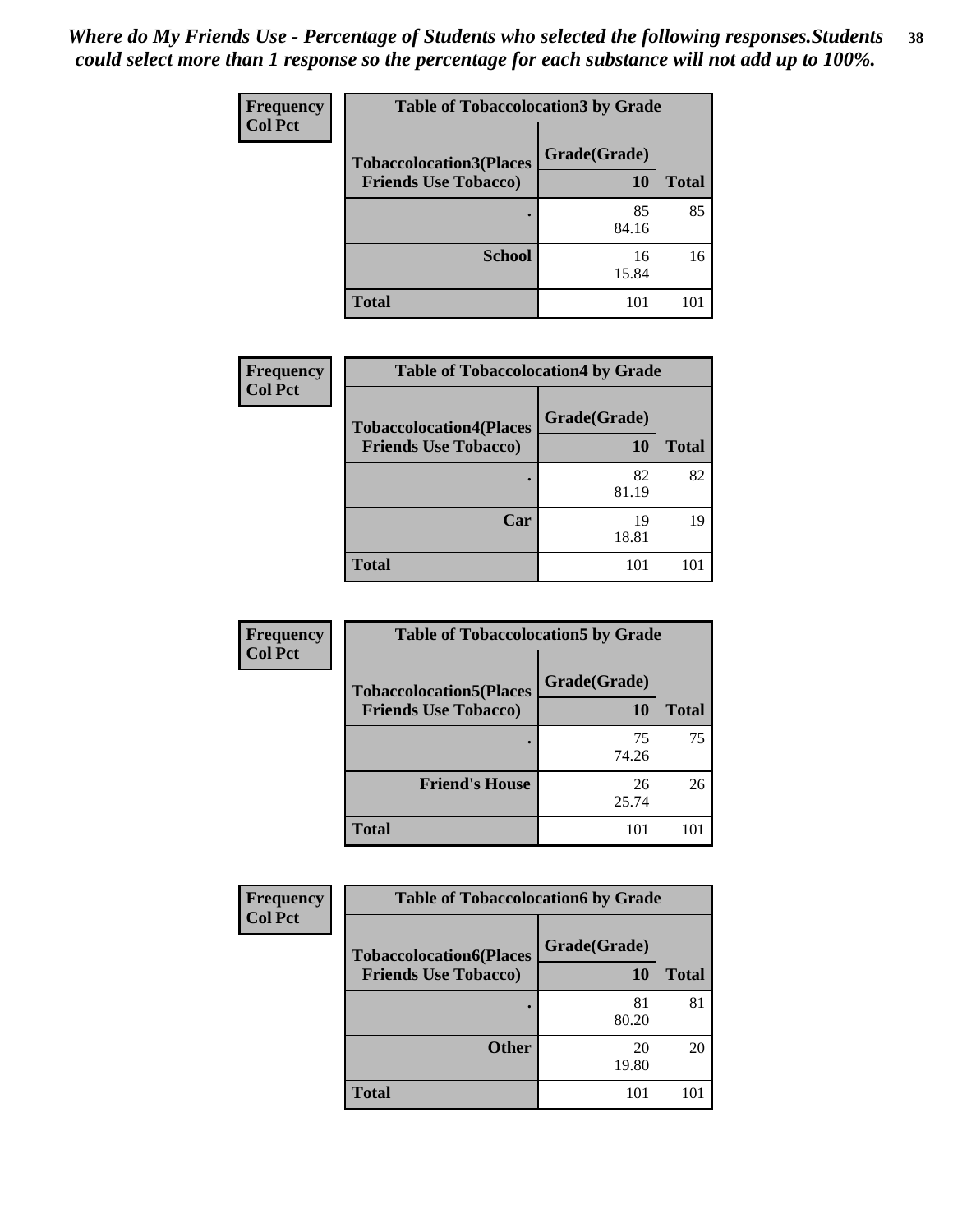*Where do My Friends Use - Percentage of Students who selected the following responses.Students could select more than 1 response so the percentage for each substance will not add up to 100%.*

**Frequency**
**Col Pct**

| Table of Tobaccolocation3 by Grade | | |
|---|---|---|
| **Tobaccolocation3(Places Friends Use Tobacco)** | **Grade(Grade)** | |
| | **10** | **Total** |
| **.** | 85<br>84.16 | 85 |
| **School** | 16<br>15.84 | 16 |
| **Total** | 101 | 101 |

**Frequency**
**Col Pct**

| Table of Tobaccolocation4 by Grade | | |
|---|---|---|
| **Tobaccolocation4(Places Friends Use Tobacco)** | **Grade(Grade)** | |
| | **10** | **Total** |
| **.** | 82<br>81.19 | 82 |
| **Car** | 19<br>18.81 | 19 |
| **Total** | 101 | 101 |

**Frequency**
**Col Pct**

| Table of Tobaccolocation5 by Grade | | |
|---|---|---|
| **Tobaccolocation5(Places Friends Use Tobacco)** | **Grade(Grade)** | |
| | **10** | **Total** |
| **.** | 75<br>74.26 | 75 |
| **Friend's House** | 26<br>25.74 | 26 |
| **Total** | 101 | 101 |

**Frequency**
**Col Pct**

| Table of Tobaccolocation6 by Grade | | |
|---|---|---|
| **Tobaccolocation6(Places Friends Use Tobacco)** | **Grade(Grade)** | |
| | **10** | **Total** |
| **.** | 81<br>80.20 | 81 |
| **Other** | 20<br>19.80 | 20 |
| **Total** | 101 | 101 |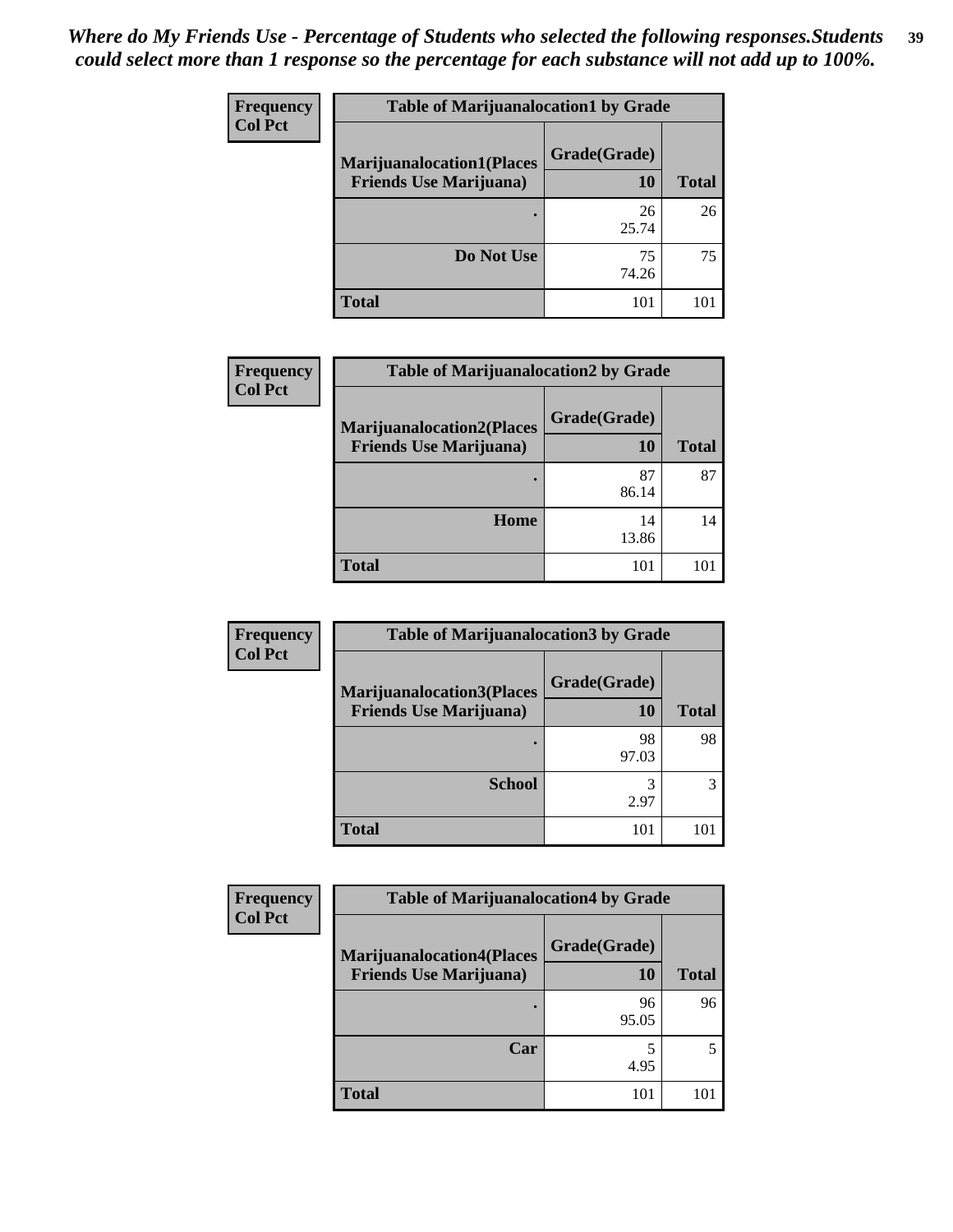*Where do My Friends Use - Percentage of Students who selected the following responses.Students could select more than 1 response so the percentage for each substance will not add up to 100%.*

**Frequency**
**Col Pct**

| Table of Marijuanalocation1 by Grade | | |
|---|---|---|
| **Marijuanalocation1(Places Friends Use Marijuana)** | **Grade(Grade)** | |
| | **10** | **Total** |
| **.** | 26<br>25.74 | 26 |
| **Do Not Use** | 75<br>74.26 | 75 |
| **Total** | 101 | 101 |

**Frequency**
**Col Pct**

| Table of Marijuanalocation2 by Grade | | |
|---|---|---|
| **Marijuanalocation2(Places Friends Use Marijuana)** | **Grade(Grade)** | |
| | **10** | **Total** |
| **.** | 87<br>86.14 | 87 |
| **Home** | 14<br>13.86 | 14 |
| **Total** | 101 | 101 |

**Frequency**
**Col Pct**

| Table of Marijuanalocation3 by Grade | | |
|---|---|---|
| **Marijuanalocation3(Places Friends Use Marijuana)** | **Grade(Grade)** | |
| | **10** | **Total** |
| **.** | 98<br>97.03 | 98 |
| **School** | 3<br>2.97 | 3 |
| **Total** | 101 | 101 |

**Frequency**
**Col Pct**

| Table of Marijuanalocation4 by Grade | | |
|---|---|---|
| **Marijuanalocation4(Places Friends Use Marijuana)** | **Grade(Grade)** | |
| | **10** | **Total** |
| **.** | 96<br>95.05 | 96 |
| **Car** | 5<br>4.95 | 5 |
| **Total** | 101 | 101 |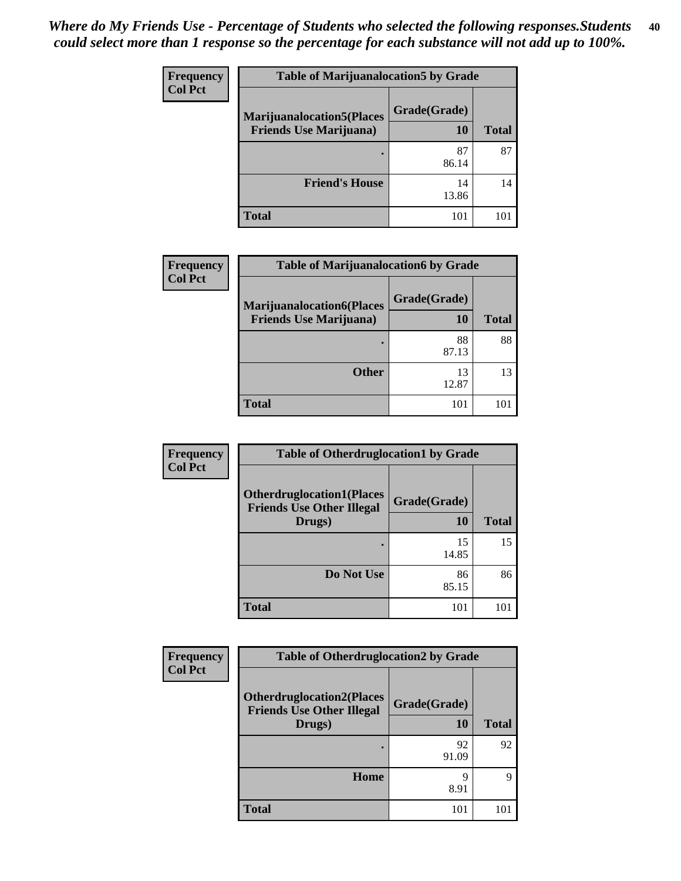*Where do My Friends Use - Percentage of Students who selected the following responses.Students could select more than 1 response so the percentage for each substance will not add up to 100%.*

| Frequency Col Pct | Table of Marijuanalocation5 by Grade | |
|---|---|---|
| Marijuanalocation5(Places Friends Use Marijuana) | Grade(Grade) 10 | Total |
| . | 87 86.14 | 87 |
| Friend's House | 14 13.86 | 14 |
| Total | 101 | 101 |

| Frequency Col Pct | Table of Marijuanalocation6 by Grade | |
|---|---|---|
| Marijuanalocation6(Places Friends Use Marijuana) | Grade(Grade) 10 | Total |
| . | 88 87.13 | 88 |
| Other | 13 12.87 | 13 |
| Total | 101 | 101 |

| Frequency Col Pct | Table of Otherdruglocation1 by Grade | |
|---|---|---|
| Otherdruglocation1(Places Friends Use Other Illegal Drugs) | Grade(Grade) 10 | Total |
| . | 15 14.85 | 15 |
| Do Not Use | 86 85.15 | 86 |
| Total | 101 | 101 |

| Frequency Col Pct | Table of Otherdruglocation2 by Grade | |
|---|---|---|
| Otherdruglocation2(Places Friends Use Other Illegal Drugs) | Grade(Grade) 10 | Total |
| . | 92 91.09 | 92 |
| Home | 9 8.91 | 9 |
| Total | 101 | 101 |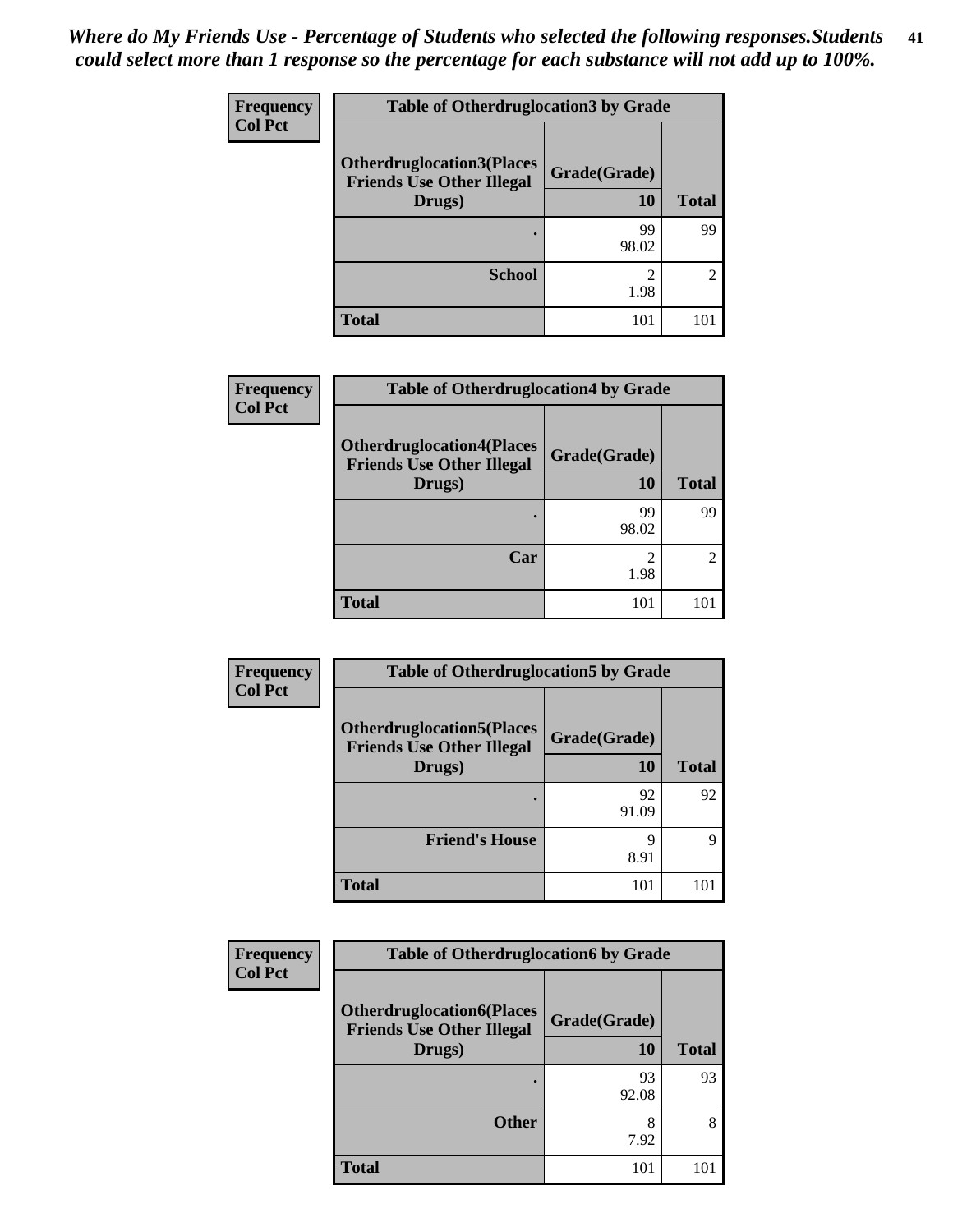*Where do My Friends Use - Percentage of Students who selected the following responses.Students could select more than 1 response so the percentage for each substance will not add up to 100%.*

| Frequency Col Pct | Table of Otherdruglocation3 by Grade | |
|---|---|---|
| Otherdruglocation3(Places Friends Use Other Illegal Drugs) | Grade(Grade) 10 | Total |
| . | 99 98.02 | 99 |
| School | 2 1.98 | 2 |
| Total | 101 | 101 |

| Frequency Col Pct | Table of Otherdruglocation4 by Grade | |
|---|---|---|
| Otherdruglocation4(Places Friends Use Other Illegal Drugs) | Grade(Grade) 10 | Total |
| . | 99 98.02 | 99 |
| Car | 2 1.98 | 2 |
| Total | 101 | 101 |

| Frequency Col Pct | Table of Otherdruglocation5 by Grade | |
|---|---|---|
| Otherdruglocation5(Places Friends Use Other Illegal Drugs) | Grade(Grade) 10 | Total |
| . | 92 91.09 | 92 |
| Friend's House | 9 8.91 | 9 |
| Total | 101 | 101 |

| Frequency Col Pct | Table of Otherdruglocation6 by Grade | |
|---|---|---|
| Otherdruglocation6(Places Friends Use Other Illegal Drugs) | Grade(Grade) 10 | Total |
| . | 93 92.08 | 93 |
| Other | 8 7.92 | 8 |
| Total | 101 | 101 |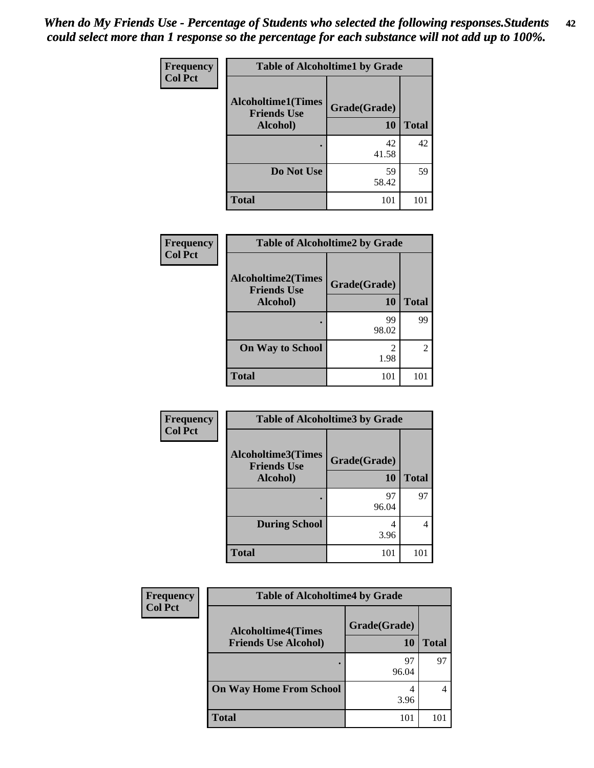*When do My Friends Use - Percentage of Students who selected the following responses.Students could select more than 1 response so the percentage for each substance will not add up to 100%.*

**Table of Alcoholtime1 by Grade**

| Frequency / Col Pct — Alcoholtime1(Times Friends Use Alcohol) | Grade(Grade) 10 | Total |
|---|---|---|
| . | 42<br>41.58 | 42 |
| Do Not Use | 59<br>58.42 | 59 |
| Total | 101 | 101 |

**Table of Alcoholtime2 by Grade**

| Frequency / Col Pct — Alcoholtime2(Times Friends Use Alcohol) | Grade(Grade) 10 | Total |
|---|---|---|
| . | 99<br>98.02 | 99 |
| On Way to School | 2<br>1.98 | 2 |
| Total | 101 | 101 |

**Table of Alcoholtime3 by Grade**

| Frequency / Col Pct — Alcoholtime3(Times Friends Use Alcohol) | Grade(Grade) 10 | Total |
|---|---|---|
| . | 97<br>96.04 | 97 |
| During School | 4<br>3.96 | 4 |
| Total | 101 | 101 |

**Table of Alcoholtime4 by Grade**

| Frequency / Col Pct — Alcoholtime4(Times Friends Use Alcohol) | Grade(Grade) 10 | Total |
|---|---|---|
| . | 97<br>96.04 | 97 |
| On Way Home From School | 4<br>3.96 | 4 |
| Total | 101 | 101 |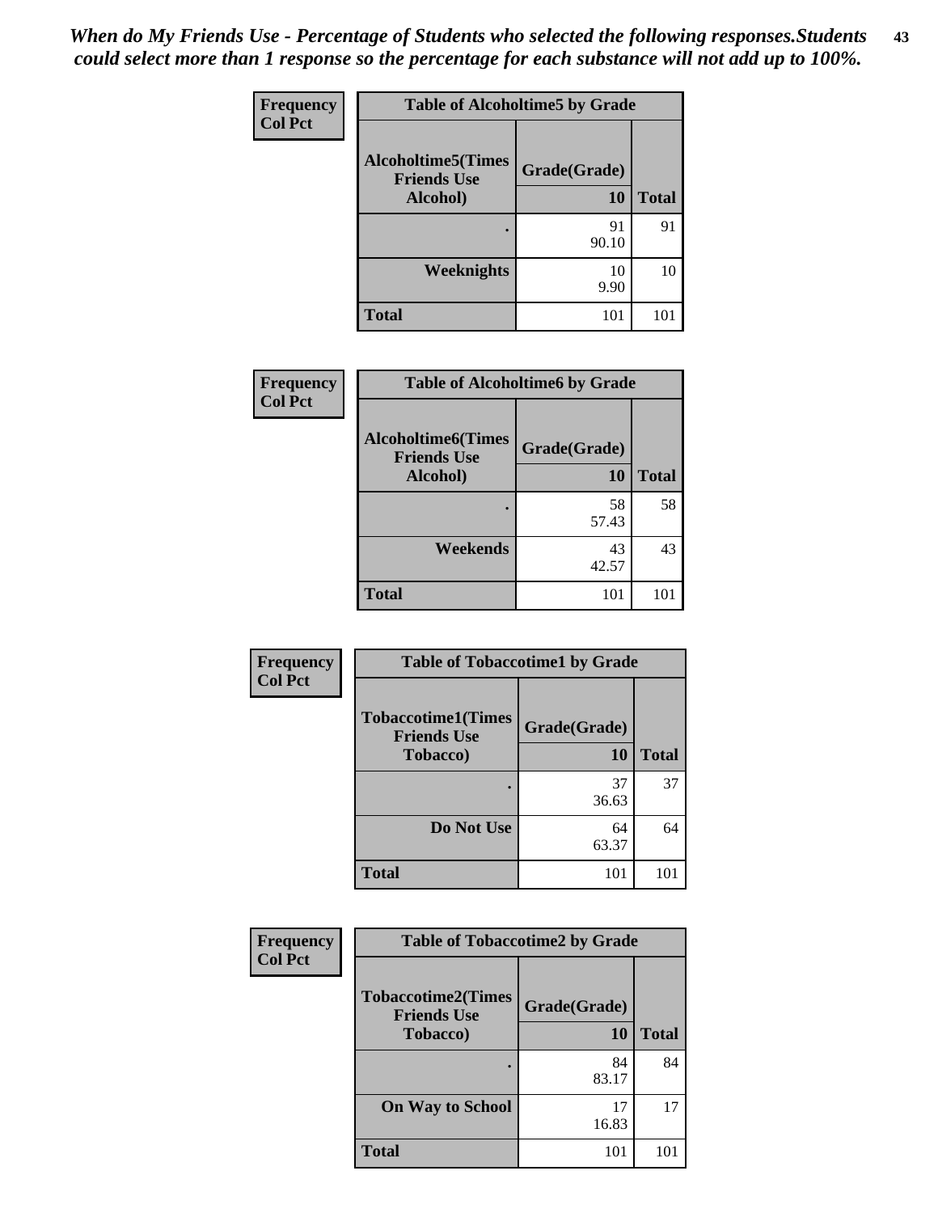*When do My Friends Use - Percentage of Students who selected the following responses.Students could select more than 1 response so the percentage for each substance will not add up to 100%.*

| Frequency Col Pct | Table of Alcoholtime5 by Grade | |
|---|---|---|
| Alcoholtime5(Times Friends Use Alcohol) | Grade(Grade) 10 | Total |
| . | 91 90.10 | 91 |
| Weeknights | 10 9.90 | 10 |
| Total | 101 | 101 |

| Frequency Col Pct | Table of Alcoholtime6 by Grade | |
|---|---|---|
| Alcoholtime6(Times Friends Use Alcohol) | Grade(Grade) 10 | Total |
| . | 58 57.43 | 58 |
| Weekends | 43 42.57 | 43 |
| Total | 101 | 101 |

| Frequency Col Pct | Table of Tobaccotime1 by Grade | |
|---|---|---|
| Tobaccotime1(Times Friends Use Tobacco) | Grade(Grade) 10 | Total |
| . | 37 36.63 | 37 |
| Do Not Use | 64 63.37 | 64 |
| Total | 101 | 101 |

| Frequency Col Pct | Table of Tobaccotime2 by Grade | |
|---|---|---|
| Tobaccotime2(Times Friends Use Tobacco) | Grade(Grade) 10 | Total |
| . | 84 83.17 | 84 |
| On Way to School | 17 16.83 | 17 |
| Total | 101 | 101 |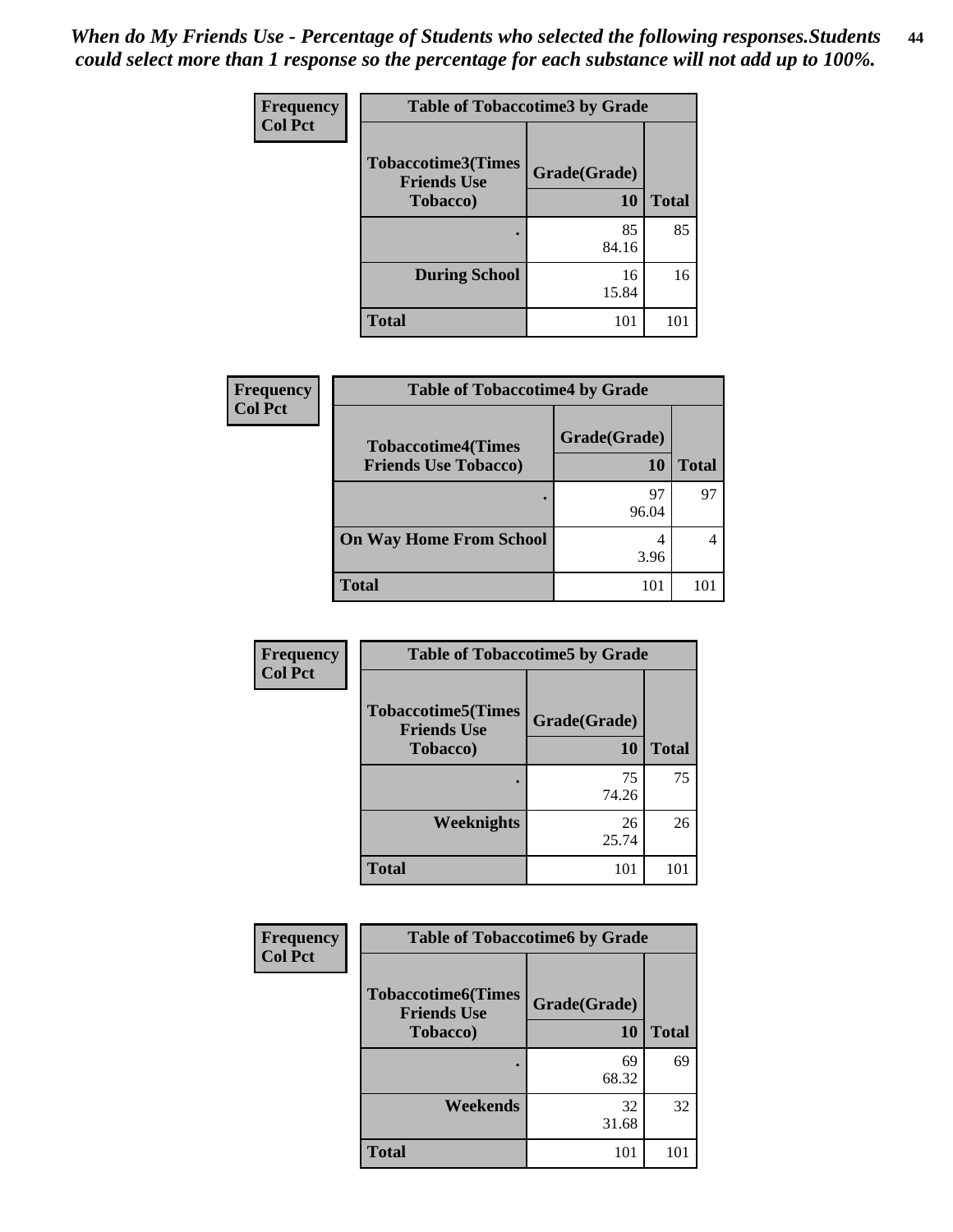*When do My Friends Use - Percentage of Students who selected the following responses.Students could select more than 1 response so the percentage for each substance will not add up to 100%.*

**Frequency**
**Col Pct**

| Table of Tobaccotime3 by Grade | | |
|---|---|---|
| **Tobaccotime3(Times Friends Use Tobacco)** | **Grade(Grade)** | |
| | **10** | **Total** |
| **.** | 85<br>84.16 | 85 |
| **During School** | 16<br>15.84 | 16 |
| **Total** | 101 | 101 |

**Frequency**
**Col Pct**

| Table of Tobaccotime4 by Grade | | |
|---|---|---|
| **Tobaccotime4(Times Friends Use Tobacco)** | **Grade(Grade)** | |
| | **10** | **Total** |
| **.** | 97<br>96.04 | 97 |
| **On Way Home From School** | 4<br>3.96 | 4 |
| **Total** | 101 | 101 |

**Frequency**
**Col Pct**

| Table of Tobaccotime5 by Grade | | |
|---|---|---|
| **Tobaccotime5(Times Friends Use Tobacco)** | **Grade(Grade)** | |
| | **10** | **Total** |
| **.** | 75<br>74.26 | 75 |
| **Weeknights** | 26<br>25.74 | 26 |
| **Total** | 101 | 101 |

**Frequency**
**Col Pct**

| Table of Tobaccotime6 by Grade | | |
|---|---|---|
| **Tobaccotime6(Times Friends Use Tobacco)** | **Grade(Grade)** | |
| | **10** | **Total** |
| **.** | 69<br>68.32 | 69 |
| **Weekends** | 32<br>31.68 | 32 |
| **Total** | 101 | 101 |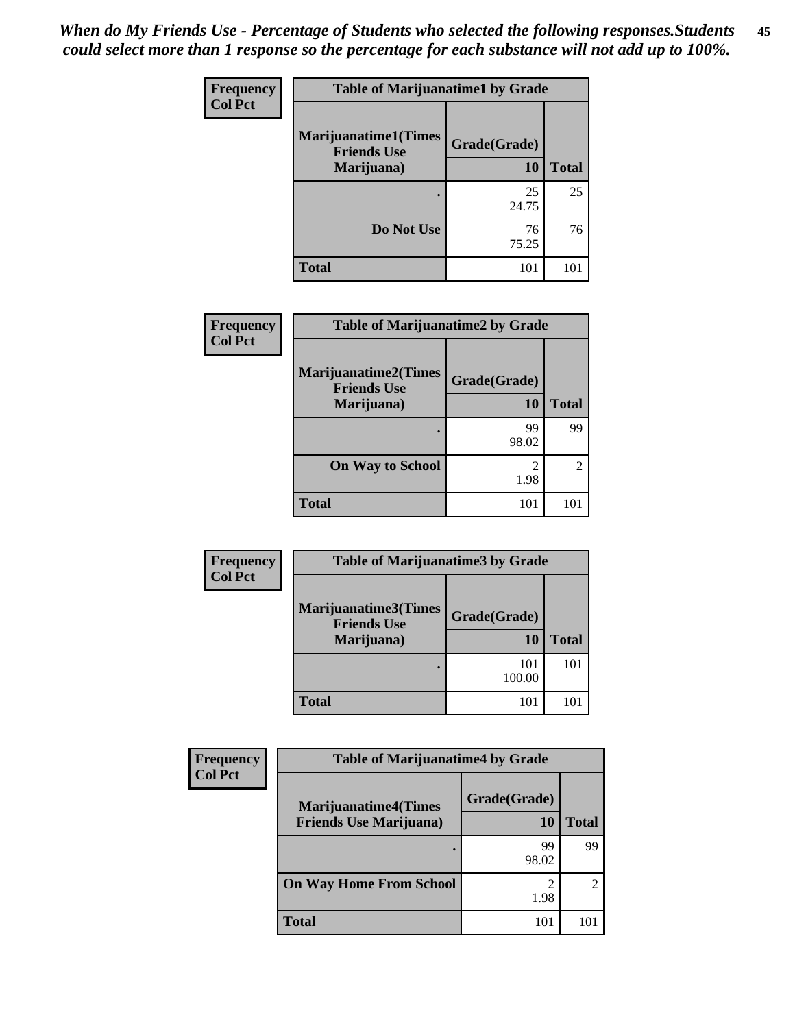*When do My Friends Use - Percentage of Students who selected the following responses.Students could select more than 1 response so the percentage for each substance will not add up to 100%.*

**Frequency**
**Col Pct**

| Table of Marijuanatime1 by Grade | | |
|---|---|---|
| **Marijuanatime1(Times Friends Use Marijuana)** | **Grade(Grade)** | |
| | **10** | **Total** |
| **.** | 25<br>24.75 | 25 |
| **Do Not Use** | 76<br>75.25 | 76 |
| **Total** | 101 | 101 |

**Frequency**
**Col Pct**

| Table of Marijuanatime2 by Grade | | |
|---|---|---|
| **Marijuanatime2(Times Friends Use Marijuana)** | **Grade(Grade)** | |
| | **10** | **Total** |
| **.** | 99<br>98.02 | 99 |
| **On Way to School** | 2<br>1.98 | 2 |
| **Total** | 101 | 101 |

**Frequency**
**Col Pct**

| Table of Marijuanatime3 by Grade | | |
|---|---|---|
| **Marijuanatime3(Times Friends Use Marijuana)** | **Grade(Grade)** | |
| | **10** | **Total** |
| **.** | 101<br>100.00 | 101 |
| **Total** | 101 | 101 |

**Frequency**
**Col Pct**

| Table of Marijuanatime4 by Grade | | |
|---|---|---|
| **Marijuanatime4(Times Friends Use Marijuana)** | **Grade(Grade)** | |
| | **10** | **Total** |
| **.** | 99<br>98.02 | 99 |
| **On Way Home From School** | 2<br>1.98 | 2 |
| **Total** | 101 | 101 |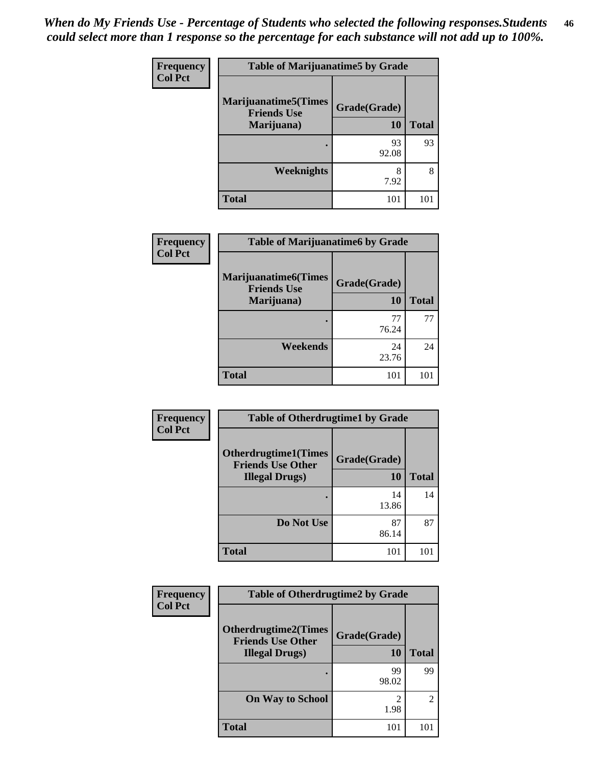*When do My Friends Use - Percentage of Students who selected the following responses.Students could select more than 1 response so the percentage for each substance will not add up to 100%.*

**Table of Marijuanatime5 by Grade**

| Frequency<br>Col Pct<br>Marijuanatime5(Times Friends Use Marijuana) | Grade(Grade)<br>10 | Total |
|---|---|---|
| . | 93<br>92.08 | 93 |
| Weeknights | 8<br>7.92 | 8 |
| Total | 101 | 101 |

**Table of Marijuanatime6 by Grade**

| Frequency<br>Col Pct<br>Marijuanatime6(Times Friends Use Marijuana) | Grade(Grade)<br>10 | Total |
|---|---|---|
| . | 77<br>76.24 | 77 |
| Weekends | 24<br>23.76 | 24 |
| Total | 101 | 101 |

**Table of Otherdrugtime1 by Grade**

| Frequency<br>Col Pct<br>Otherdrugtime1(Times Friends Use Other Illegal Drugs) | Grade(Grade)<br>10 | Total |
|---|---|---|
| . | 14<br>13.86 | 14 |
| Do Not Use | 87<br>86.14 | 87 |
| Total | 101 | 101 |

**Table of Otherdrugtime2 by Grade**

| Frequency<br>Col Pct<br>Otherdrugtime2(Times Friends Use Other Illegal Drugs) | Grade(Grade)<br>10 | Total |
|---|---|---|
| . | 99<br>98.02 | 99 |
| On Way to School | 2<br>1.98 | 2 |
| Total | 101 | 101 |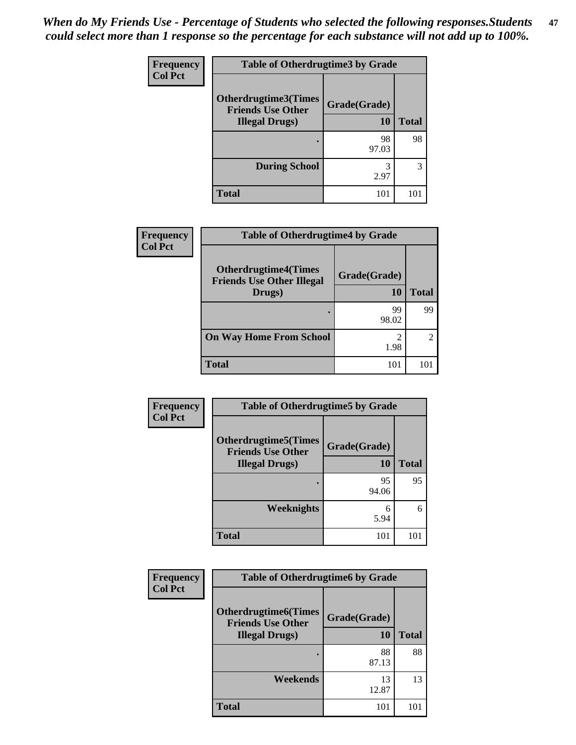*When do My Friends Use - Percentage of Students who selected the following responses.Students could select more than 1 response so the percentage for each substance will not add up to 100%.*

**Frequency**
**Col Pct**

| Table of Otherdrugtime3 by Grade | | |
|---|---|---|
| **Otherdrugtime3(Times Friends Use Other Illegal Drugs)** | **Grade(Grade)** | |
| | **10** | **Total** |
| **.** | 98<br>97.03 | 98 |
| **During School** | 3<br>2.97 | 3 |
| **Total** | 101 | 101 |

**Frequency**
**Col Pct**

| Table of Otherdrugtime4 by Grade | | |
|---|---|---|
| **Otherdrugtime4(Times Friends Use Other Illegal Drugs)** | **Grade(Grade)** | |
| | **10** | **Total** |
| **.** | 99<br>98.02 | 99 |
| **On Way Home From School** | 2<br>1.98 | 2 |
| **Total** | 101 | 101 |

**Frequency**
**Col Pct**

| Table of Otherdrugtime5 by Grade | | |
|---|---|---|
| **Otherdrugtime5(Times Friends Use Other Illegal Drugs)** | **Grade(Grade)** | |
| | **10** | **Total** |
| **.** | 95<br>94.06 | 95 |
| **Weeknights** | 6<br>5.94 | 6 |
| **Total** | 101 | 101 |

**Frequency**
**Col Pct**

| Table of Otherdrugtime6 by Grade | | |
|---|---|---|
| **Otherdrugtime6(Times Friends Use Other Illegal Drugs)** | **Grade(Grade)** | |
| | **10** | **Total** |
| **.** | 88<br>87.13 | 88 |
| **Weekends** | 13<br>12.87 | 13 |
| **Total** | 101 | 101 |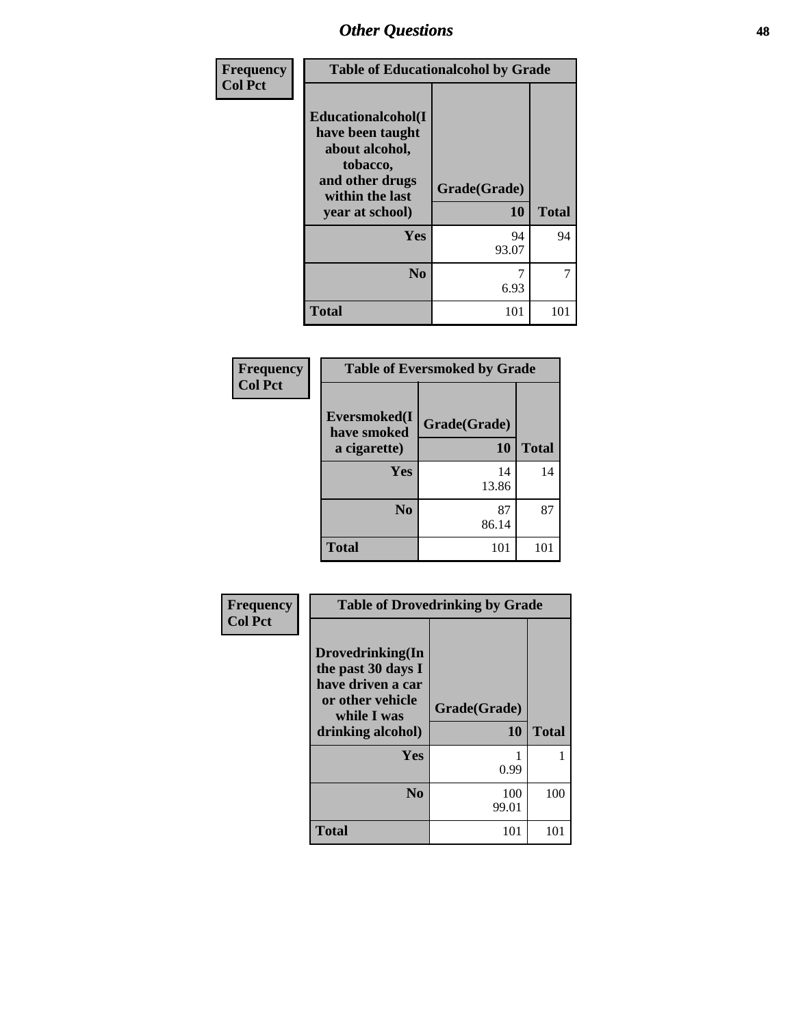## Other Questions

| Frequency<br>Col Pct | Table of Educationalcohol by Grade | |
|---|---|---|
| **Educationalcohol(I have been taught about alcohol, tobacco, and other drugs within the last year at school)** | **Grade(Grade)**<br>**10** | **Total** |
| **Yes** | 94<br>93.07 | 94 |
| **No** | 7<br>6.93 | 7 |
| **Total** | 101 | 101 |

| Frequency<br>Col Pct | Table of Eversmoked by Grade | |
|---|---|---|
| **Eversmoked(I have smoked a cigarette)** | **Grade(Grade)**<br>**10** | **Total** |
| **Yes** | 14<br>13.86 | 14 |
| **No** | 87<br>86.14 | 87 |
| **Total** | 101 | 101 |

| Frequency<br>Col Pct | Table of Drovedrinking by Grade | |
|---|---|---|
| **Drovedrinking(In the past 30 days I have driven a car or other vehicle while I was drinking alcohol)** | **Grade(Grade)**<br>**10** | **Total** |
| **Yes** | 1<br>0.99 | 1 |
| **No** | 100<br>99.01 | 100 |
| **Total** | 101 | 101 |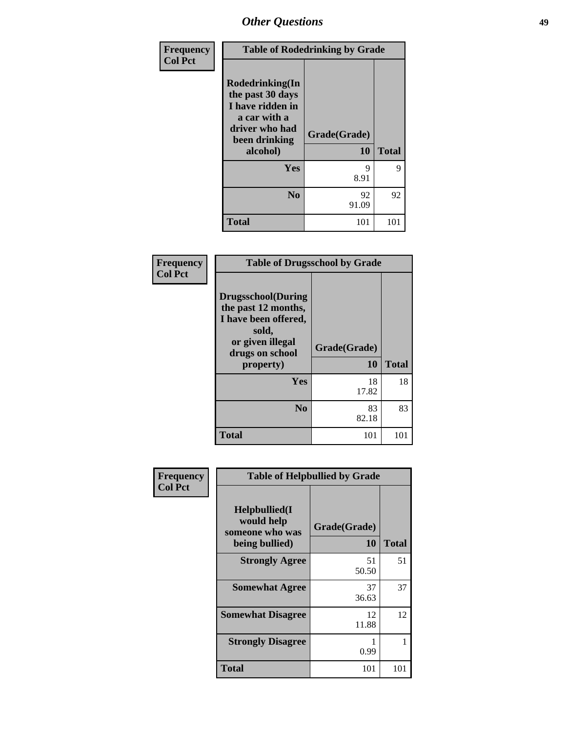# Other Questions

| Frequency<br>Col Pct | Table of Rodedrinking by Grade | |
|---|---|---|
| Rodedrinking(In the past 30 days I have ridden in a car with a driver who had been drinking alcohol) | Grade(Grade)<br>10 | Total |
| Yes | 9<br>8.91 | 9 |
| No | 92<br>91.09 | 92 |
| Total | 101 | 101 |

| Frequency<br>Col Pct | Table of Drugsschool by Grade | |
|---|---|---|
| Drugsschool(During the past 12 months, I have been offered, sold, or given illegal drugs on school property) | Grade(Grade)<br>10 | Total |
| Yes | 18<br>17.82 | 18 |
| No | 83<br>82.18 | 83 |
| Total | 101 | 101 |

| Frequency<br>Col Pct | Table of Helpbullied by Grade | |
|---|---|---|
| Helpbullied(I would help someone who was being bullied) | Grade(Grade)<br>10 | Total |
| Strongly Agree | 51<br>50.50 | 51 |
| Somewhat Agree | 37<br>36.63 | 37 |
| Somewhat Disagree | 12<br>11.88 | 12 |
| Strongly Disagree | 1<br>0.99 | 1 |
| Total | 101 | 101 |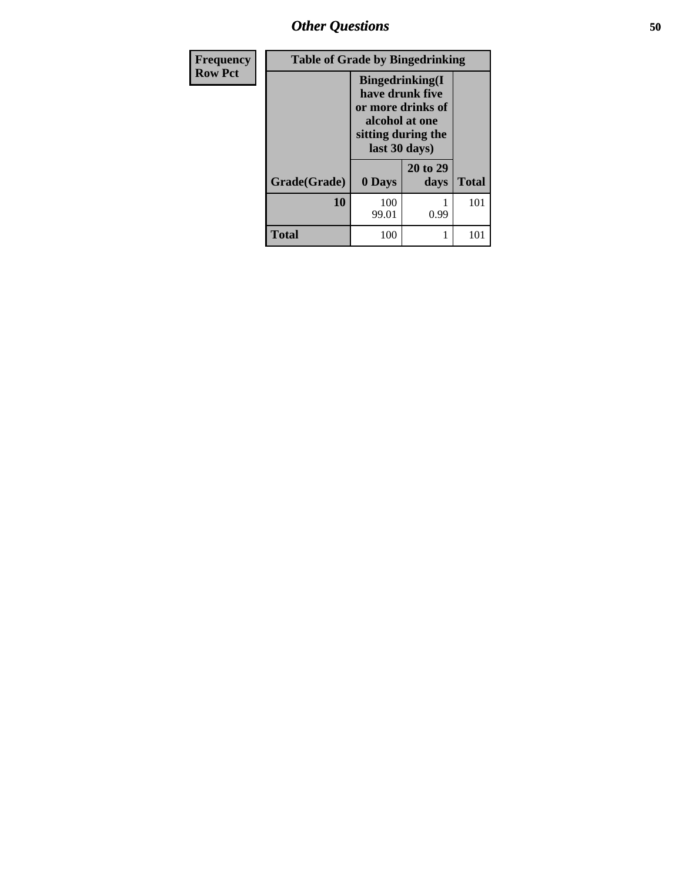| Frequency<br>Row Pct |
|---|

| Table of Grade by Bingedrinking | | | |
|---|---|---|---|
| | Bingedrinking(I have drunk five or more drinks of alcohol at one sitting during the last 30 days) | | |
| Grade(Grade) | 0 Days | 20 to 29 days | Total |
| **10** | 100<br>99.01 | 1<br>0.99 | 101 |
| **Total** | 100 | 1 | 101 |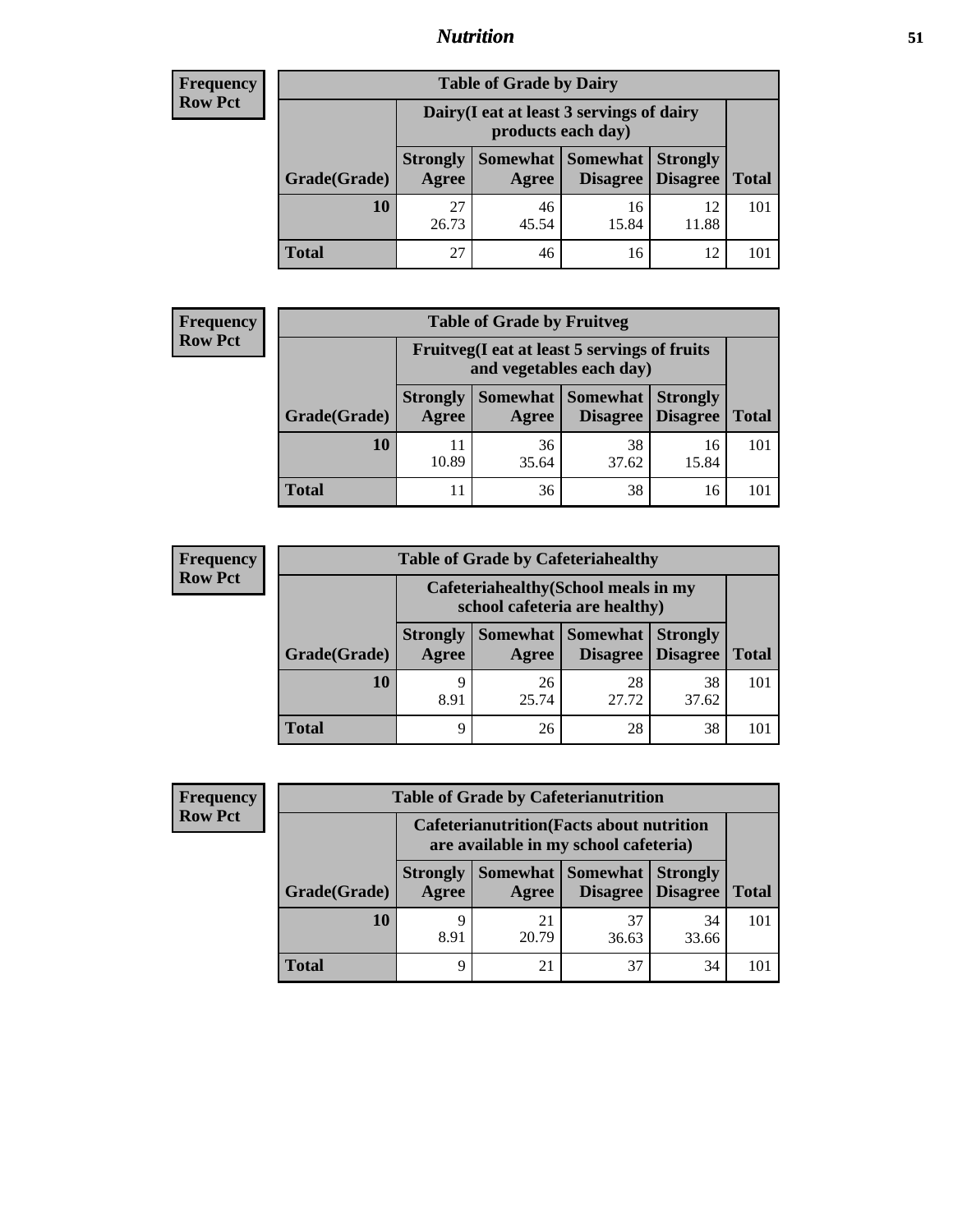| Frequency<br>Row Pct | Table of Grade by Dairy | | | | |
|---|---|---|---|---|---|
| | Dairy(I eat at least 3 servings of dairy products each day) | | | | |
| Grade(Grade) | Strongly Agree | Somewhat Agree | Somewhat Disagree | Strongly Disagree | Total |
| 10 | 27<br>26.73 | 46<br>45.54 | 16<br>15.84 | 12<br>11.88 | 101 |
| Total | 27 | 46 | 16 | 12 | 101 |

| Frequency<br>Row Pct | Table of Grade by Fruitveg | | | | |
|---|---|---|---|---|---|
| | Fruitveg(I eat at least 5 servings of fruits and vegetables each day) | | | | |
| Grade(Grade) | Strongly Agree | Somewhat Agree | Somewhat Disagree | Strongly Disagree | Total |
| 10 | 11<br>10.89 | 36<br>35.64 | 38<br>37.62 | 16<br>15.84 | 101 |
| Total | 11 | 36 | 38 | 16 | 101 |

| Frequency<br>Row Pct | Table of Grade by Cafeteriahealthy | | | | |
|---|---|---|---|---|---|
| | Cafeteriahealthy(School meals in my school cafeteria are healthy) | | | | |
| Grade(Grade) | Strongly Agree | Somewhat Agree | Somewhat Disagree | Strongly Disagree | Total |
| 10 | 9<br>8.91 | 26<br>25.74 | 28<br>27.72 | 38<br>37.62 | 101 |
| Total | 9 | 26 | 28 | 38 | 101 |

| Frequency<br>Row Pct | Table of Grade by Cafeterianutrition | | | | |
|---|---|---|---|---|---|
| | Cafeterianutrition(Facts about nutrition are available in my school cafeteria) | | | | |
| Grade(Grade) | Strongly Agree | Somewhat Agree | Somewhat Disagree | Strongly Disagree | Total |
| 10 | 9<br>8.91 | 21<br>20.79 | 37<br>36.63 | 34<br>33.66 | 101 |
| Total | 9 | 21 | 37 | 34 | 101 |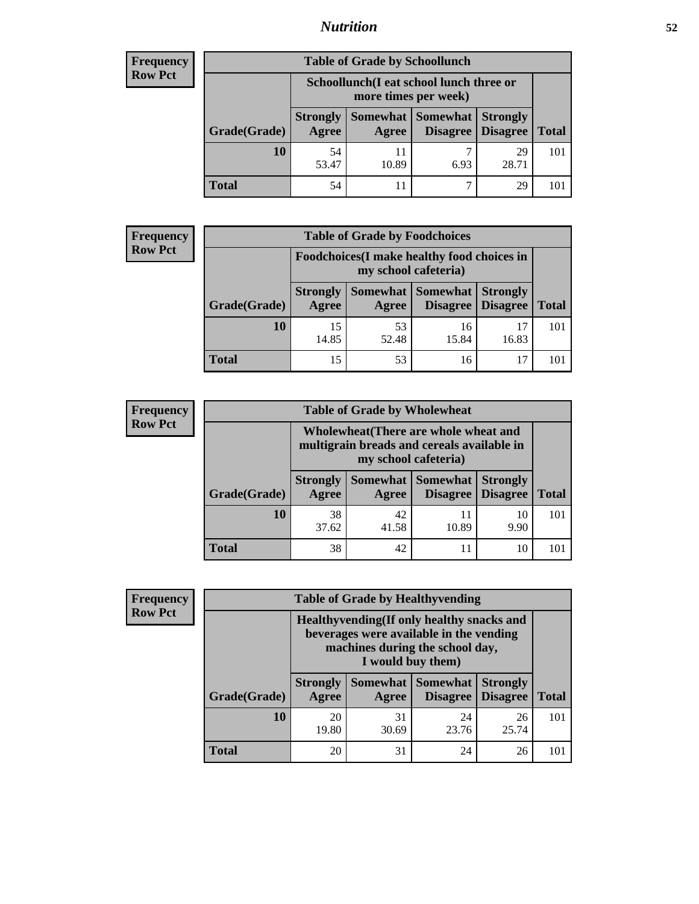## Nutrition

**Frequency**
**Row Pct**

| Table of Grade by Schoollunch | | | | | |
|---|---|---|---|---|---|
| | Schoollunch(I eat school lunch three or more times per week) | | | | |
| Grade(Grade) | Strongly Agree | Somewhat Agree | Somewhat Disagree | Strongly Disagree | Total |
| 10 | 54<br>53.47 | 11<br>10.89 | 7<br>6.93 | 29<br>28.71 | 101 |
| Total | 54 | 11 | 7 | 29 | 101 |

**Frequency**
**Row Pct**

| Table of Grade by Foodchoices | | | | | |
|---|---|---|---|---|---|
| | Foodchoices(I make healthy food choices in my school cafeteria) | | | | |
| Grade(Grade) | Strongly Agree | Somewhat Agree | Somewhat Disagree | Strongly Disagree | Total |
| 10 | 15<br>14.85 | 53<br>52.48 | 16<br>15.84 | 17<br>16.83 | 101 |
| Total | 15 | 53 | 16 | 17 | 101 |

**Frequency**
**Row Pct**

| Table of Grade by Wholewheat | | | | | |
|---|---|---|---|---|---|
| | Wholewheat(There are whole wheat and multigrain breads and cereals available in my school cafeteria) | | | | |
| Grade(Grade) | Strongly Agree | Somewhat Agree | Somewhat Disagree | Strongly Disagree | Total |
| 10 | 38<br>37.62 | 42<br>41.58 | 11<br>10.89 | 10<br>9.90 | 101 |
| Total | 38 | 42 | 11 | 10 | 101 |

**Frequency**
**Row Pct**

| Table of Grade by Healthyvending | | | | | |
|---|---|---|---|---|---|
| | Healthyvending(If only healthy snacks and beverages were available in the vending machines during the school day, I would buy them) | | | | |
| Grade(Grade) | Strongly Agree | Somewhat Agree | Somewhat Disagree | Strongly Disagree | Total |
| 10 | 20<br>19.80 | 31<br>30.69 | 24<br>23.76 | 26<br>25.74 | 101 |
| Total | 20 | 31 | 24 | 26 | 101 |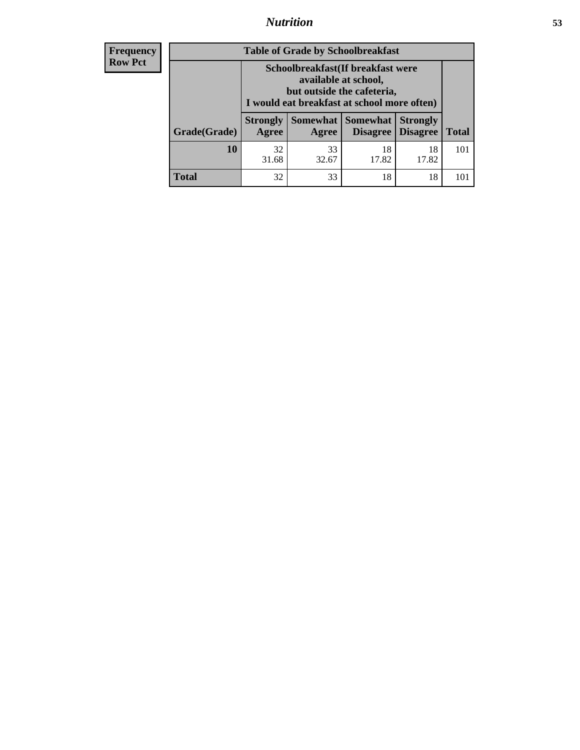| Frequency Row Pct | | | | | |
|---|---|---|---|---|---|

**Table of Grade by Schoolbreakfast**

| | Schoolbreakfast(If breakfast were available at school, but outside the cafeteria, I would eat breakfast at school more often) | | | | |
|---|---|---|---|---|---|
| **Grade(Grade)** | **Strongly Agree** | **Somewhat Agree** | **Somewhat Disagree** | **Strongly Disagree** | **Total** |
| **10** | 32<br>31.68 | 33<br>32.67 | 18<br>17.82 | 18<br>17.82 | 101 |
| **Total** | 32 | 33 | 18 | 18 | 101 |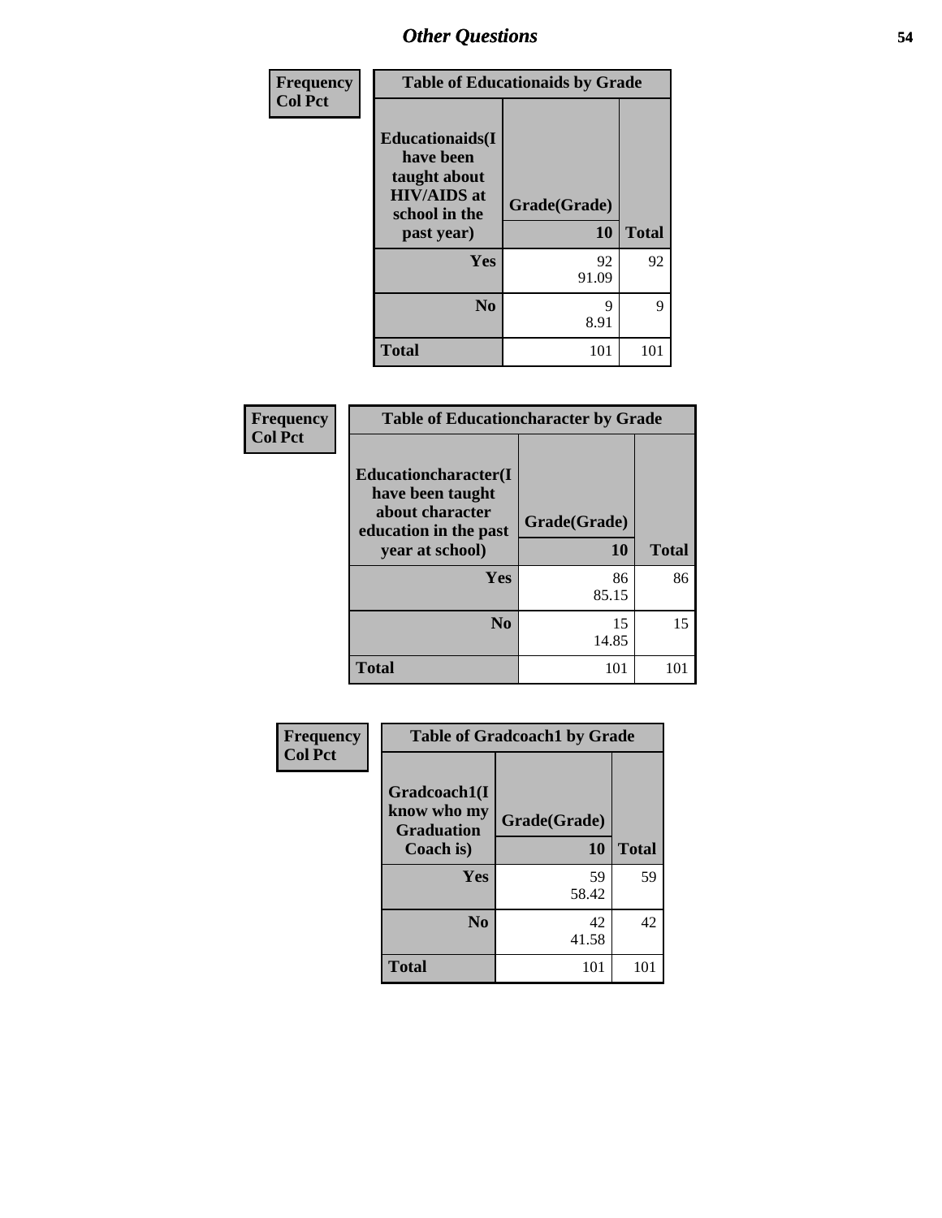## Other Questions

Frequency
Col Pct

| Table of Educationaids by Grade | | |
|---|---|---|
| Educationaids(I have been taught about HIV/AIDS at school in the past year) | Grade(Grade) 10 | Total |
| Yes | 92<br>91.09 | 92 |
| No | 9<br>8.91 | 9 |
| Total | 101 | 101 |

Frequency
Col Pct

| Table of Educationcharacter by Grade | | |
|---|---|---|
| Educationcharacter(I have been taught about character education in the past year at school) | Grade(Grade) 10 | Total |
| Yes | 86<br>85.15 | 86 |
| No | 15<br>14.85 | 15 |
| Total | 101 | 101 |

Frequency
Col Pct

| Table of Gradcoach1 by Grade | | |
|---|---|---|
| Gradcoach1(I know who my Graduation Coach is) | Grade(Grade) 10 | Total |
| Yes | 59<br>58.42 | 59 |
| No | 42<br>41.58 | 42 |
| Total | 101 | 101 |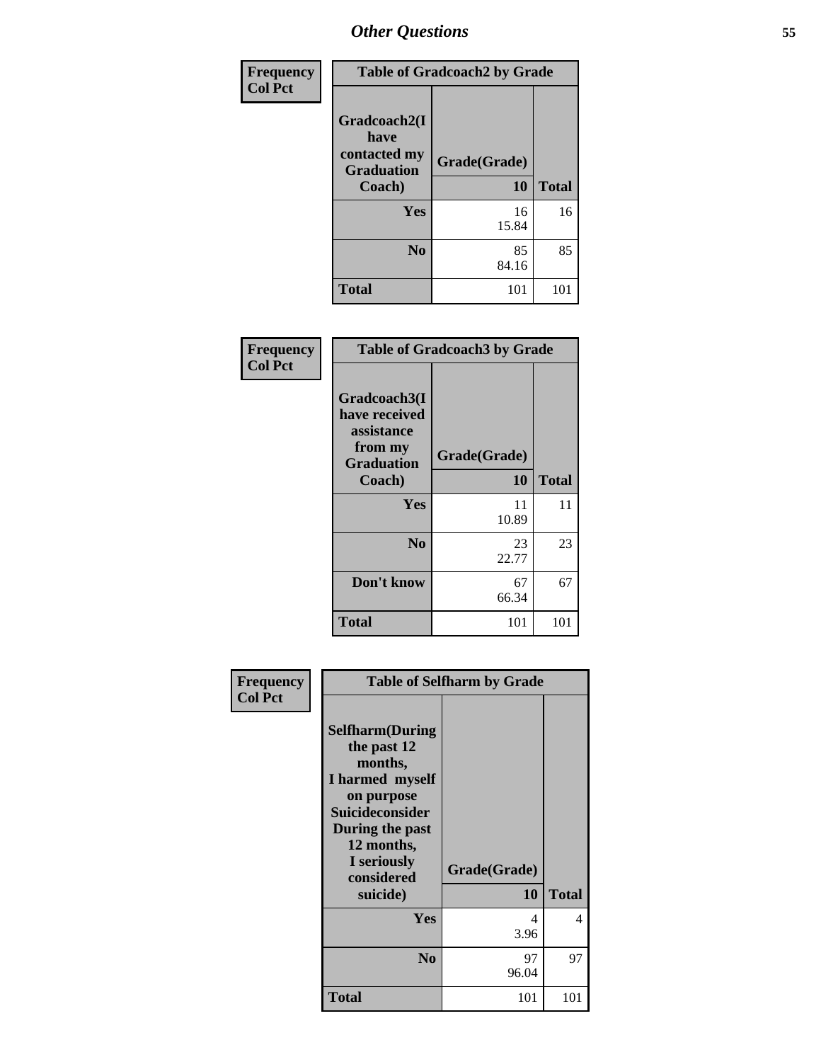# Other Questions

**Frequency**
**Col Pct**

| Table of Gradcoach2 by Grade | | |
|---|---|---|
| Gradcoach2(I have contacted my Graduation Coach) | Grade(Grade) 10 | Total |
| Yes | 16<br>15.84 | 16 |
| No | 85<br>84.16 | 85 |
| Total | 101 | 101 |

**Frequency**
**Col Pct**

| Table of Gradcoach3 by Grade | | |
|---|---|---|
| Gradcoach3(I have received assistance from my Graduation Coach) | Grade(Grade) 10 | Total |
| Yes | 11<br>10.89 | 11 |
| No | 23<br>22.77 | 23 |
| Don't know | 67<br>66.34 | 67 |
| Total | 101 | 101 |

**Frequency**
**Col Pct**

| Table of Selfharm by Grade | | |
|---|---|---|
| Selfharm(During the past 12 months, I harmed myself on purpose Suicideconsider During the past 12 months, I seriously considered suicide) | Grade(Grade) 10 | Total |
| Yes | 4<br>3.96 | 4 |
| No | 97<br>96.04 | 97 |
| Total | 101 | 101 |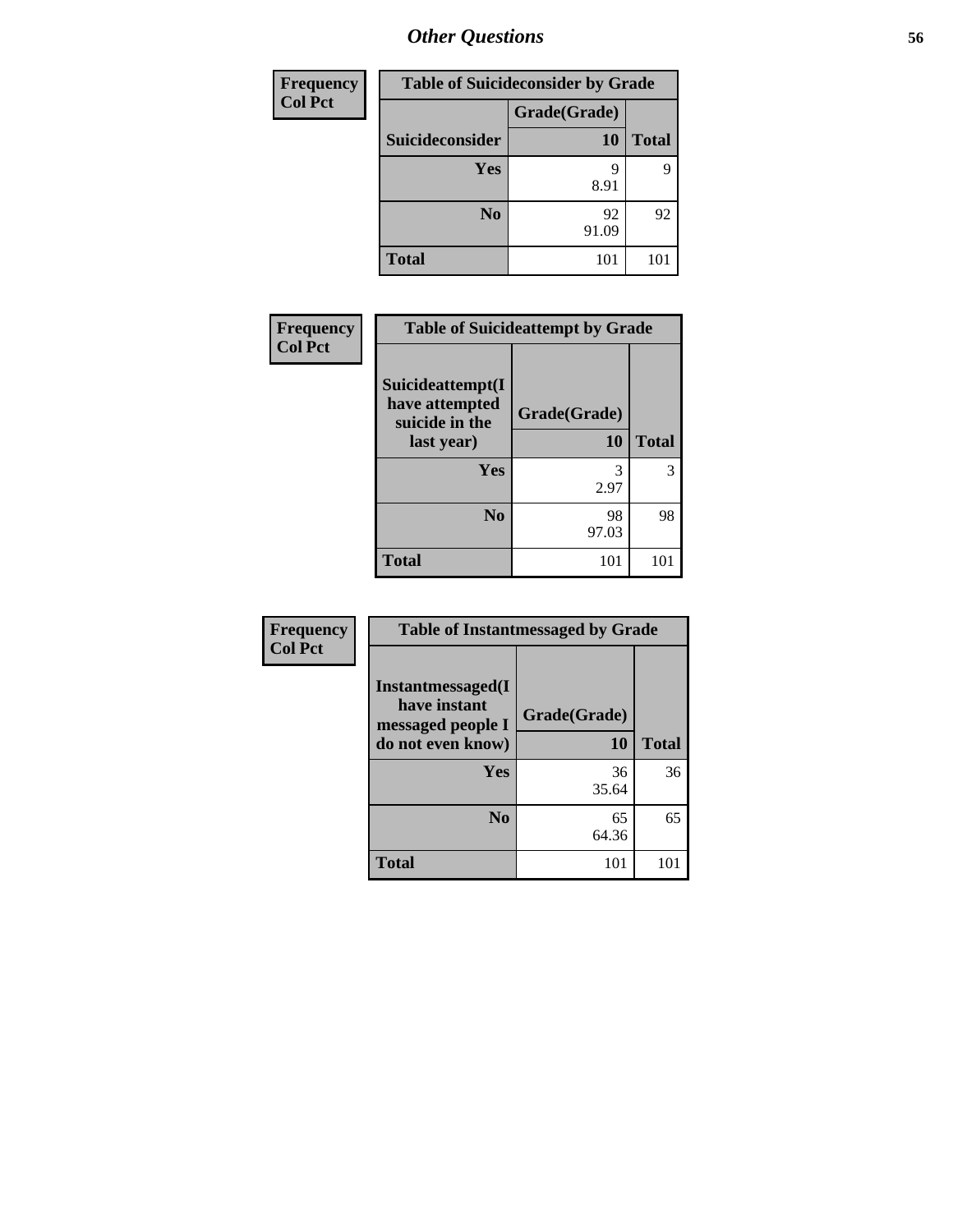# Other Questions

| Frequency<br>Col Pct | Table of Suicideconsider by Grade | |
|---|---|---|
| | Grade(Grade) | |
| Suicideconsider | 10 | Total |
| Yes | 9<br>8.91 | 9 |
| No | 92<br>91.09 | 92 |
| Total | 101 | 101 |

| Frequency<br>Col Pct | Table of Suicideattempt by Grade | |
|---|---|---|
| Suicideattempt(I have attempted suicide in the last year) | Grade(Grade)<br>10 | Total |
| Yes | 3<br>2.97 | 3 |
| No | 98<br>97.03 | 98 |
| Total | 101 | 101 |

| Frequency<br>Col Pct | Table of Instantmessaged by Grade | |
|---|---|---|
| Instantmessaged(I have instant messaged people I do not even know) | Grade(Grade)<br>10 | Total |
| Yes | 36<br>35.64 | 36 |
| No | 65<br>64.36 | 65 |
| Total | 101 | 101 |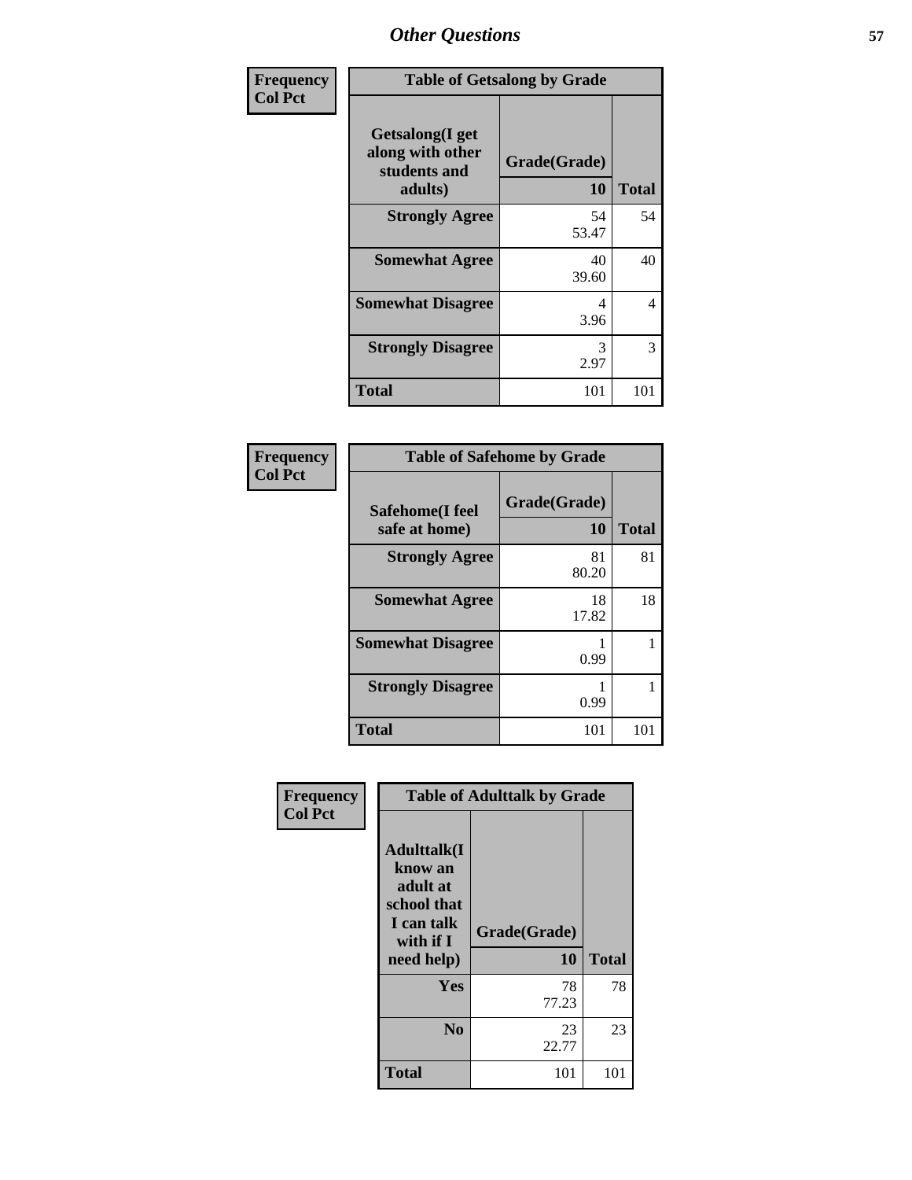# Other Questions

| Frequency<br>Col Pct | Table of Getsalong by Grade | |
|---|---|---|
| **Getsalong(I get along with other students and adults)** | **Grade(Grade)**<br>**10** | **Total** |
| **Strongly Agree** | 54<br>53.47 | 54 |
| **Somewhat Agree** | 40<br>39.60 | 40 |
| **Somewhat Disagree** | 4<br>3.96 | 4 |
| **Strongly Disagree** | 3<br>2.97 | 3 |
| **Total** | 101 | 101 |

| Frequency<br>Col Pct | Table of Safehome by Grade | |
|---|---|---|
| **Safehome(I feel safe at home)** | **Grade(Grade)**<br>**10** | **Total** |
| **Strongly Agree** | 81<br>80.20 | 81 |
| **Somewhat Agree** | 18<br>17.82 | 18 |
| **Somewhat Disagree** | 1<br>0.99 | 1 |
| **Strongly Disagree** | 1<br>0.99 | 1 |
| **Total** | 101 | 101 |

| Frequency<br>Col Pct | Table of Adulttalk by Grade | |
|---|---|---|
| **Adulttalk(I know an adult at school that I can talk with if I need help)** | **Grade(Grade)**<br>**10** | **Total** |
| **Yes** | 78<br>77.23 | 78 |
| **No** | 23<br>22.77 | 23 |
| **Total** | 101 | 101 |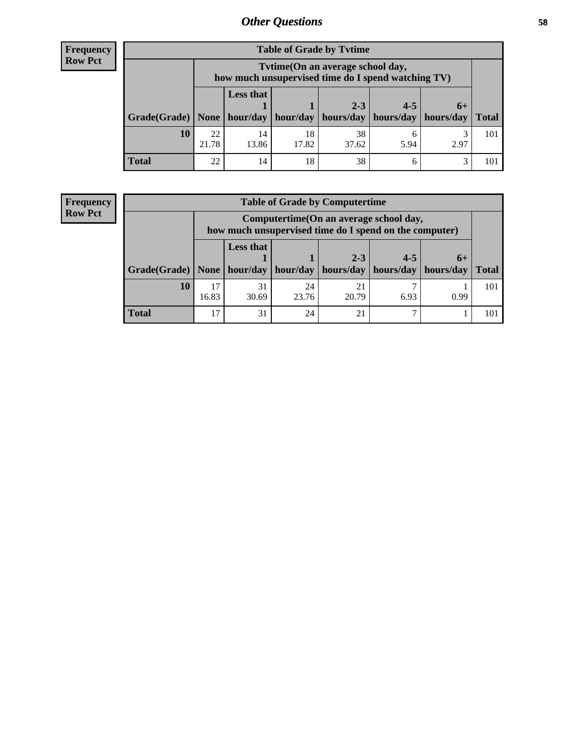## Other Questions

**Frequency**
**Row Pct**

| Table of Grade by Tvtime | | | | | | | |
|---|---|---|---|---|---|---|---|
| | Tvtime(On an average school day, how much unsupervised time do I spend watching TV) | | | | | | |
| Grade(Grade) | None | Less that 1 hour/day | 1 hour/day | 2-3 hours/day | 4-5 hours/day | 6+ hours/day | Total |
| **10** | 22<br>21.78 | 14<br>13.86 | 18<br>17.82 | 38<br>37.62 | 6<br>5.94 | 3<br>2.97 | 101 |
| **Total** | 22 | 14 | 18 | 38 | 6 | 3 | 101 |

**Frequency**
**Row Pct**

| Table of Grade by Computertime | | | | | | | |
|---|---|---|---|---|---|---|---|
| | Computertime(On an average school day, how much unsupervised time do I spend on the computer) | | | | | | |
| Grade(Grade) | None | Less that 1 hour/day | 1 hour/day | 2-3 hours/day | 4-5 hours/day | 6+ hours/day | Total |
| **10** | 17<br>16.83 | 31<br>30.69 | 24<br>23.76 | 21<br>20.79 | 7<br>6.93 | 1<br>0.99 | 101 |
| **Total** | 17 | 31 | 24 | 21 | 7 | 1 | 101 |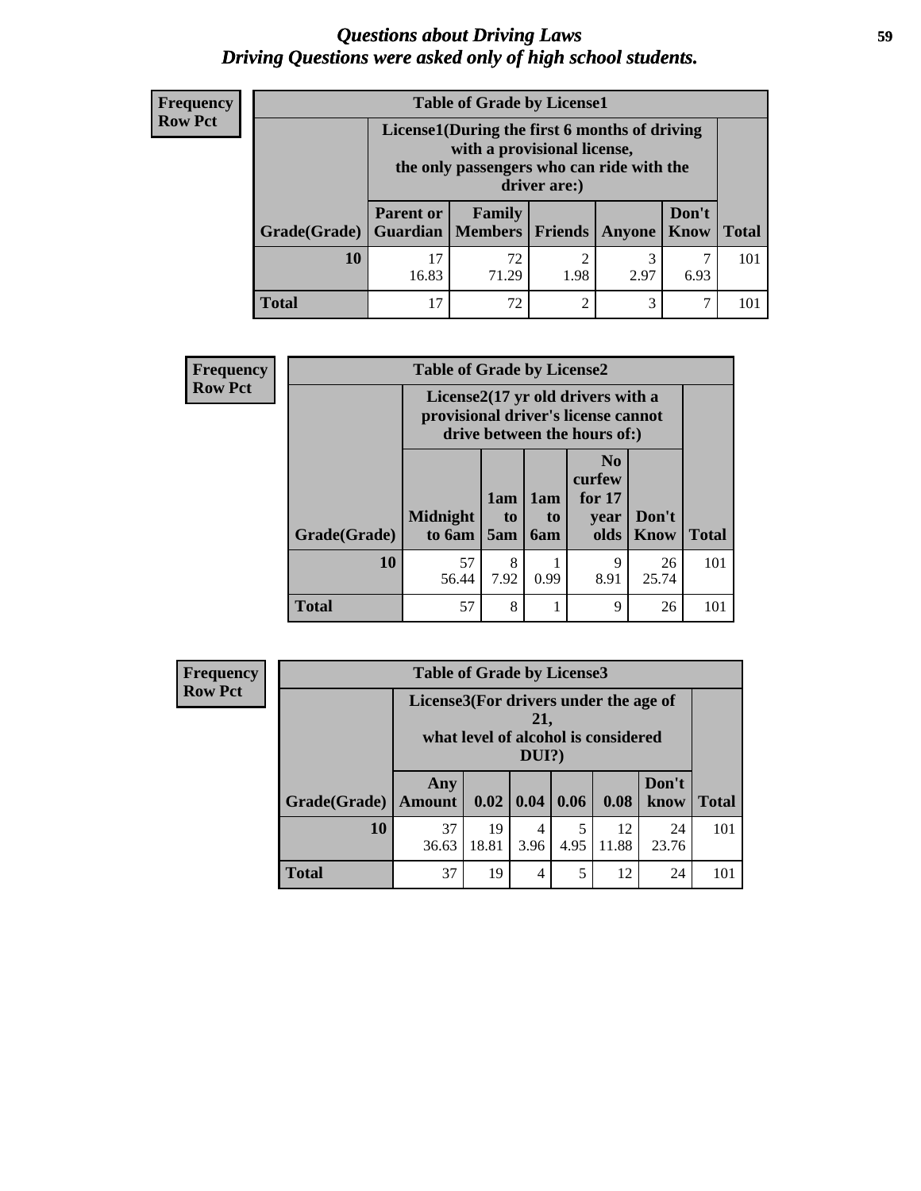# Questions about Driving Laws
## Driving Questions were asked only of high school students.

**Frequency**
**Row Pct**

**Table of Grade by License1**

| | License1(During the first 6 months of driving with a provisional license, the only passengers who can ride with the driver are:) | | | | | |
|---|---|---|---|---|---|---|
| **Grade(Grade)** | **Parent or Guardian** | **Family Members** | **Friends** | **Anyone** | **Don't Know** | **Total** |
| **10** | 17<br>16.83 | 72<br>71.29 | 2<br>1.98 | 3<br>2.97 | 7<br>6.93 | 101 |
| **Total** | 17 | 72 | 2 | 3 | 7 | 101 |

**Frequency**
**Row Pct**

**Table of Grade by License2**

| | License2(17 yr old drivers with a provisional driver's license cannot drive between the hours of:) | | | | | |
|---|---|---|---|---|---|---|
| **Grade(Grade)** | **Midnight to 6am** | **1am to 5am** | **1am to 6am** | **No curfew for 17 year olds** | **Don't Know** | **Total** |
| **10** | 57<br>56.44 | 8<br>7.92 | 1<br>0.99 | 9<br>8.91 | 26<br>25.74 | 101 |
| **Total** | 57 | 8 | 1 | 9 | 26 | 101 |

**Frequency**
**Row Pct**

**Table of Grade by License3**

| | License3(For drivers under the age of 21, what level of alcohol is considered DUI?) | | | | | | |
|---|---|---|---|---|---|---|---|
| **Grade(Grade)** | **Any Amount** | **0.02** | **0.04** | **0.06** | **0.08** | **Don't know** | **Total** |
| **10** | 37<br>36.63 | 19<br>18.81 | 4<br>3.96 | 5<br>4.95 | 12<br>11.88 | 24<br>23.76 | 101 |
| **Total** | 37 | 19 | 4 | 5 | 12 | 24 | 101 |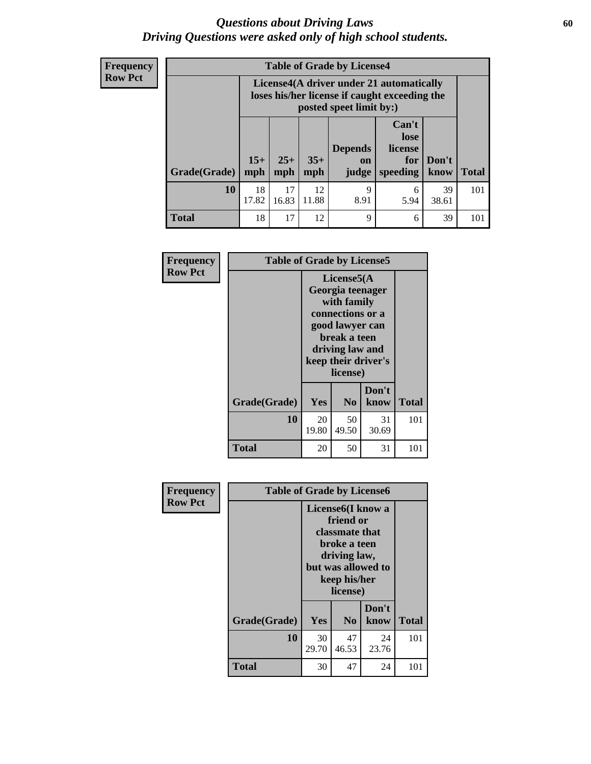# *Questions about Driving Laws*
## *Driving Questions were asked only of high school students.*

**Frequency**
**Row Pct**

**Table of Grade by License4**

| Grade(Grade) | License4(A driver under 21 automatically loses his/her license if caught exceeding the posted speet limit by:) 15+ mph | 25+ mph | 35+ mph | Depends on judge | Can't lose license for speeding | Don't know | Total |
|---|---|---|---|---|---|---|---|
| **10** | 18<br>17.82 | 17<br>16.83 | 12<br>11.88 | 9<br>8.91 | 6<br>5.94 | 39<br>38.61 | 101 |
| **Total** | 18 | 17 | 12 | 9 | 6 | 39 | 101 |

**Frequency**
**Row Pct**

**Table of Grade by License5**

| Grade(Grade) | License5(A Georgia teenager with family connections or a good lawyer can break a teen driving law and keep their driver's license) Yes | No | Don't know | Total |
|---|---|---|---|---|
| **10** | 20<br>19.80 | 50<br>49.50 | 31<br>30.69 | 101 |
| **Total** | 20 | 50 | 31 | 101 |

**Frequency**
**Row Pct**

**Table of Grade by License6**

| Grade(Grade) | License6(I know a friend or classmate that broke a teen driving law, but was allowed to keep his/her license) Yes | No | Don't know | Total |
|---|---|---|---|---|
| **10** | 30<br>29.70 | 47<br>46.53 | 24<br>23.76 | 101 |
| **Total** | 30 | 47 | 24 | 101 |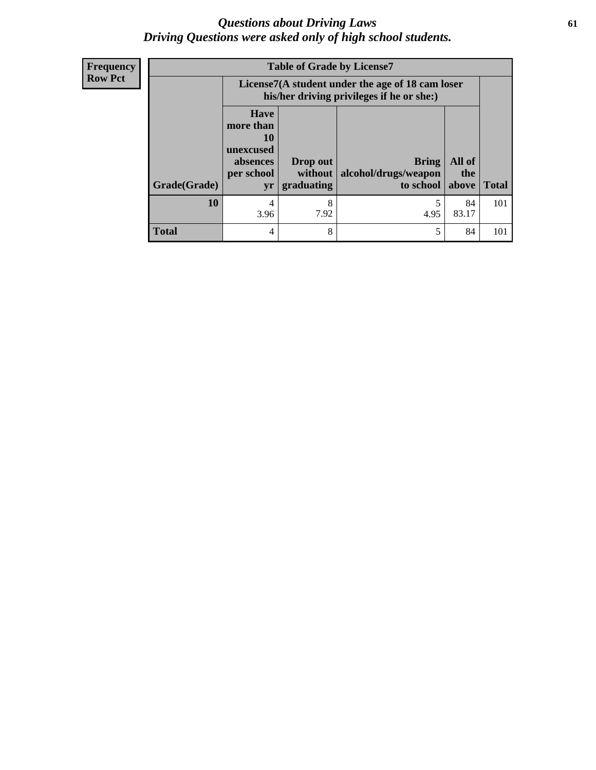# *Questions about Driving Laws*
## *Driving Questions were asked only of high school students.*

| Frequency<br>Row Pct | Table of Grade by License7 | | | | |
|---|---|---|---|---|---|
| | License7(A student under the age of 18 cam loser his/her driving privileges if he or she:) | | | | |
| Grade(Grade) | Have more than 10 unexcused absences per school yr | Drop out without graduating | Bring alcohol/drugs/weapon to school | All of the above | Total |
| 10 | 4<br>3.96 | 8<br>7.92 | 5<br>4.95 | 84<br>83.17 | 101 |
| Total | 4 | 8 | 5 | 84 | 101 |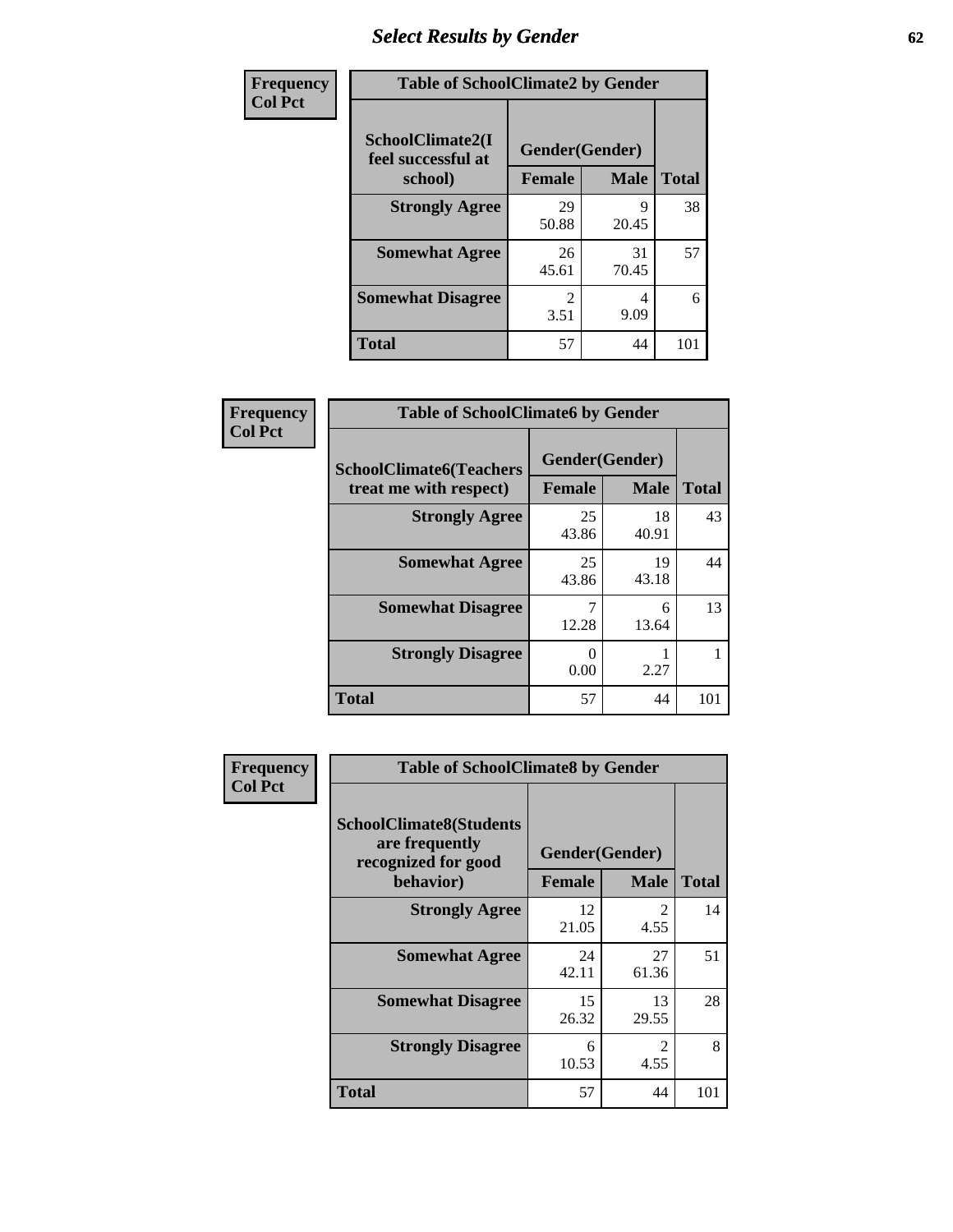# Select Results by Gender

**Frequency**
**Col Pct**

| Table of SchoolClimate2 by Gender | | | |
|---|---|---|---|
| SchoolClimate2(I feel successful at school) | Gender(Gender) | | |
| | Female | Male | Total |
| Strongly Agree | 29<br>50.88 | 9<br>20.45 | 38 |
| Somewhat Agree | 26<br>45.61 | 31<br>70.45 | 57 |
| Somewhat Disagree | 2<br>3.51 | 4<br>9.09 | 6 |
| Total | 57 | 44 | 101 |

**Frequency**
**Col Pct**

| Table of SchoolClimate6 by Gender | | | |
|---|---|---|---|
| SchoolClimate6(Teachers treat me with respect) | Gender(Gender) | | |
| | Female | Male | Total |
| Strongly Agree | 25<br>43.86 | 18<br>40.91 | 43 |
| Somewhat Agree | 25<br>43.86 | 19<br>43.18 | 44 |
| Somewhat Disagree | 7<br>12.28 | 6<br>13.64 | 13 |
| Strongly Disagree | 0<br>0.00 | 1<br>2.27 | 1 |
| Total | 57 | 44 | 101 |

**Frequency**
**Col Pct**

| Table of SchoolClimate8 by Gender | | | |
|---|---|---|---|
| SchoolClimate8(Students are frequently recognized for good behavior) | Gender(Gender) | | |
| | Female | Male | Total |
| Strongly Agree | 12<br>21.05 | 2<br>4.55 | 14 |
| Somewhat Agree | 24<br>42.11 | 27<br>61.36 | 51 |
| Somewhat Disagree | 15<br>26.32 | 13<br>29.55 | 28 |
| Strongly Disagree | 6<br>10.53 | 2<br>4.55 | 8 |
| Total | 57 | 44 | 101 |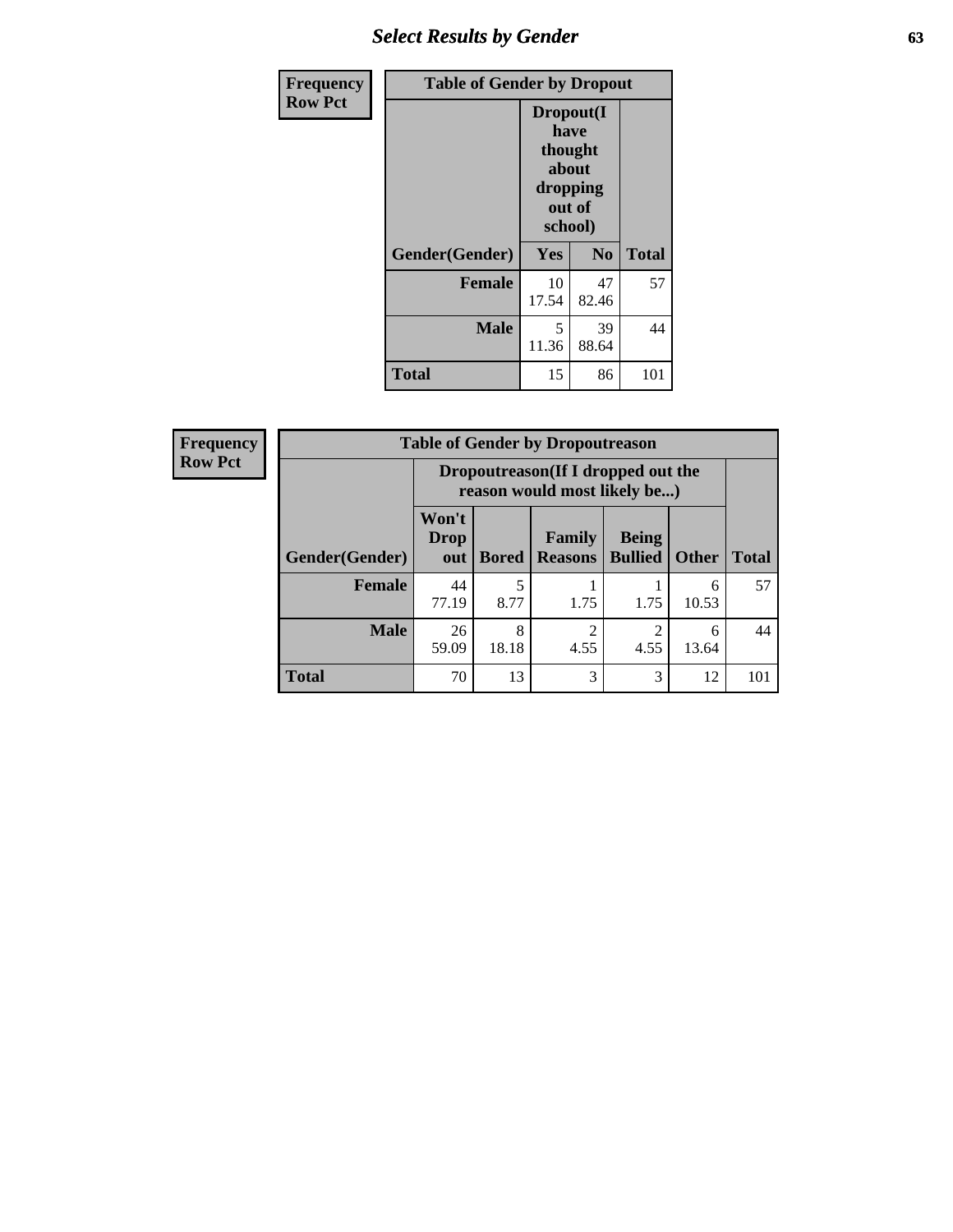## Select Results by Gender

| Frequency Row Pct | | | |
|---|---|---|---|
| **Table of Gender by Dropout** | | | |
| | **Dropout(I have thought about dropping out of school)** | | |
| **Gender(Gender)** | **Yes** | **No** | **Total** |
| **Female** | 10<br>17.54 | 47<br>82.46 | 57 |
| **Male** | 5<br>11.36 | 39<br>88.64 | 44 |
| **Total** | 15 | 86 | 101 |

| Frequency Row Pct | | | | | | |
|---|---|---|---|---|---|---|
| **Table of Gender by Dropoutreason** | | | | | | |
| | **Dropoutreason(If I dropped out the reason would most likely be...)** | | | | | |
| **Gender(Gender)** | **Won't Drop out** | **Bored** | **Family Reasons** | **Being Bullied** | **Other** | **Total** |
| **Female** | 44<br>77.19 | 5<br>8.77 | 1<br>1.75 | 1<br>1.75 | 6<br>10.53 | 57 |
| **Male** | 26<br>59.09 | 8<br>18.18 | 2<br>4.55 | 2<br>4.55 | 6<br>13.64 | 44 |
| **Total** | 70 | 13 | 3 | 3 | 12 | 101 |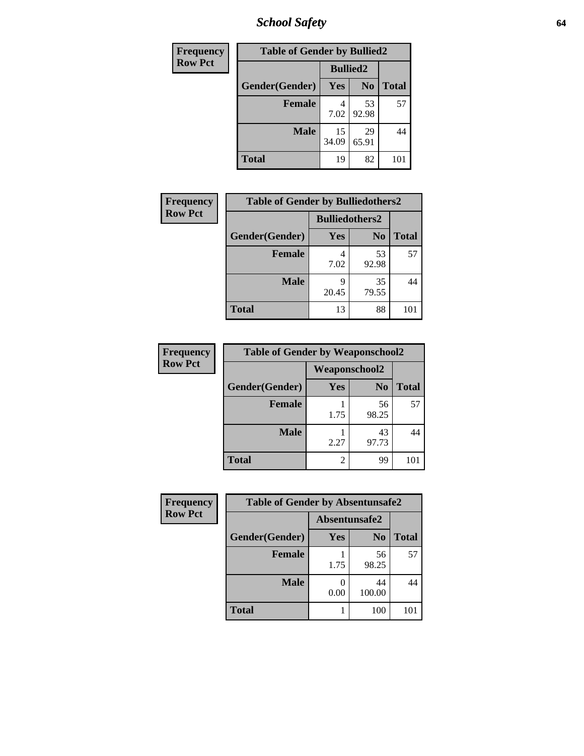| Frequency<br>Row Pct | Table of Gender by Bullied2 | | |
|---|---|---|---|
| | Bullied2 | | |
| Gender(Gender) | Yes | No | Total |
| Female | 4<br>7.02 | 53<br>92.98 | 57 |
| Male | 15<br>34.09 | 29<br>65.91 | 44 |
| Total | 19 | 82 | 101 |

| Frequency<br>Row Pct | Table of Gender by Bulliedothers2 | | |
|---|---|---|---|
| | Bulliedothers2 | | |
| Gender(Gender) | Yes | No | Total |
| Female | 4<br>7.02 | 53<br>92.98 | 57 |
| Male | 9<br>20.45 | 35<br>79.55 | 44 |
| Total | 13 | 88 | 101 |

| Frequency<br>Row Pct | Table of Gender by Weaponschool2 | | |
|---|---|---|---|
| | Weaponschool2 | | |
| Gender(Gender) | Yes | No | Total |
| Female | 1<br>1.75 | 56<br>98.25 | 57 |
| Male | 1<br>2.27 | 43<br>97.73 | 44 |
| Total | 2 | 99 | 101 |

| Frequency<br>Row Pct | Table of Gender by Absentunsafe2 | | |
|---|---|---|---|
| | Absentunsafe2 | | |
| Gender(Gender) | Yes | No | Total |
| Female | 1<br>1.75 | 56<br>98.25 | 57 |
| Male | 0<br>0.00 | 44<br>100.00 | 44 |
| Total | 1 | 100 | 101 |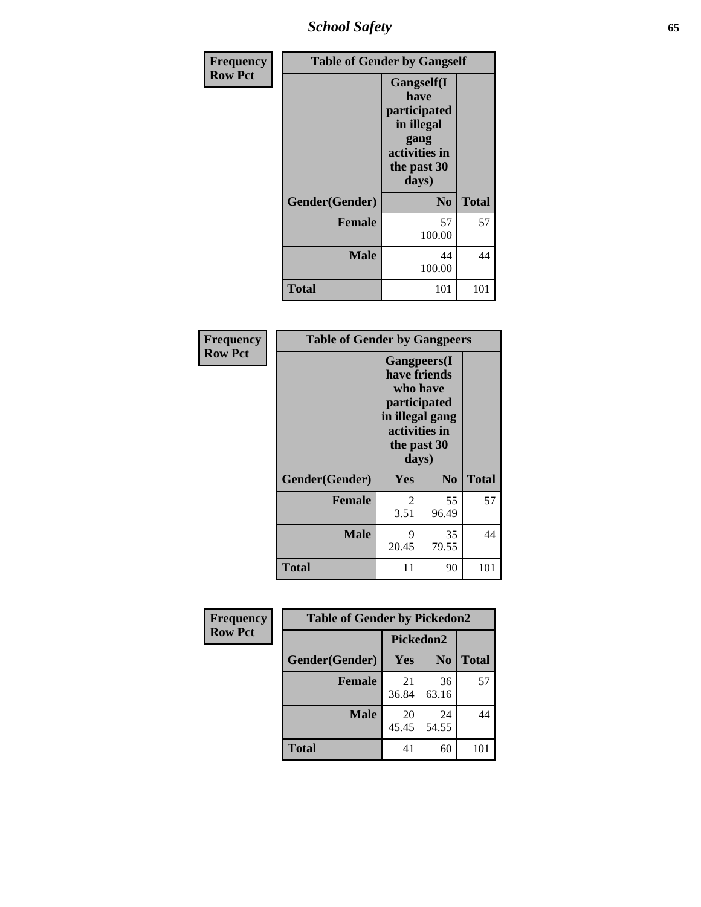| Frequency<br>Row Pct | Table of Gender by Gangself | |
|---|---|---|
| | Gangself(I have participated in illegal gang activities in the past 30 days) | |
| Gender(Gender) | No | Total |
| Female | 57<br>100.00 | 57 |
| Male | 44<br>100.00 | 44 |
| Total | 101 | 101 |

| Frequency<br>Row Pct | Table of Gender by Gangpeers | | |
|---|---|---|---|
| | Gangpeers(I have friends who have participated in illegal gang activities in the past 30 days) | | |
| Gender(Gender) | Yes | No | Total |
| Female | 2<br>3.51 | 55<br>96.49 | 57 |
| Male | 9<br>20.45 | 35<br>79.55 | 44 |
| Total | 11 | 90 | 101 |

| Frequency<br>Row Pct | Table of Gender by Pickedon2 | | |
|---|---|---|---|
| | Pickedon2 | | |
| Gender(Gender) | Yes | No | Total |
| Female | 21<br>36.84 | 36<br>63.16 | 57 |
| Male | 20<br>45.45 | 24<br>54.55 | 44 |
| Total | 41 | 60 | 101 |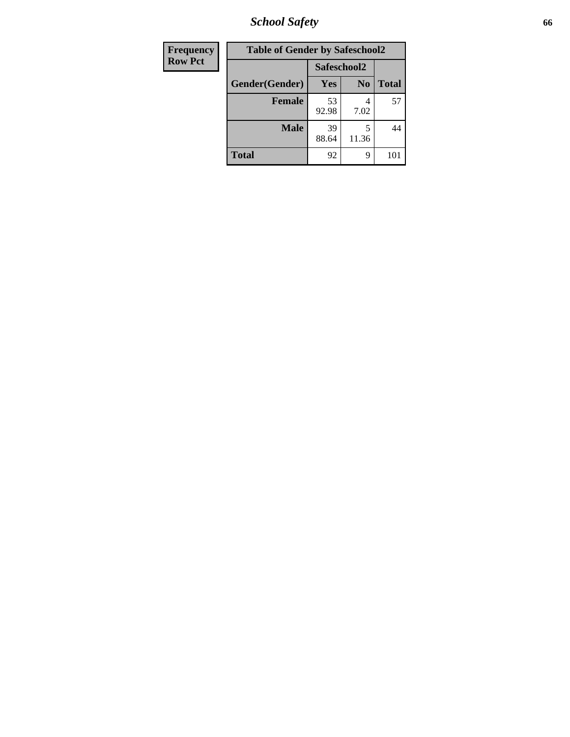| Frequency |
|---|
| Row Pct |

**Table of Gender by Safeschool2**

| Gender(Gender) | Safeschool2 Yes | Safeschool2 No | Total |
|---|---|---|---|
| **Female** | 53<br>92.98 | 4<br>7.02 | 57 |
| **Male** | 39<br>88.64 | 5<br>11.36 | 44 |
| **Total** | 92 | 9 | 101 |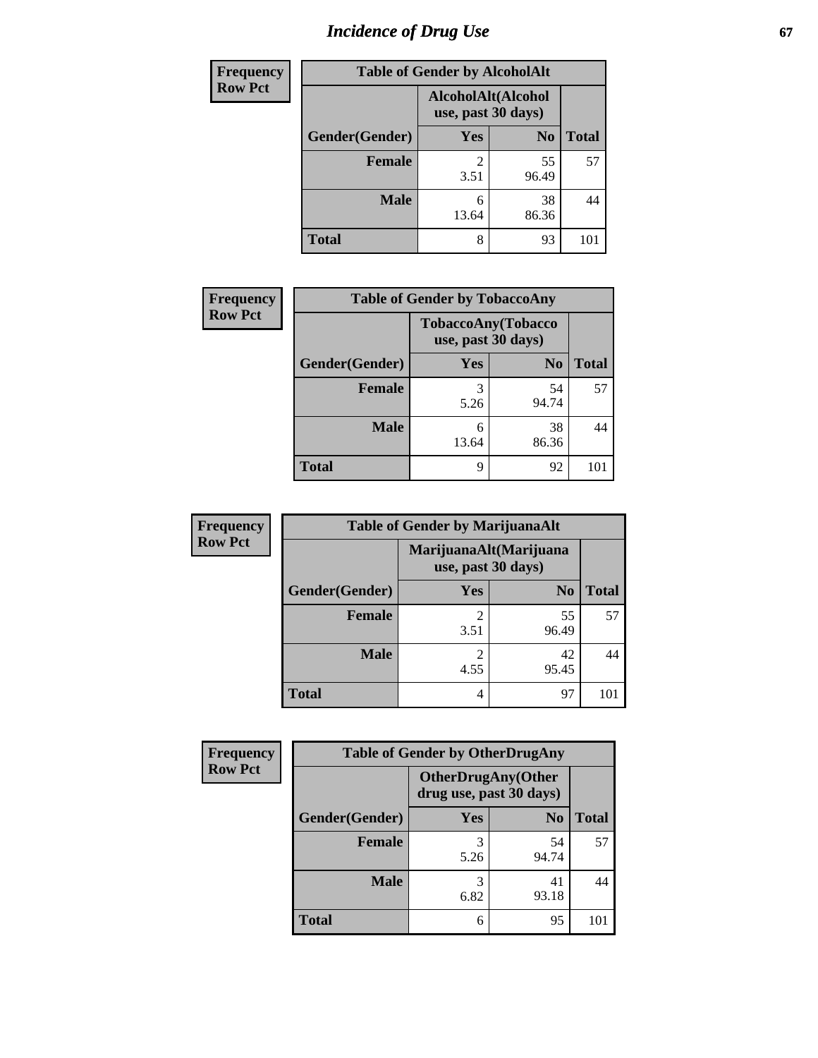# *Incidence of Drug Use*

| Frequency Row Pct | Table of Gender by AlcoholAlt | | |
|---|---|---|---|
| | AlcoholAlt(Alcohol use, past 30 days) | | |
| Gender(Gender) | Yes | No | Total |
| Female | 2<br>3.51 | 55<br>96.49 | 57 |
| Male | 6<br>13.64 | 38<br>86.36 | 44 |
| Total | 8 | 93 | 101 |

| Frequency Row Pct | Table of Gender by TobaccoAny | | |
|---|---|---|---|
| | TobaccoAny(Tobacco use, past 30 days) | | |
| Gender(Gender) | Yes | No | Total |
| Female | 3<br>5.26 | 54<br>94.74 | 57 |
| Male | 6<br>13.64 | 38<br>86.36 | 44 |
| Total | 9 | 92 | 101 |

| Frequency Row Pct | Table of Gender by MarijuanaAlt | | |
|---|---|---|---|
| | MarijuanaAlt(Marijuana use, past 30 days) | | |
| Gender(Gender) | Yes | No | Total |
| Female | 2<br>3.51 | 55<br>96.49 | 57 |
| Male | 2<br>4.55 | 42<br>95.45 | 44 |
| Total | 4 | 97 | 101 |

| Frequency Row Pct | Table of Gender by OtherDrugAny | | |
|---|---|---|---|
| | OtherDrugAny(Other drug use, past 30 days) | | |
| Gender(Gender) | Yes | No | Total |
| Female | 3<br>5.26 | 54<br>94.74 | 57 |
| Male | 3<br>6.82 | 41<br>93.18 | 44 |
| Total | 6 | 95 | 101 |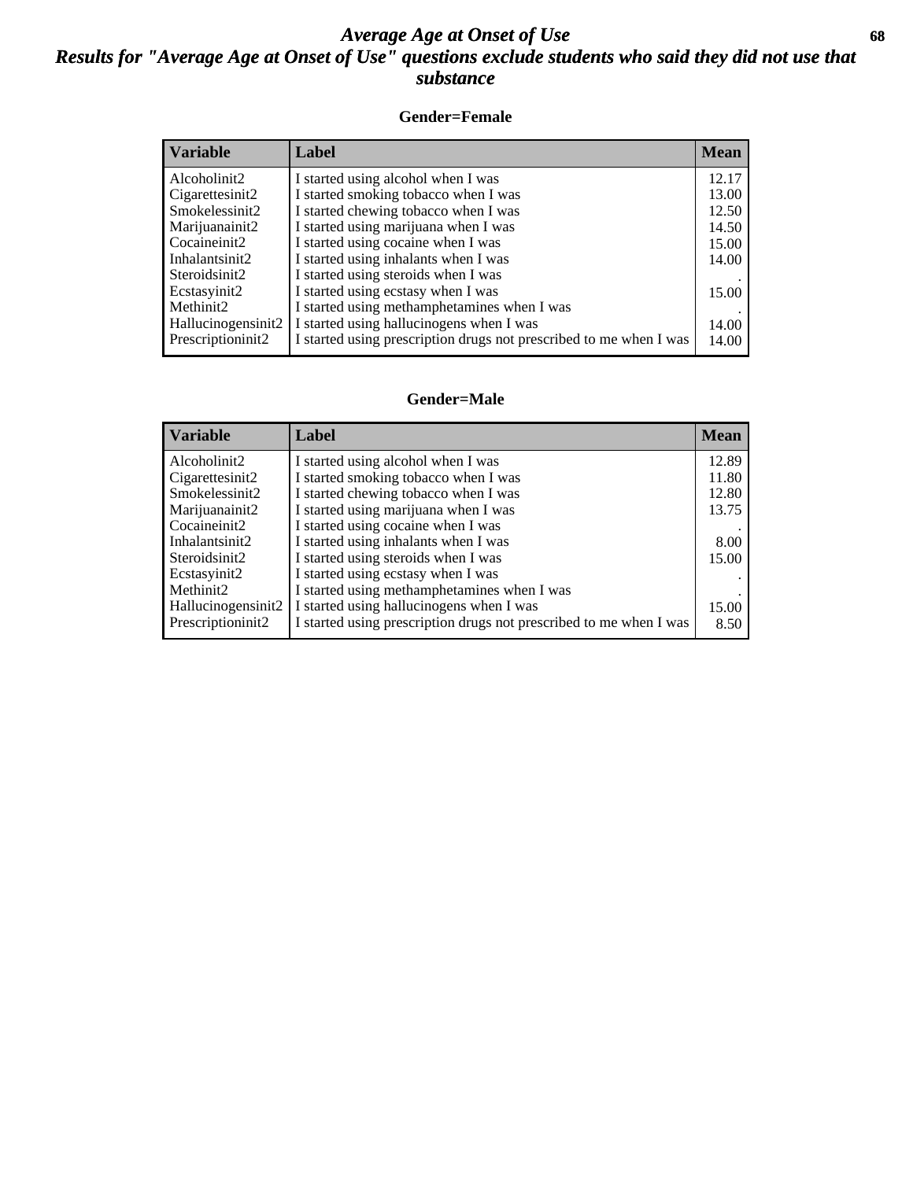# *Average Age at Onset of Use*

## *Results for "Average Age at Onset of Use" questions exclude students who said they did not use that substance*

### Gender=Female

| Variable | Label | Mean |
|---|---|---|
| Alcoholinit2 | I started using alcohol when I was | 12.17 |
| Cigarettesinit2 | I started smoking tobacco when I was | 13.00 |
| Smokelessinit2 | I started chewing tobacco when I was | 12.50 |
| Marijuanainit2 | I started using marijuana when I was | 14.50 |
| Cocaineinit2 | I started using cocaine when I was | 15.00 |
| Inhalantsinit2 | I started using inhalants when I was | 14.00 |
| Steroidsinit2 | I started using steroids when I was | . |
| Ecstasyinit2 | I started using ecstasy when I was | 15.00 |
| Methinit2 | I started using methamphetamines when I was | . |
| Hallucinogensinit2 | I started using hallucinogens when I was | 14.00 |
| Prescriptioninit2 | I started using prescription drugs not prescribed to me when I was | 14.00 |

### Gender=Male

| Variable | Label | Mean |
|---|---|---|
| Alcoholinit2 | I started using alcohol when I was | 12.89 |
| Cigarettesinit2 | I started smoking tobacco when I was | 11.80 |
| Smokelessinit2 | I started chewing tobacco when I was | 12.80 |
| Marijuanainit2 | I started using marijuana when I was | 13.75 |
| Cocaineinit2 | I started using cocaine when I was | . |
| Inhalantsinit2 | I started using inhalants when I was | 8.00 |
| Steroidsinit2 | I started using steroids when I was | 15.00 |
| Ecstasyinit2 | I started using ecstasy when I was | . |
| Methinit2 | I started using methamphetamines when I was | . |
| Hallucinogensinit2 | I started using hallucinogens when I was | 15.00 |
| Prescriptioninit2 | I started using prescription drugs not prescribed to me when I was | 8.50 |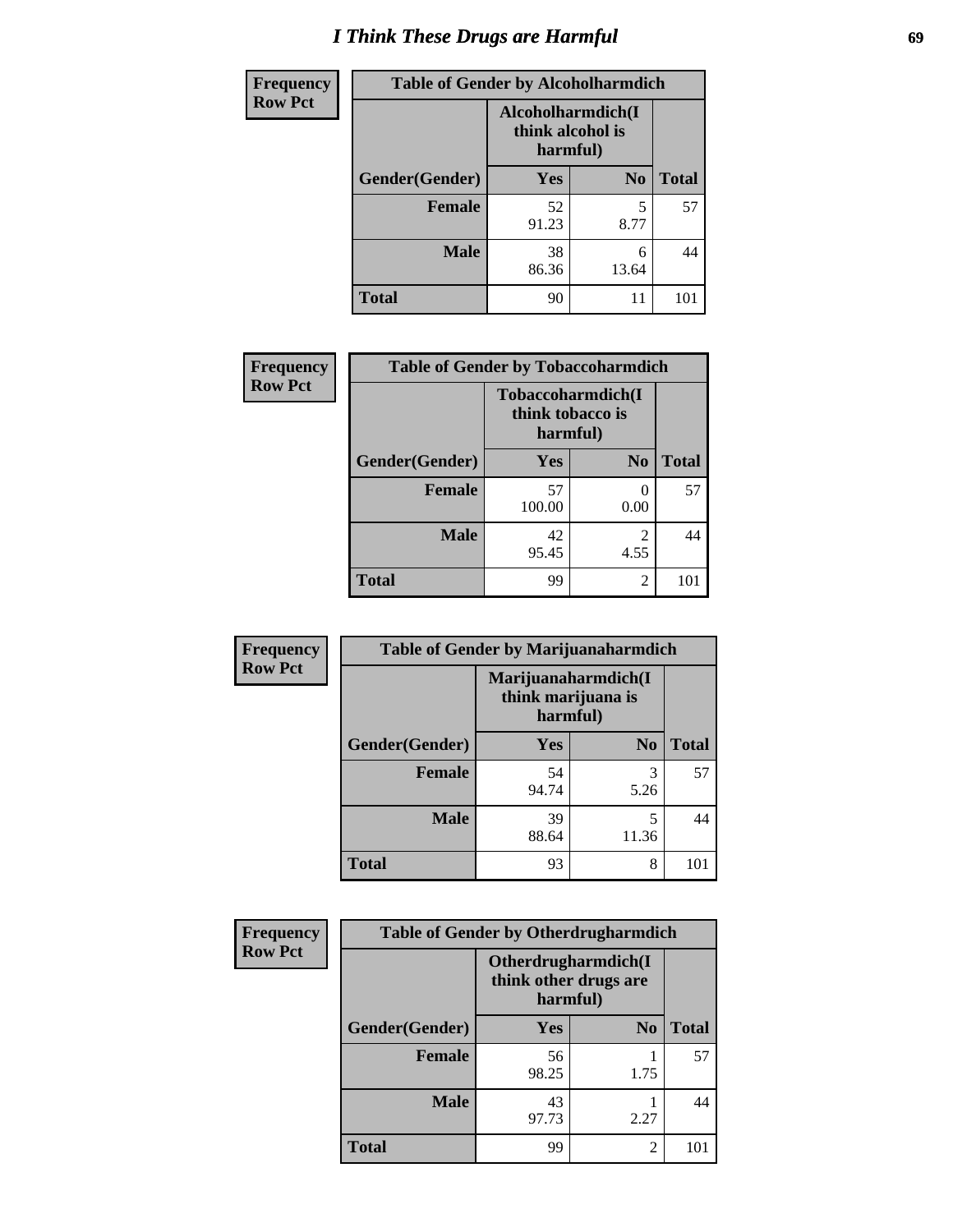# I Think These Drugs are Harmful

| Frequency Row Pct | Table of Gender by Alcoholharmdich | | |
|---|---|---|---|
| | Alcoholharmdich(I think alcohol is harmful) | | |
| Gender(Gender) | Yes | No | Total |
| Female | 52<br>91.23 | 5<br>8.77 | 57 |
| Male | 38<br>86.36 | 6<br>13.64 | 44 |
| Total | 90 | 11 | 101 |

| Frequency Row Pct | Table of Gender by Tobaccoharmdich | | |
|---|---|---|---|
| | Tobaccoharmdich(I think tobacco is harmful) | | |
| Gender(Gender) | Yes | No | Total |
| Female | 57<br>100.00 | 0<br>0.00 | 57 |
| Male | 42<br>95.45 | 2<br>4.55 | 44 |
| Total | 99 | 2 | 101 |

| Frequency Row Pct | Table of Gender by Marijuanaharmdich | | |
|---|---|---|---|
| | Marijuanaharmdich(I think marijuana is harmful) | | |
| Gender(Gender) | Yes | No | Total |
| Female | 54<br>94.74 | 3<br>5.26 | 57 |
| Male | 39<br>88.64 | 5<br>11.36 | 44 |
| Total | 93 | 8 | 101 |

| Frequency Row Pct | Table of Gender by Otherdrugharmdich | | |
|---|---|---|---|
| | Otherdrugharmdich(I think other drugs are harmful) | | |
| Gender(Gender) | Yes | No | Total |
| Female | 56<br>98.25 | 1<br>1.75 | 57 |
| Male | 43<br>97.73 | 1<br>2.27 | 44 |
| Total | 99 | 2 | 101 |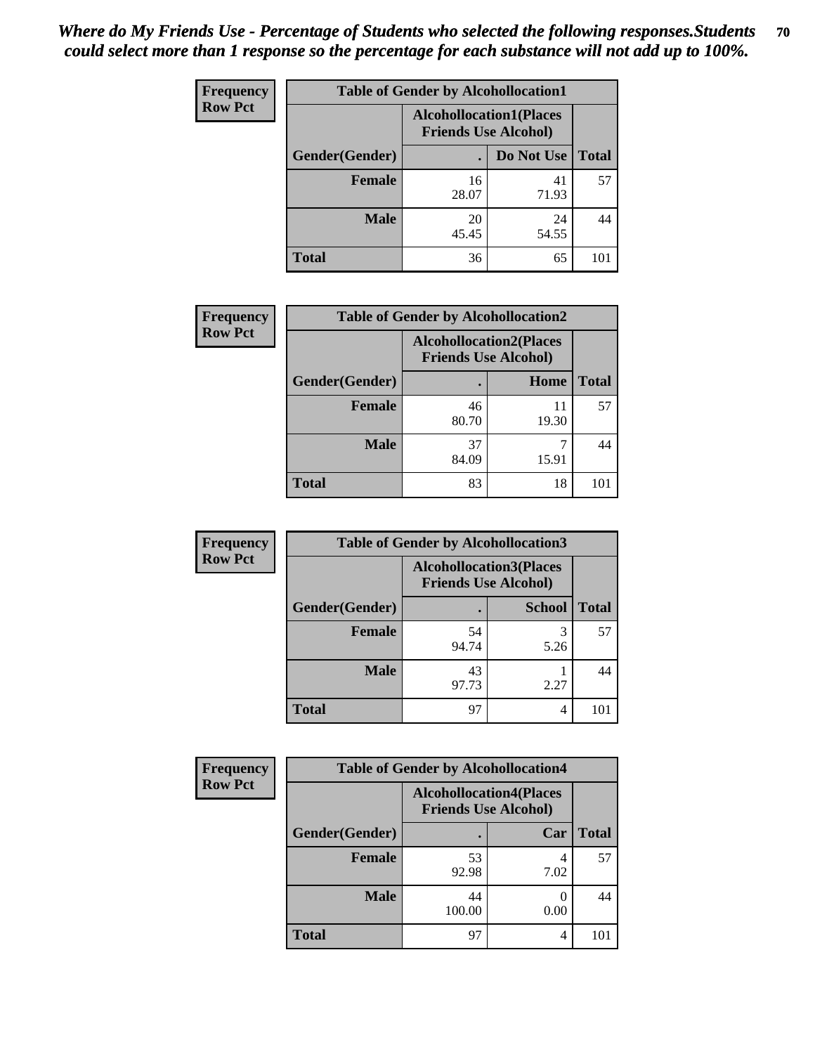*Where do My Friends Use - Percentage of Students who selected the following responses.Students could select more than 1 response so the percentage for each substance will not add up to 100%.*

**Frequency**
**Row Pct**

| Table of Gender by Alcohollocation1 | | | |
|---|---|---|---|
| | Alcohollocation1(Places Friends Use Alcohol) | | |
| Gender(Gender) | . | Do Not Use | Total |
| **Female** | 16<br>28.07 | 41<br>71.93 | 57 |
| **Male** | 20<br>45.45 | 24<br>54.55 | 44 |
| **Total** | 36 | 65 | 101 |

**Frequency**
**Row Pct**

| Table of Gender by Alcohollocation2 | | | |
|---|---|---|---|
| | Alcohollocation2(Places Friends Use Alcohol) | | |
| Gender(Gender) | . | Home | Total |
| **Female** | 46<br>80.70 | 11<br>19.30 | 57 |
| **Male** | 37<br>84.09 | 7<br>15.91 | 44 |
| **Total** | 83 | 18 | 101 |

**Frequency**
**Row Pct**

| Table of Gender by Alcohollocation3 | | | |
|---|---|---|---|
| | Alcohollocation3(Places Friends Use Alcohol) | | |
| Gender(Gender) | . | School | Total |
| **Female** | 54<br>94.74 | 3<br>5.26 | 57 |
| **Male** | 43<br>97.73 | 1<br>2.27 | 44 |
| **Total** | 97 | 4 | 101 |

**Frequency**
**Row Pct**

| Table of Gender by Alcohollocation4 | | | |
|---|---|---|---|
| | Alcohollocation4(Places Friends Use Alcohol) | | |
| Gender(Gender) | . | Car | Total |
| **Female** | 53<br>92.98 | 4<br>7.02 | 57 |
| **Male** | 44<br>100.00 | 0<br>0.00 | 44 |
| **Total** | 97 | 4 | 101 |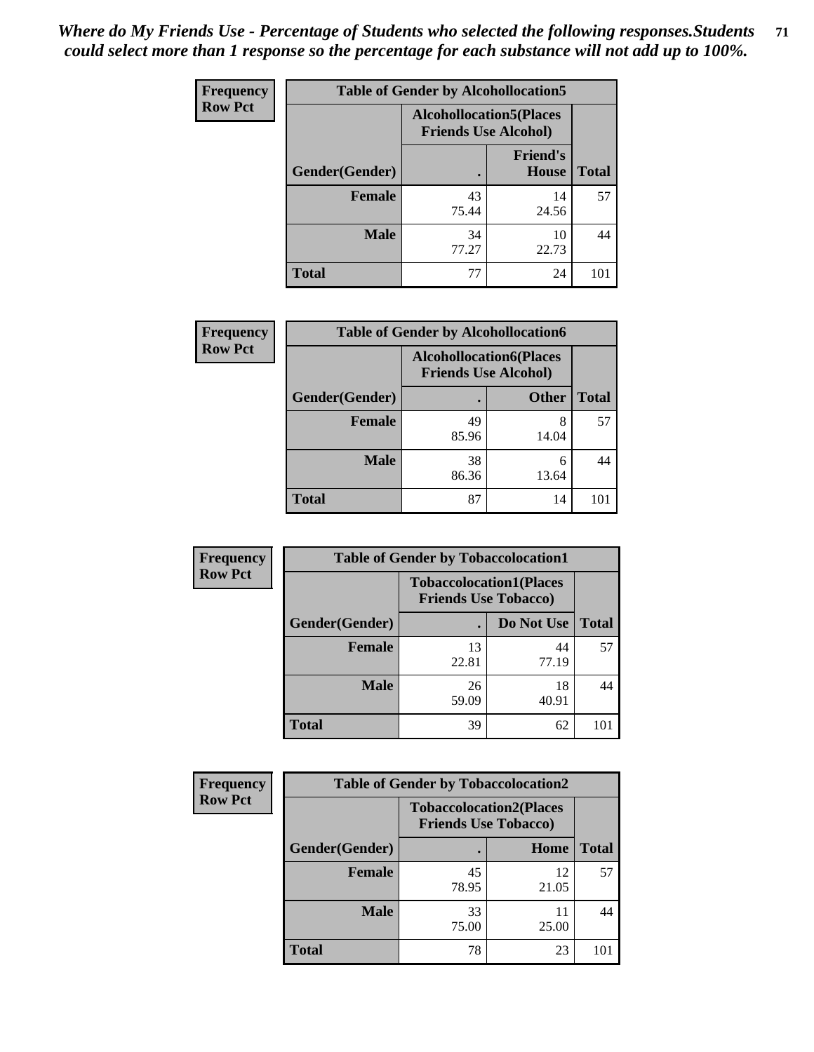*Where do My Friends Use - Percentage of Students who selected the following responses.Students could select more than 1 response so the percentage for each substance will not add up to 100%.*

**Frequency**
**Row Pct**

| Table of Gender by Alcohollocation5 | | | |
|---|---|---|---|
| | Alcohollocation5(Places Friends Use Alcohol) | | |
| Gender(Gender) | . | Friend's House | Total |
| **Female** | 43<br>75.44 | 14<br>24.56 | 57 |
| **Male** | 34<br>77.27 | 10<br>22.73 | 44 |
| **Total** | 77 | 24 | 101 |

**Frequency**
**Row Pct**

| Table of Gender by Alcohollocation6 | | | |
|---|---|---|---|
| | Alcohollocation6(Places Friends Use Alcohol) | | |
| Gender(Gender) | . | Other | Total |
| **Female** | 49<br>85.96 | 8<br>14.04 | 57 |
| **Male** | 38<br>86.36 | 6<br>13.64 | 44 |
| **Total** | 87 | 14 | 101 |

**Frequency**
**Row Pct**

| Table of Gender by Tobaccolocation1 | | | |
|---|---|---|---|
| | Tobaccolocation1(Places Friends Use Tobacco) | | |
| Gender(Gender) | . | Do Not Use | Total |
| **Female** | 13<br>22.81 | 44<br>77.19 | 57 |
| **Male** | 26<br>59.09 | 18<br>40.91 | 44 |
| **Total** | 39 | 62 | 101 |

**Frequency**
**Row Pct**

| Table of Gender by Tobaccolocation2 | | | |
|---|---|---|---|
| | Tobaccolocation2(Places Friends Use Tobacco) | | |
| Gender(Gender) | . | Home | Total |
| **Female** | 45<br>78.95 | 12<br>21.05 | 57 |
| **Male** | 33<br>75.00 | 11<br>25.00 | 44 |
| **Total** | 78 | 23 | 101 |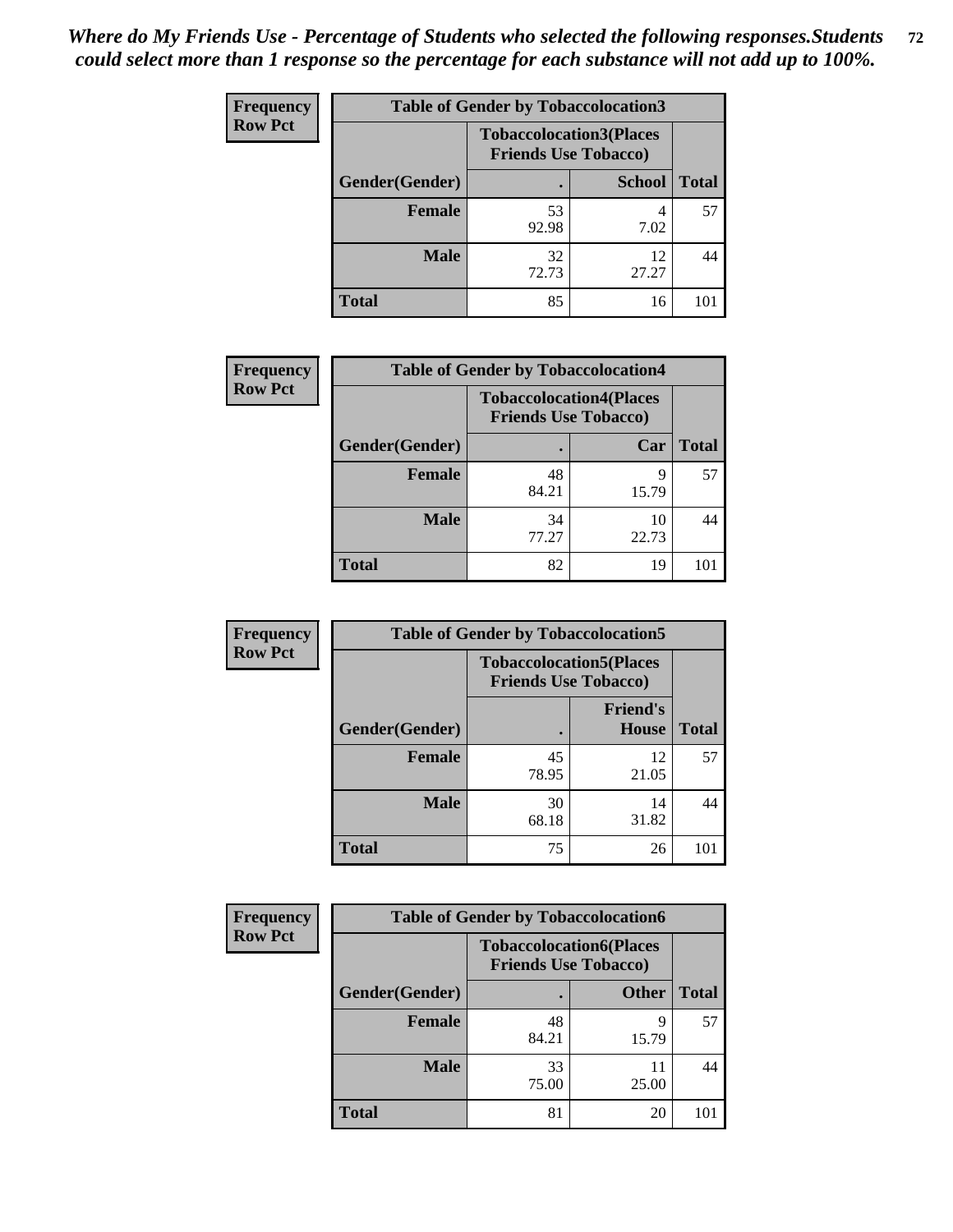*Where do My Friends Use - Percentage of Students who selected the following responses.Students could select more than 1 response so the percentage for each substance will not add up to 100%.*

**Frequency**
**Row Pct**

| Table of Gender by Tobaccolocation3 | | | |
|---|---|---|---|
| | Tobaccolocation3(Places Friends Use Tobacco) | | |
| Gender(Gender) | . | School | Total |
| Female | 53<br>92.98 | 4<br>7.02 | 57 |
| Male | 32<br>72.73 | 12<br>27.27 | 44 |
| Total | 85 | 16 | 101 |

**Frequency**
**Row Pct**

| Table of Gender by Tobaccolocation4 | | | |
|---|---|---|---|
| | Tobaccolocation4(Places Friends Use Tobacco) | | |
| Gender(Gender) | . | Car | Total |
| Female | 48<br>84.21 | 9<br>15.79 | 57 |
| Male | 34<br>77.27 | 10<br>22.73 | 44 |
| Total | 82 | 19 | 101 |

**Frequency**
**Row Pct**

| Table of Gender by Tobaccolocation5 | | | |
|---|---|---|---|
| | Tobaccolocation5(Places Friends Use Tobacco) | | |
| Gender(Gender) | . | Friend's House | Total |
| Female | 45<br>78.95 | 12<br>21.05 | 57 |
| Male | 30<br>68.18 | 14<br>31.82 | 44 |
| Total | 75 | 26 | 101 |

**Frequency**
**Row Pct**

| Table of Gender by Tobaccolocation6 | | | |
|---|---|---|---|
| | Tobaccolocation6(Places Friends Use Tobacco) | | |
| Gender(Gender) | . | Other | Total |
| Female | 48<br>84.21 | 9<br>15.79 | 57 |
| Male | 33<br>75.00 | 11<br>25.00 | 44 |
| Total | 81 | 20 | 101 |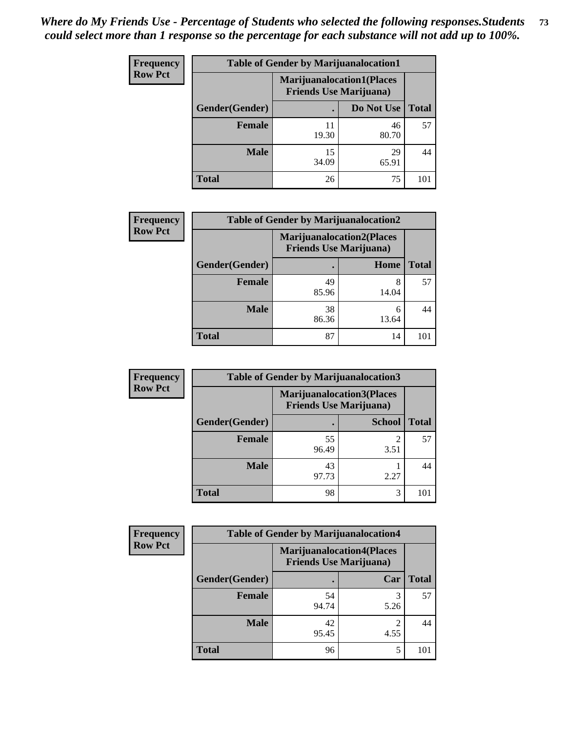*Where do My Friends Use - Percentage of Students who selected the following responses.Students could select more than 1 response so the percentage for each substance will not add up to 100%.*

**Frequency**
**Row Pct**

| Table of Gender by Marijuanalocation1 | | | |
|---|---|---|---|
| | Marijuanalocation1(Places Friends Use Marijuana) | | |
| Gender(Gender) | . | Do Not Use | Total |
| Female | 11<br>19.30 | 46<br>80.70 | 57 |
| Male | 15<br>34.09 | 29<br>65.91 | 44 |
| Total | 26 | 75 | 101 |

**Frequency**
**Row Pct**

| Table of Gender by Marijuanalocation2 | | | |
|---|---|---|---|
| | Marijuanalocation2(Places Friends Use Marijuana) | | |
| Gender(Gender) | . | Home | Total |
| Female | 49<br>85.96 | 8<br>14.04 | 57 |
| Male | 38<br>86.36 | 6<br>13.64 | 44 |
| Total | 87 | 14 | 101 |

**Frequency**
**Row Pct**

| Table of Gender by Marijuanalocation3 | | | |
|---|---|---|---|
| | Marijuanalocation3(Places Friends Use Marijuana) | | |
| Gender(Gender) | . | School | Total |
| Female | 55<br>96.49 | 2<br>3.51 | 57 |
| Male | 43<br>97.73 | 1<br>2.27 | 44 |
| Total | 98 | 3 | 101 |

**Frequency**
**Row Pct**

| Table of Gender by Marijuanalocation4 | | | |
|---|---|---|---|
| | Marijuanalocation4(Places Friends Use Marijuana) | | |
| Gender(Gender) | . | Car | Total |
| Female | 54<br>94.74 | 3<br>5.26 | 57 |
| Male | 42<br>95.45 | 2<br>4.55 | 44 |
| Total | 96 | 5 | 101 |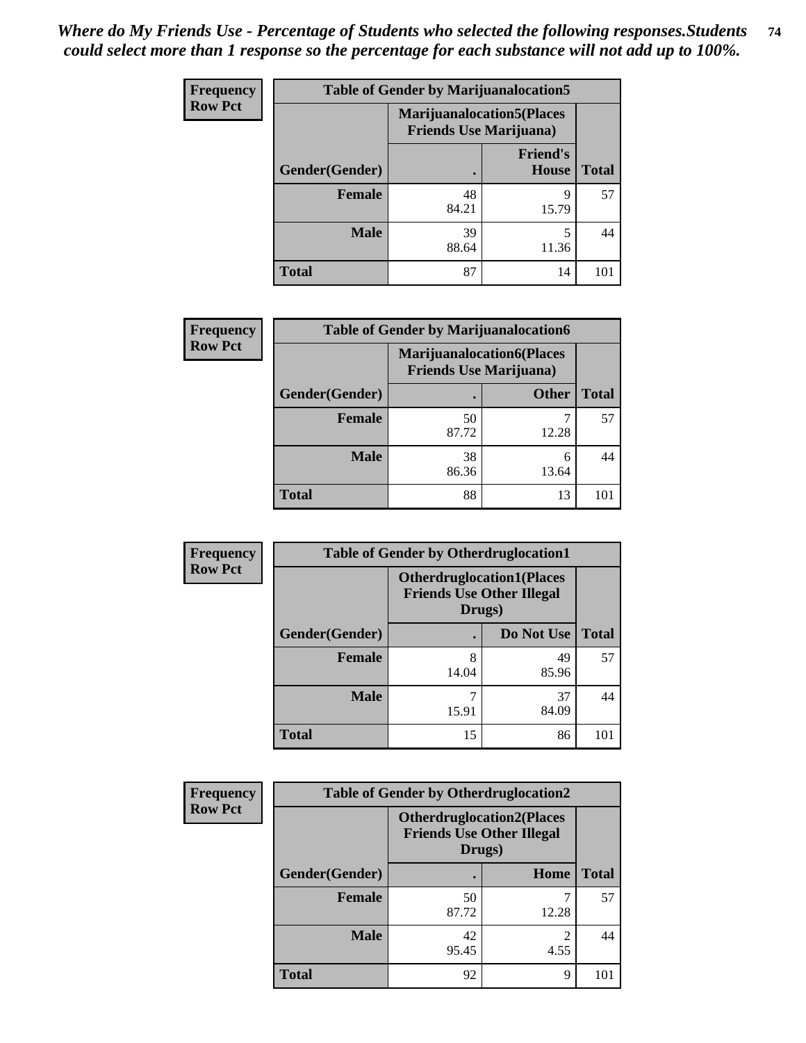*Where do My Friends Use - Percentage of Students who selected the following responses.Students could select more than 1 response so the percentage for each substance will not add up to 100%.*

**Frequency / Row Pct**

| Table of Gender by Marijuanalocation5 | | | |
|---|---|---|---|
| | Marijuanalocation5(Places Friends Use Marijuana) | | |
| Gender(Gender) | . | Friend's House | Total |
| **Female** | 48<br>84.21 | 9<br>15.79 | 57 |
| **Male** | 39<br>88.64 | 5<br>11.36 | 44 |
| **Total** | 87 | 14 | 101 |

**Frequency / Row Pct**

| Table of Gender by Marijuanalocation6 | | | |
|---|---|---|---|
| | Marijuanalocation6(Places Friends Use Marijuana) | | |
| Gender(Gender) | . | Other | Total |
| **Female** | 50<br>87.72 | 7<br>12.28 | 57 |
| **Male** | 38<br>86.36 | 6<br>13.64 | 44 |
| **Total** | 88 | 13 | 101 |

**Frequency / Row Pct**

| Table of Gender by Otherdruglocation1 | | | |
|---|---|---|---|
| | Otherdruglocation1(Places Friends Use Other Illegal Drugs) | | |
| Gender(Gender) | . | Do Not Use | Total |
| **Female** | 8<br>14.04 | 49<br>85.96 | 57 |
| **Male** | 7<br>15.91 | 37<br>84.09 | 44 |
| **Total** | 15 | 86 | 101 |

**Frequency / Row Pct**

| Table of Gender by Otherdruglocation2 | | | |
|---|---|---|---|
| | Otherdruglocation2(Places Friends Use Other Illegal Drugs) | | |
| Gender(Gender) | . | Home | Total |
| **Female** | 50<br>87.72 | 7<br>12.28 | 57 |
| **Male** | 42<br>95.45 | 2<br>4.55 | 44 |
| **Total** | 92 | 9 | 101 |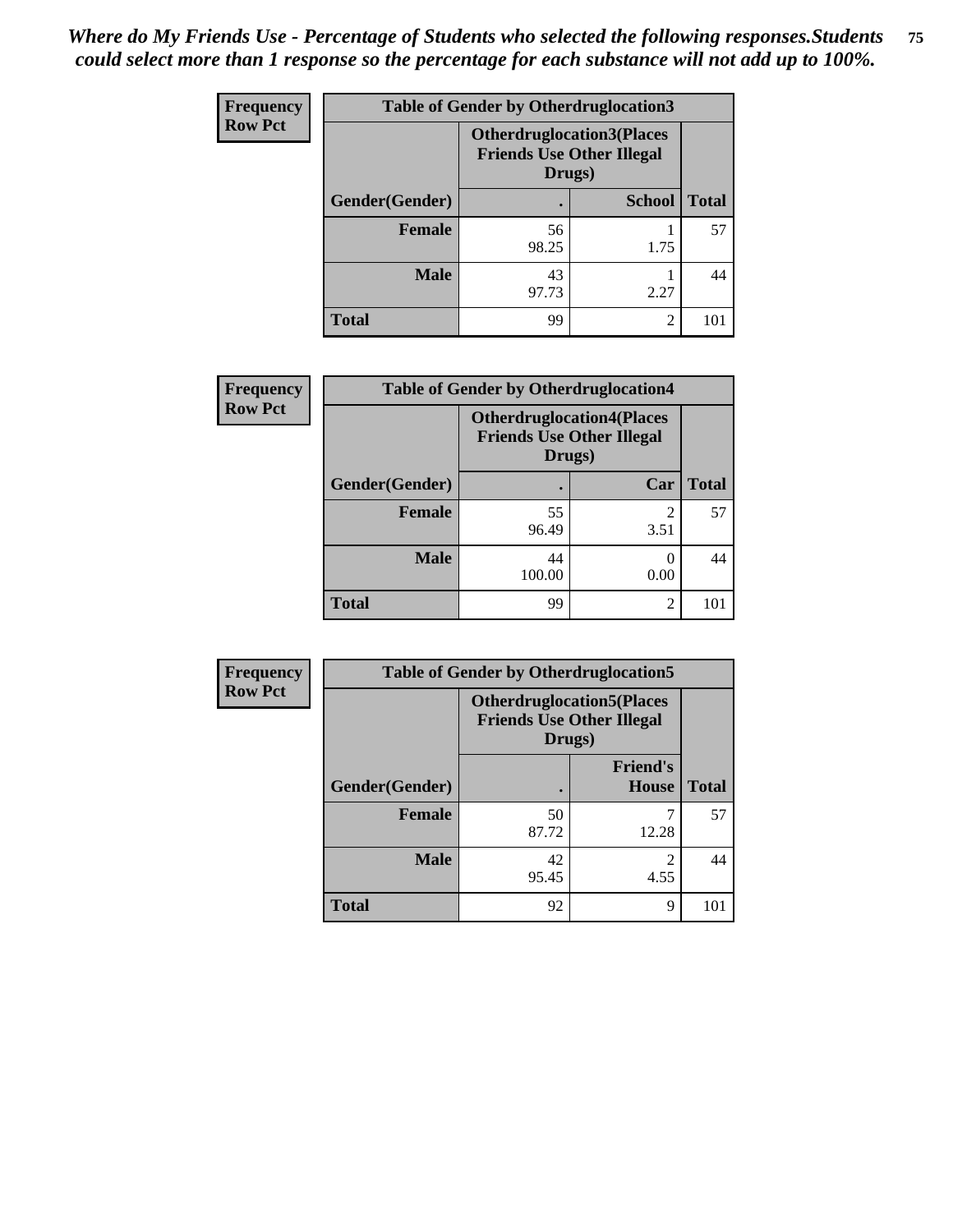*Where do My Friends Use - Percentage of Students who selected the following responses.Students could select more than 1 response so the percentage for each substance will not add up to 100%.*

**Frequency**
**Row Pct**

| Table of Gender by Otherdruglocation3 | | | |
|---|---|---|---|
| | Otherdruglocation3(Places Friends Use Other Illegal Drugs) | | |
| Gender(Gender) | . | School | Total |
| Female | 56<br>98.25 | 1<br>1.75 | 57 |
| Male | 43<br>97.73 | 1<br>2.27 | 44 |
| Total | 99 | 2 | 101 |

**Frequency**
**Row Pct**

| Table of Gender by Otherdruglocation4 | | | |
|---|---|---|---|
| | Otherdruglocation4(Places Friends Use Other Illegal Drugs) | | |
| Gender(Gender) | . | Car | Total |
| Female | 55<br>96.49 | 2<br>3.51 | 57 |
| Male | 44<br>100.00 | 0<br>0.00 | 44 |
| Total | 99 | 2 | 101 |

**Frequency**
**Row Pct**

| Table of Gender by Otherdruglocation5 | | | |
|---|---|---|---|
| | Otherdruglocation5(Places Friends Use Other Illegal Drugs) | | |
| Gender(Gender) | . | Friend's House | Total |
| Female | 50<br>87.72 | 7<br>12.28 | 57 |
| Male | 42<br>95.45 | 2<br>4.55 | 44 |
| Total | 92 | 9 | 101 |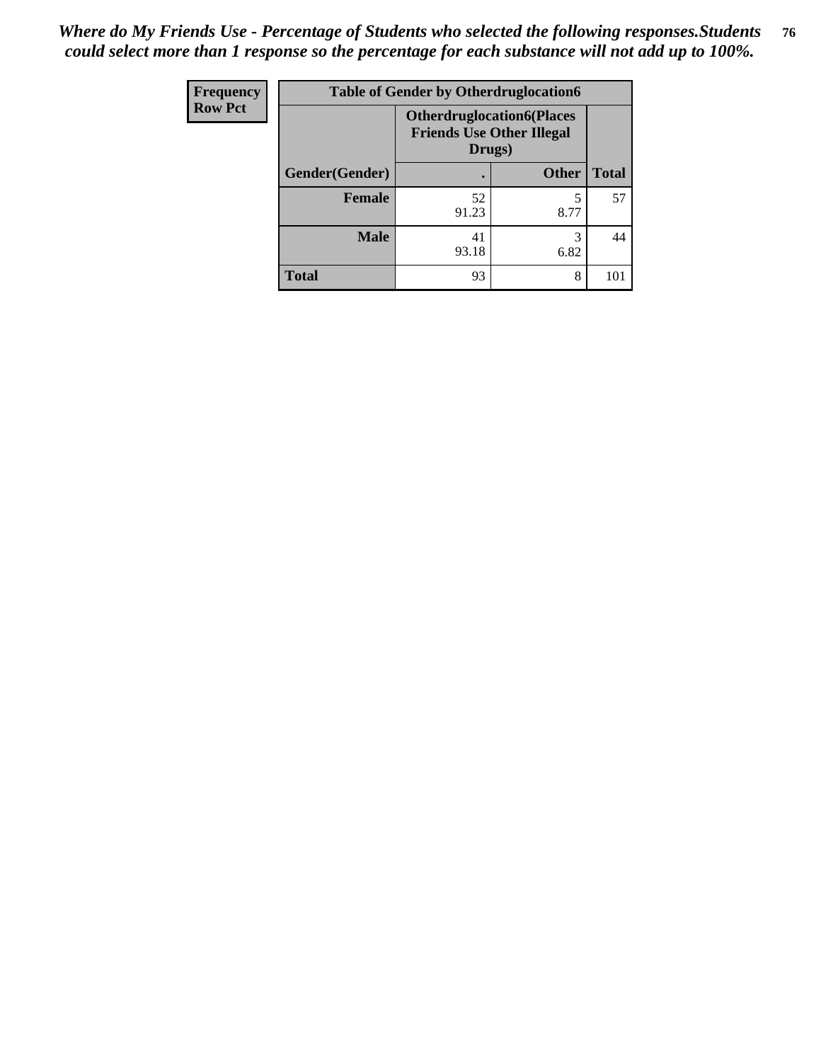*Where do My Friends Use - Percentage of Students who selected the following responses.Students could select more than 1 response so the percentage for each substance will not add up to 100%.*

| Frequency Row Pct | Table of Gender by Otherdruglocation6 | | |
|---|---|---|---|
| | Otherdruglocation6(Places Friends Use Other Illegal Drugs) | | |
| Gender(Gender) | . | Other | Total |
| Female | 52<br>91.23 | 5<br>8.77 | 57 |
| Male | 41<br>93.18 | 3<br>6.82 | 44 |
| Total | 93 | 8 | 101 |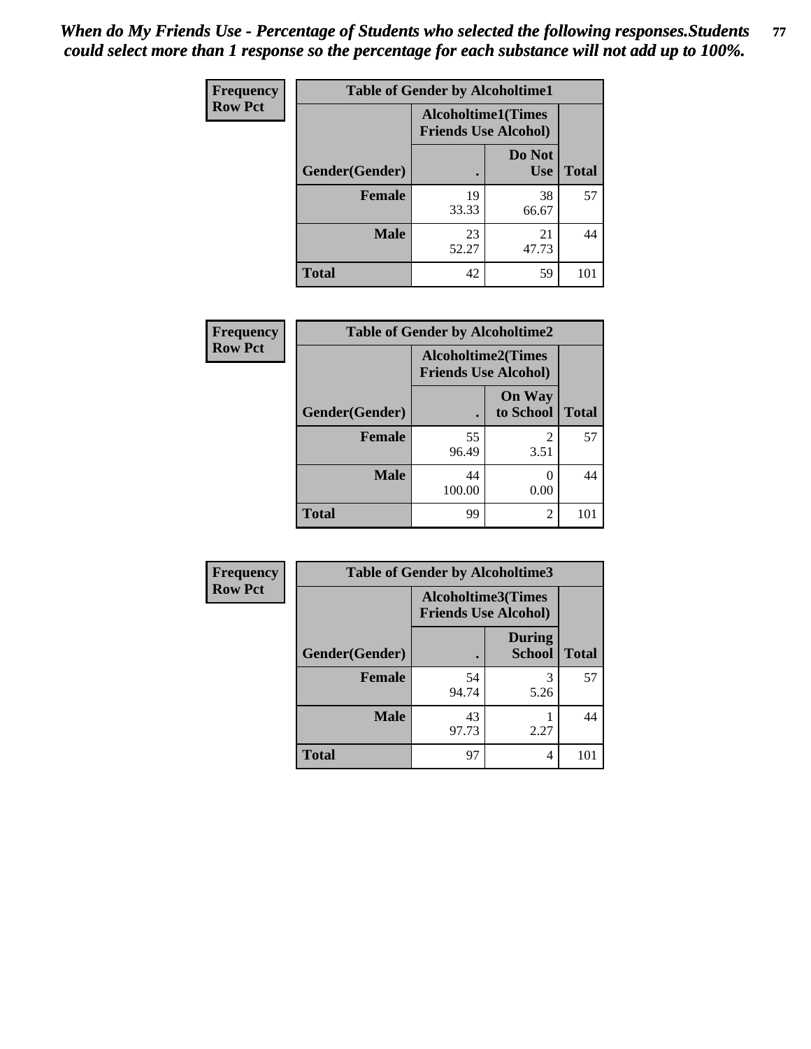*When do My Friends Use - Percentage of Students who selected the following responses.Students could select more than 1 response so the percentage for each substance will not add up to 100%.*

**Frequency**
**Row Pct**

| Table of Gender by Alcoholtime1 | | | |
|---|---|---|---|
| | Alcoholtime1(Times Friends Use Alcohol) | | |
| Gender(Gender) | . | Do Not Use | Total |
| **Female** | 19<br>33.33 | 38<br>66.67 | 57 |
| **Male** | 23<br>52.27 | 21<br>47.73 | 44 |
| **Total** | 42 | 59 | 101 |

**Frequency**
**Row Pct**

| Table of Gender by Alcoholtime2 | | | |
|---|---|---|---|
| | Alcoholtime2(Times Friends Use Alcohol) | | |
| Gender(Gender) | . | On Way to School | Total |
| **Female** | 55<br>96.49 | 2<br>3.51 | 57 |
| **Male** | 44<br>100.00 | 0<br>0.00 | 44 |
| **Total** | 99 | 2 | 101 |

**Frequency**
**Row Pct**

| Table of Gender by Alcoholtime3 | | | |
|---|---|---|---|
| | Alcoholtime3(Times Friends Use Alcohol) | | |
| Gender(Gender) | . | During School | Total |
| **Female** | 54<br>94.74 | 3<br>5.26 | 57 |
| **Male** | 43<br>97.73 | 1<br>2.27 | 44 |
| **Total** | 97 | 4 | 101 |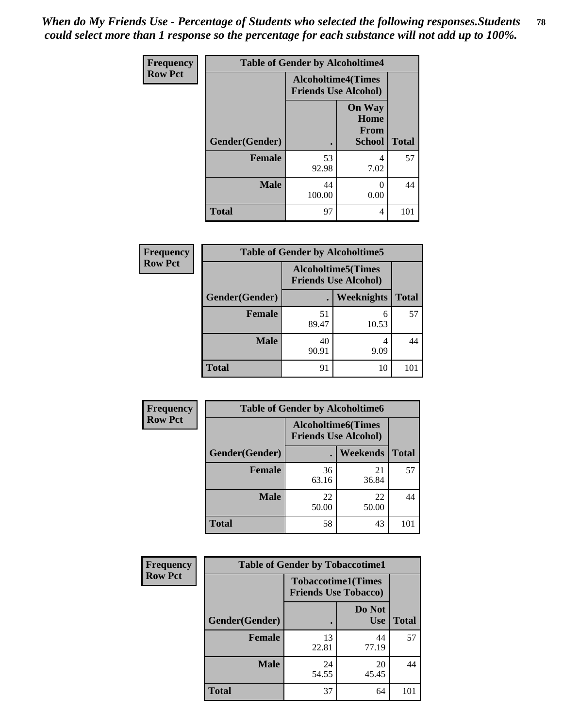*When do My Friends Use - Percentage of Students who selected the following responses.Students could select more than 1 response so the percentage for each substance will not add up to 100%.*

| Frequency<br>Row Pct | Table of Gender by Alcoholtime4 | | |
|---|---|---|---|
| | Alcoholtime4(Times Friends Use Alcohol) | | |
| Gender(Gender) | . | On Way Home From School | Total |
| Female | 53<br>92.98 | 4<br>7.02 | 57 |
| Male | 44<br>100.00 | 0<br>0.00 | 44 |
| Total | 97 | 4 | 101 |

| Frequency<br>Row Pct | Table of Gender by Alcoholtime5 | | |
|---|---|---|---|
| | Alcoholtime5(Times Friends Use Alcohol) | | |
| Gender(Gender) | . | Weeknights | Total |
| Female | 51<br>89.47 | 6<br>10.53 | 57 |
| Male | 40<br>90.91 | 4<br>9.09 | 44 |
| Total | 91 | 10 | 101 |

| Frequency<br>Row Pct | Table of Gender by Alcoholtime6 | | |
|---|---|---|---|
| | Alcoholtime6(Times Friends Use Alcohol) | | |
| Gender(Gender) | . | Weekends | Total |
| Female | 36<br>63.16 | 21<br>36.84 | 57 |
| Male | 22<br>50.00 | 22<br>50.00 | 44 |
| Total | 58 | 43 | 101 |

| Frequency<br>Row Pct | Table of Gender by Tobaccotime1 | | |
|---|---|---|---|
| | Tobaccotime1(Times Friends Use Tobacco) | | |
| Gender(Gender) | . | Do Not Use | Total |
| Female | 13<br>22.81 | 44<br>77.19 | 57 |
| Male | 24<br>54.55 | 20<br>45.45 | 44 |
| Total | 37 | 64 | 101 |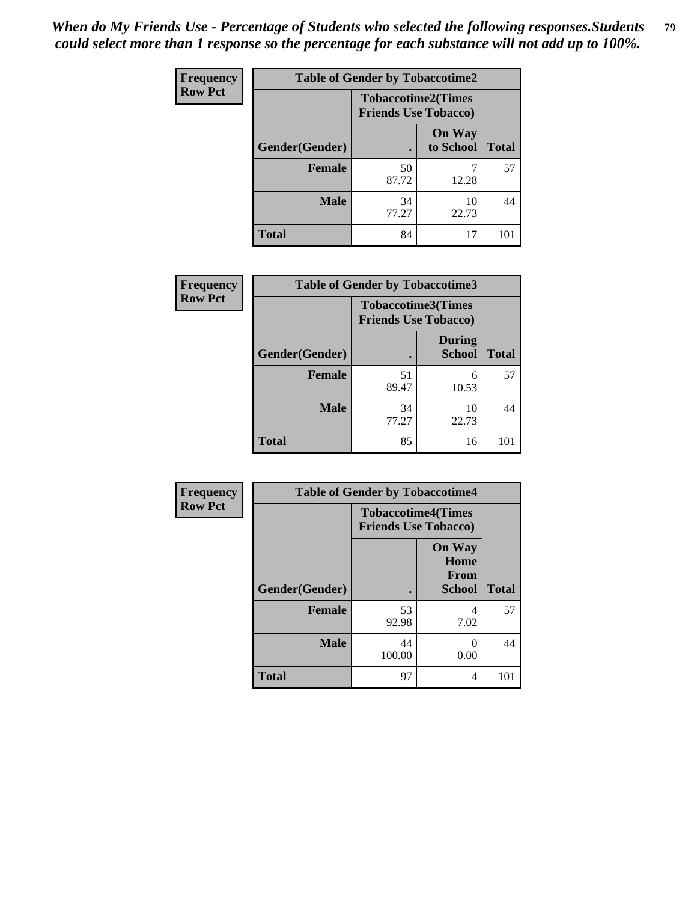*When do My Friends Use - Percentage of Students who selected the following responses.Students could select more than 1 response so the percentage for each substance will not add up to 100%.*

**Frequency**
**Row Pct**

| Table of Gender by Tobaccotime2 | | | |
|---|---|---|---|
| | Tobaccotime2(Times Friends Use Tobacco) | | |
| Gender(Gender) | . | On Way to School | Total |
| **Female** | 50<br>87.72 | 7<br>12.28 | 57 |
| **Male** | 34<br>77.27 | 10<br>22.73 | 44 |
| **Total** | 84 | 17 | 101 |

**Frequency**
**Row Pct**

| Table of Gender by Tobaccotime3 | | | |
|---|---|---|---|
| | Tobaccotime3(Times Friends Use Tobacco) | | |
| Gender(Gender) | . | During School | Total |
| **Female** | 51<br>89.47 | 6<br>10.53 | 57 |
| **Male** | 34<br>77.27 | 10<br>22.73 | 44 |
| **Total** | 85 | 16 | 101 |

**Frequency**
**Row Pct**

| Table of Gender by Tobaccotime4 | | | |
|---|---|---|---|
| | Tobaccotime4(Times Friends Use Tobacco) | | |
| Gender(Gender) | . | On Way Home From School | Total |
| **Female** | 53<br>92.98 | 4<br>7.02 | 57 |
| **Male** | 44<br>100.00 | 0<br>0.00 | 44 |
| **Total** | 97 | 4 | 101 |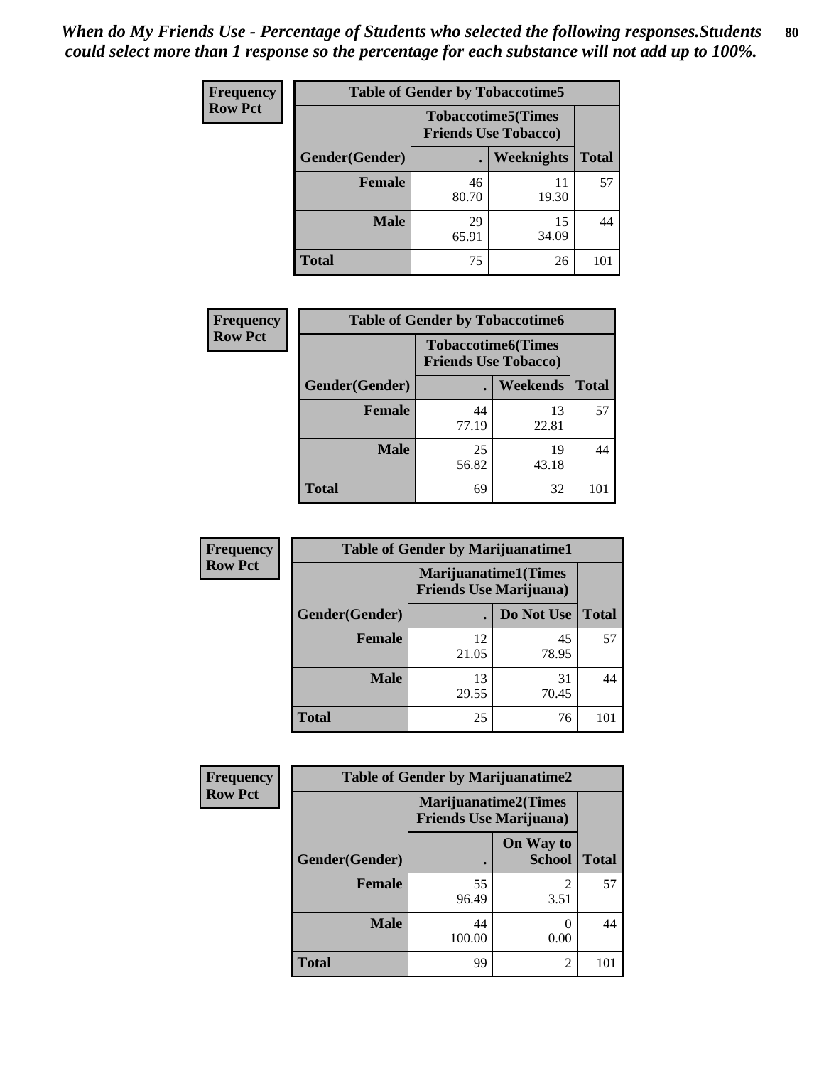*When do My Friends Use - Percentage of Students who selected the following responses.Students could select more than 1 response so the percentage for each substance will not add up to 100%.*

**Frequency**
**Row Pct**

| Table of Gender by Tobaccotime5 | | | |
|---|---|---|---|
| | Tobaccotime5(Times Friends Use Tobacco) | | |
| Gender(Gender) | . | Weeknights | Total |
| Female | 46<br>80.70 | 11<br>19.30 | 57 |
| Male | 29<br>65.91 | 15<br>34.09 | 44 |
| Total | 75 | 26 | 101 |

**Frequency**
**Row Pct**

| Table of Gender by Tobaccotime6 | | | |
|---|---|---|---|
| | Tobaccotime6(Times Friends Use Tobacco) | | |
| Gender(Gender) | . | Weekends | Total |
| Female | 44<br>77.19 | 13<br>22.81 | 57 |
| Male | 25<br>56.82 | 19<br>43.18 | 44 |
| Total | 69 | 32 | 101 |

**Frequency**
**Row Pct**

| Table of Gender by Marijuanatime1 | | | |
|---|---|---|---|
| | Marijuanatime1(Times Friends Use Marijuana) | | |
| Gender(Gender) | . | Do Not Use | Total |
| Female | 12<br>21.05 | 45<br>78.95 | 57 |
| Male | 13<br>29.55 | 31<br>70.45 | 44 |
| Total | 25 | 76 | 101 |

**Frequency**
**Row Pct**

| Table of Gender by Marijuanatime2 | | | |
|---|---|---|---|
| | Marijuanatime2(Times Friends Use Marijuana) | | |
| Gender(Gender) | . | On Way to School | Total |
| Female | 55<br>96.49 | 2<br>3.51 | 57 |
| Male | 44<br>100.00 | 0<br>0.00 | 44 |
| Total | 99 | 2 | 101 |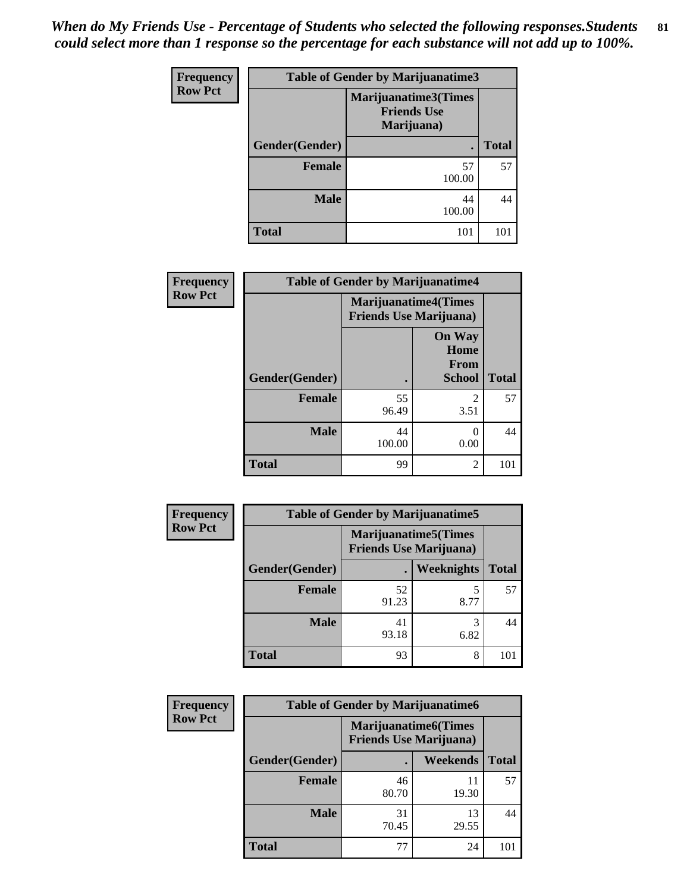*When do My Friends Use - Percentage of Students who selected the following responses.Students could select more than 1 response so the percentage for each substance will not add up to 100%.*

| Frequency Row Pct | Table of Gender by Marijuanatime3 | |
|---|---|---|
| | Marijuanatime3(Times Friends Use Marijuana) | |
| Gender(Gender) | . | Total |
| Female | 57 100.00 | 57 |
| Male | 44 100.00 | 44 |
| Total | 101 | 101 |

| Frequency Row Pct | Table of Gender by Marijuanatime4 | | |
|---|---|---|---|
| | Marijuanatime4(Times Friends Use Marijuana) | | |
| Gender(Gender) | . | On Way Home From School | Total |
| Female | 55 96.49 | 2 3.51 | 57 |
| Male | 44 100.00 | 0 0.00 | 44 |
| Total | 99 | 2 | 101 |

| Frequency Row Pct | Table of Gender by Marijuanatime5 | | |
|---|---|---|---|
| | Marijuanatime5(Times Friends Use Marijuana) | | |
| Gender(Gender) | . | Weeknights | Total |
| Female | 52 91.23 | 5 8.77 | 57 |
| Male | 41 93.18 | 3 6.82 | 44 |
| Total | 93 | 8 | 101 |

| Frequency Row Pct | Table of Gender by Marijuanatime6 | | |
|---|---|---|---|
| | Marijuanatime6(Times Friends Use Marijuana) | | |
| Gender(Gender) | . | Weekends | Total |
| Female | 46 80.70 | 11 19.30 | 57 |
| Male | 31 70.45 | 13 29.55 | 44 |
| Total | 77 | 24 | 101 |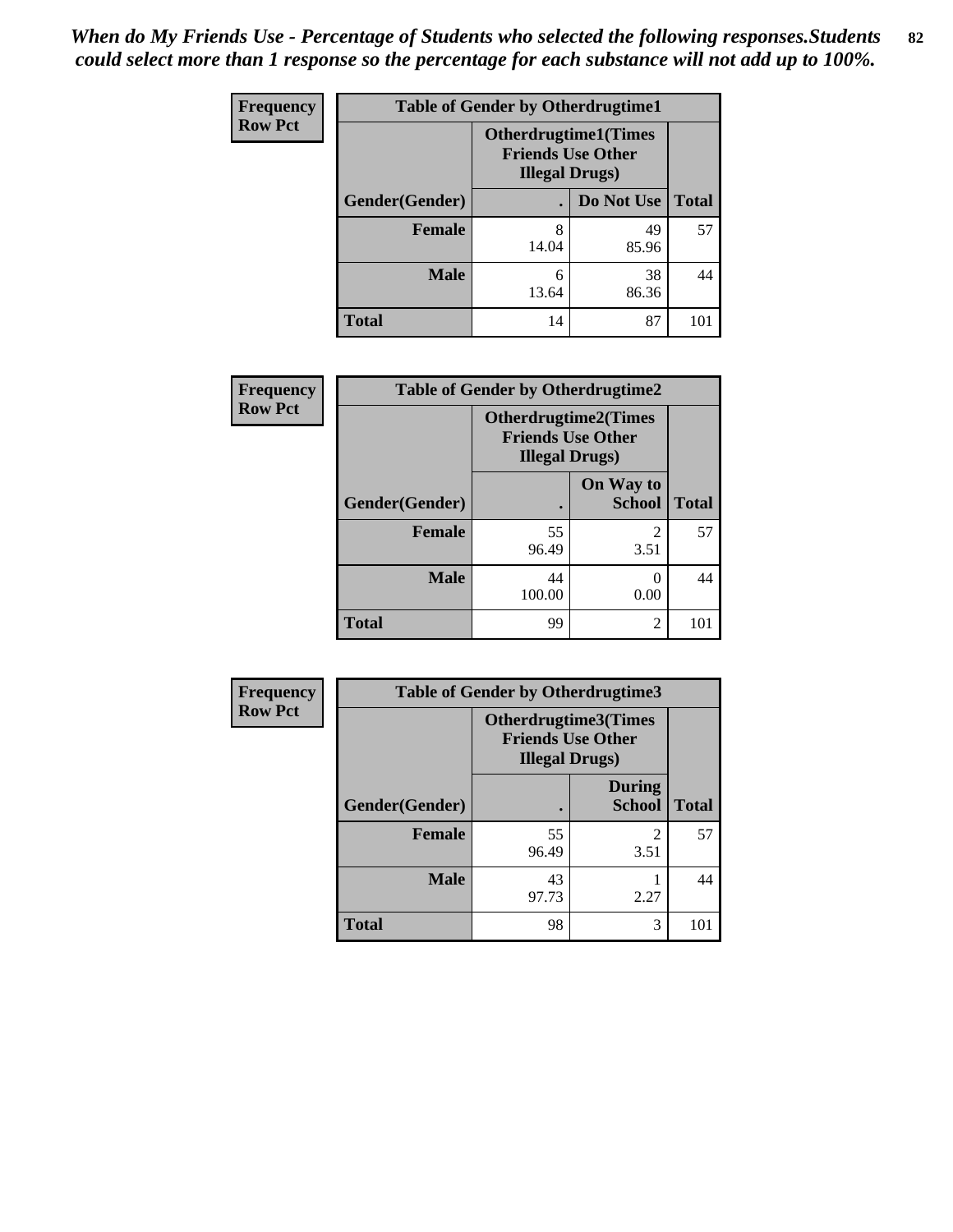*When do My Friends Use - Percentage of Students who selected the following responses.Students could select more than 1 response so the percentage for each substance will not add up to 100%.*

**Frequency**
**Row Pct**

| Table of Gender by Otherdrugtime1 | | | |
|---|---|---|---|
| | Otherdrugtime1(Times Friends Use Other Illegal Drugs) | | |
| Gender(Gender) | . | Do Not Use | Total |
| **Female** | 8<br>14.04 | 49<br>85.96 | 57 |
| **Male** | 6<br>13.64 | 38<br>86.36 | 44 |
| **Total** | 14 | 87 | 101 |

**Frequency**
**Row Pct**

| Table of Gender by Otherdrugtime2 | | | |
|---|---|---|---|
| | Otherdrugtime2(Times Friends Use Other Illegal Drugs) | | |
| Gender(Gender) | . | On Way to School | Total |
| **Female** | 55<br>96.49 | 2<br>3.51 | 57 |
| **Male** | 44<br>100.00 | 0<br>0.00 | 44 |
| **Total** | 99 | 2 | 101 |

**Frequency**
**Row Pct**

| Table of Gender by Otherdrugtime3 | | | |
|---|---|---|---|
| | Otherdrugtime3(Times Friends Use Other Illegal Drugs) | | |
| Gender(Gender) | . | During School | Total |
| **Female** | 55<br>96.49 | 2<br>3.51 | 57 |
| **Male** | 43<br>97.73 | 1<br>2.27 | 44 |
| **Total** | 98 | 3 | 101 |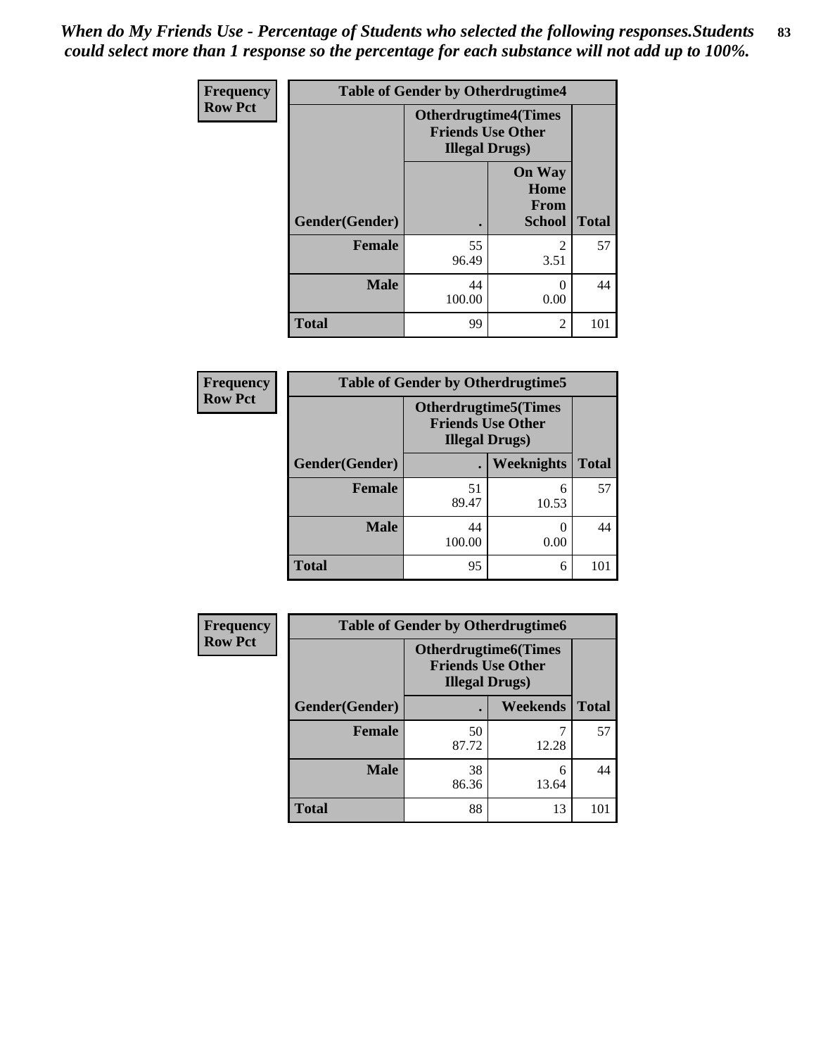*When do My Friends Use - Percentage of Students who selected the following responses.Students could select more than 1 response so the percentage for each substance will not add up to 100%.*

**Frequency**
**Row Pct**

| Table of Gender by Otherdrugtime4 | | | |
|---|---|---|---|
| | **Otherdrugtime4(Times Friends Use Other Illegal Drugs)** | | |
| **Gender(Gender)** | **.** | **On Way Home From School** | **Total** |
| **Female** | 55<br>96.49 | 2<br>3.51 | 57 |
| **Male** | 44<br>100.00 | 0<br>0.00 | 44 |
| **Total** | 99 | 2 | 101 |

**Frequency**
**Row Pct**

| Table of Gender by Otherdrugtime5 | | | |
|---|---|---|---|
| | **Otherdrugtime5(Times Friends Use Other Illegal Drugs)** | | |
| **Gender(Gender)** | **.** | **Weeknights** | **Total** |
| **Female** | 51<br>89.47 | 6<br>10.53 | 57 |
| **Male** | 44<br>100.00 | 0<br>0.00 | 44 |
| **Total** | 95 | 6 | 101 |

**Frequency**
**Row Pct**

| Table of Gender by Otherdrugtime6 | | | |
|---|---|---|---|
| | **Otherdrugtime6(Times Friends Use Other Illegal Drugs)** | | |
| **Gender(Gender)** | **.** | **Weekends** | **Total** |
| **Female** | 50<br>87.72 | 7<br>12.28 | 57 |
| **Male** | 38<br>86.36 | 6<br>13.64 | 44 |
| **Total** | 88 | 13 | 101 |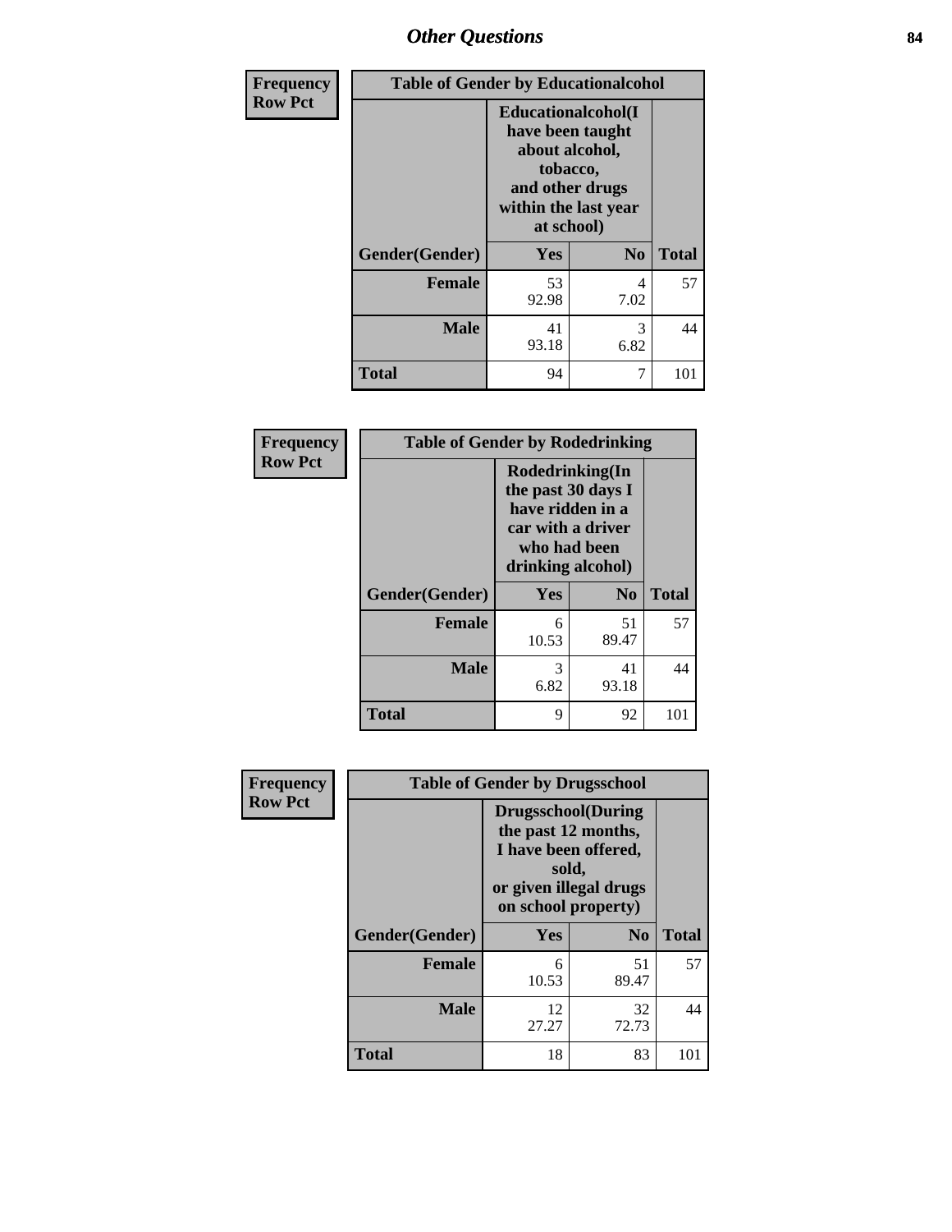## Other Questions

**Frequency**
**Row Pct**

| Table of Gender by Educationalcohol | | | |
|---|---|---|---|
| | Educationalcohol(I have been taught about alcohol, tobacco, and other drugs within the last year at school) | | |
| Gender(Gender) | Yes | No | Total |
| Female | 53<br>92.98 | 4<br>7.02 | 57 |
| Male | 41<br>93.18 | 3<br>6.82 | 44 |
| Total | 94 | 7 | 101 |

**Frequency**
**Row Pct**

| Table of Gender by Rodedrinking | | | |
|---|---|---|---|
| | Rodedrinking(In the past 30 days I have ridden in a car with a driver who had been drinking alcohol) | | |
| Gender(Gender) | Yes | No | Total |
| Female | 6<br>10.53 | 51<br>89.47 | 57 |
| Male | 3<br>6.82 | 41<br>93.18 | 44 |
| Total | 9 | 92 | 101 |

**Frequency**
**Row Pct**

| Table of Gender by Drugsschool | | | |
|---|---|---|---|
| | Drugsschool(During the past 12 months, I have been offered, sold, or given illegal drugs on school property) | | |
| Gender(Gender) | Yes | No | Total |
| Female | 6<br>10.53 | 51<br>89.47 | 57 |
| Male | 12<br>27.27 | 32<br>72.73 | 44 |
| Total | 18 | 83 | 101 |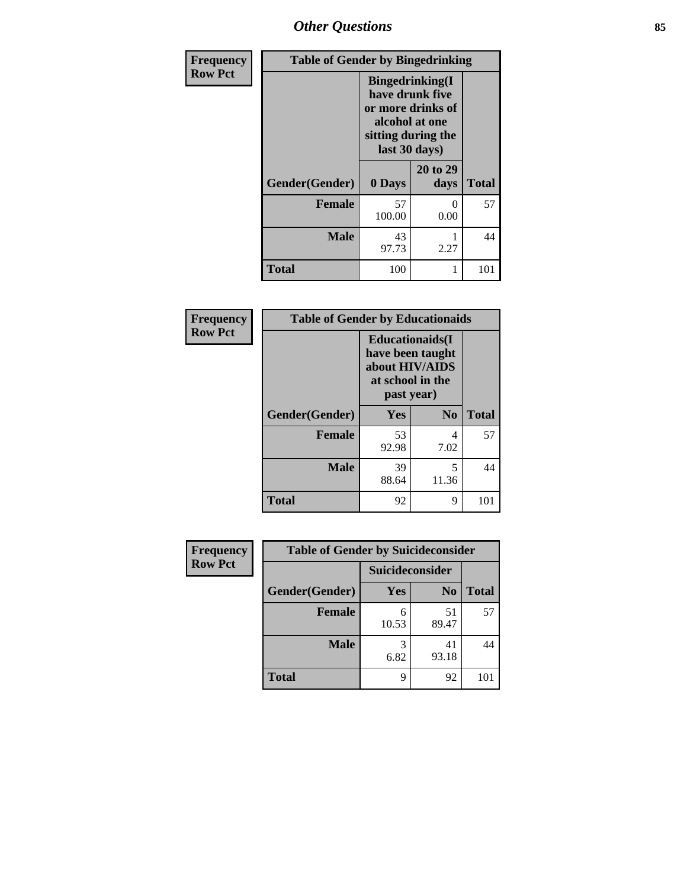| Frequency Row Pct | Table of Gender by Bingedrinking | | |
|---|---|---|---|
| | Bingedrinking(I have drunk five or more drinks of alcohol at one sitting during the last 30 days) | | |
| Gender(Gender) | 0 Days | 20 to 29 days | Total |
| Female | 57<br>100.00 | 0<br>0.00 | 57 |
| Male | 43<br>97.73 | 1<br>2.27 | 44 |
| Total | 100 | 1 | 101 |

| Frequency Row Pct | Table of Gender by Educationaids | | |
|---|---|---|---|
| | Educationaids(I have been taught about HIV/AIDS at school in the past year) | | |
| Gender(Gender) | Yes | No | Total |
| Female | 53<br>92.98 | 4<br>7.02 | 57 |
| Male | 39<br>88.64 | 5<br>11.36 | 44 |
| Total | 92 | 9 | 101 |

| Frequency Row Pct | Table of Gender by Suicideconsider | | |
|---|---|---|---|
| | Suicideconsider | | |
| Gender(Gender) | Yes | No | Total |
| Female | 6<br>10.53 | 51<br>89.47 | 57 |
| Male | 3<br>6.82 | 41<br>93.18 | 44 |
| Total | 9 | 92 | 101 |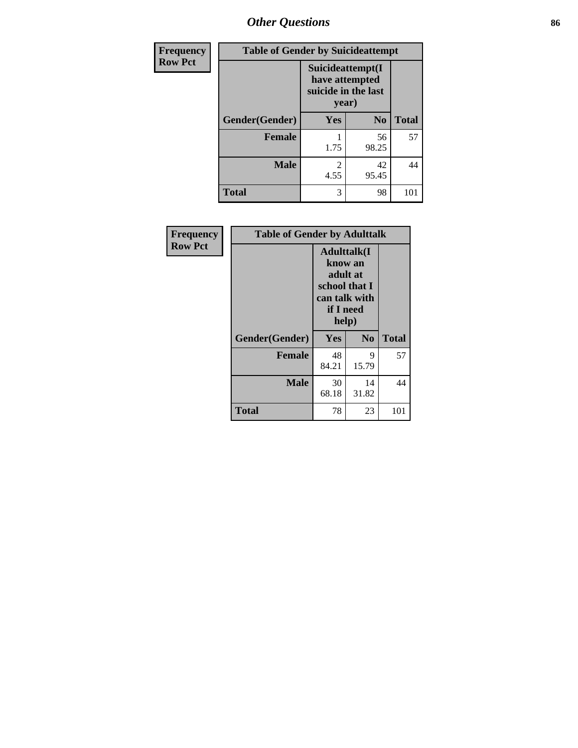# Other Questions

| Frequency Row Pct | Table of Gender by Suicideattempt | | |
|---|---|---|---|
| | Suicideattempt(I have attempted suicide in the last year) | | |
| Gender(Gender) | Yes | No | Total |
| Female | 1<br>1.75 | 56<br>98.25 | 57 |
| Male | 2<br>4.55 | 42<br>95.45 | 44 |
| Total | 3 | 98 | 101 |

| Frequency Row Pct | Table of Gender by Adulttalk | | |
|---|---|---|---|
| | Adulttalk(I know an adult at school that I can talk with if I need help) | | |
| Gender(Gender) | Yes | No | Total |
| Female | 48<br>84.21 | 9<br>15.79 | 57 |
| Male | 30<br>68.18 | 14<br>31.82 | 44 |
| Total | 78 | 23 | 101 |